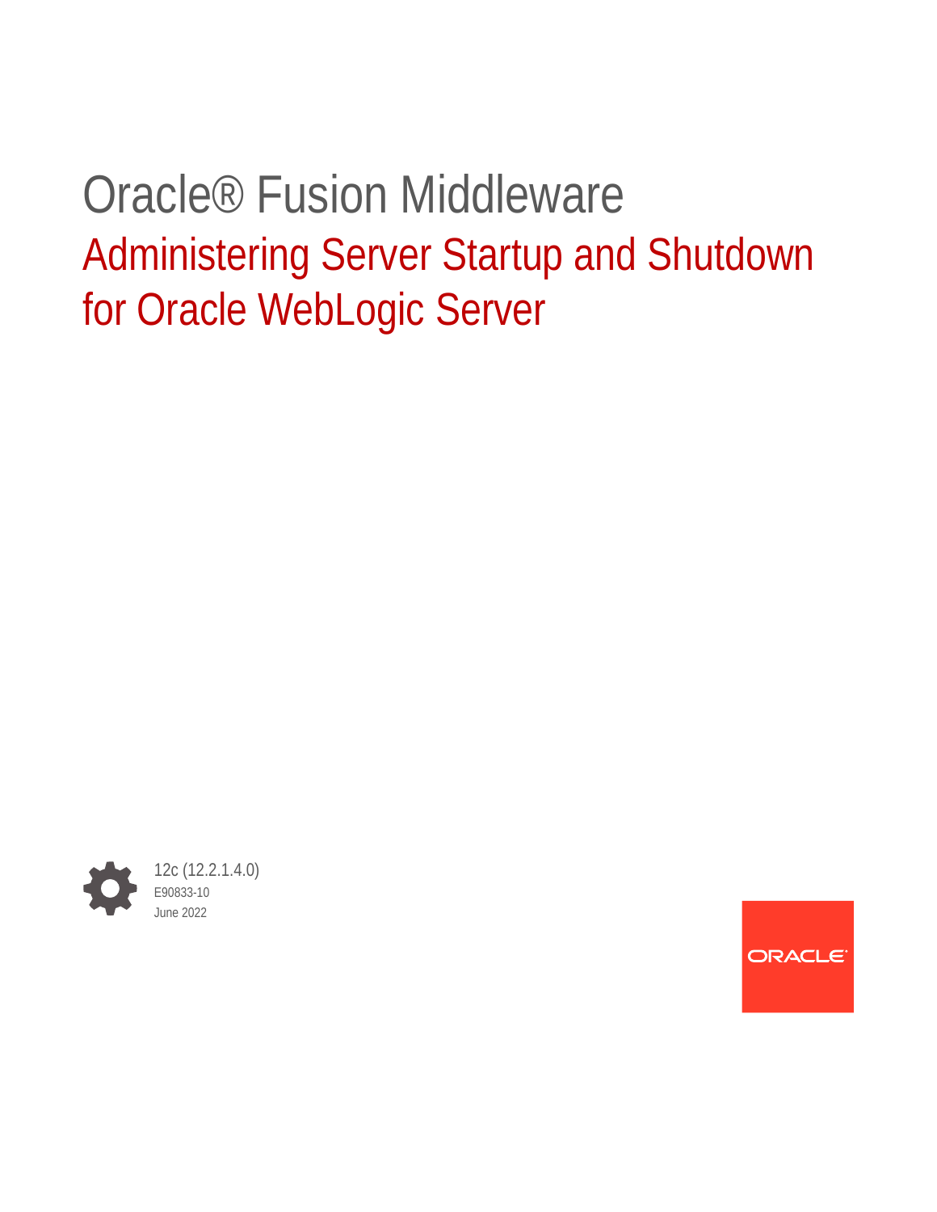# Oracle® Fusion Middleware

## Administering Server Startup and Shutdown for Oracle WebLogic Server

12c (12.2.1.4.0)

E90833-10

June 2022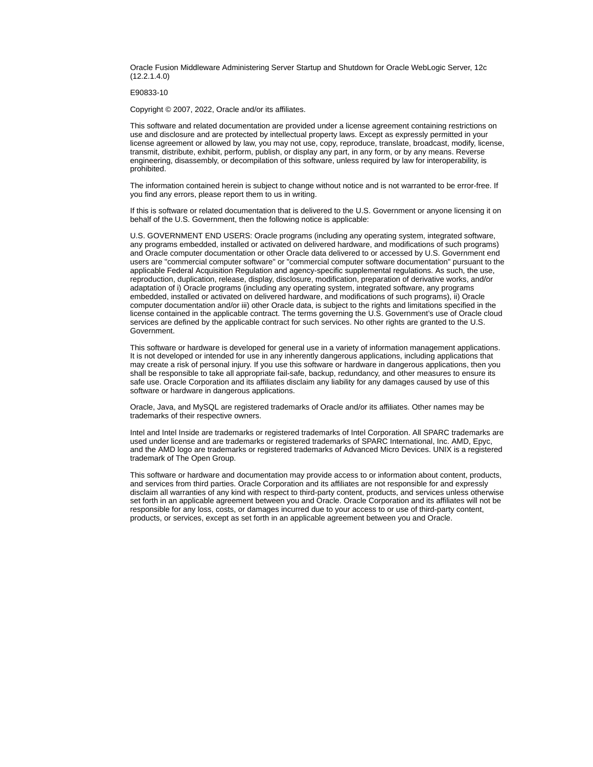Oracle Fusion Middleware Administering Server Startup and Shutdown for Oracle WebLogic Server, 12c (12.2.1.4.0)

E90833-10

Copyright © 2007, 2022, Oracle and/or its affiliates.

This software and related documentation are provided under a license agreement containing restrictions on use and disclosure and are protected by intellectual property laws. Except as expressly permitted in your license agreement or allowed by law, you may not use, copy, reproduce, translate, broadcast, modify, license, transmit, distribute, exhibit, perform, publish, or display any part, in any form, or by any means. Reverse engineering, disassembly, or decompilation of this software, unless required by law for interoperability, is prohibited.

The information contained herein is subject to change without notice and is not warranted to be error-free. If you find any errors, please report them to us in writing.

If this is software or related documentation that is delivered to the U.S. Government or anyone licensing it on behalf of the U.S. Government, then the following notice is applicable:

U.S. GOVERNMENT END USERS: Oracle programs (including any operating system, integrated software, any programs embedded, installed or activated on delivered hardware, and modifications of such programs) and Oracle computer documentation or other Oracle data delivered to or accessed by U.S. Government end users are "commercial computer software" or "commercial computer software documentation" pursuant to the applicable Federal Acquisition Regulation and agency-specific supplemental regulations. As such, the use, reproduction, duplication, release, display, disclosure, modification, preparation of derivative works, and/or adaptation of i) Oracle programs (including any operating system, integrated software, any programs embedded, installed or activated on delivered hardware, and modifications of such programs), ii) Oracle computer documentation and/or iii) other Oracle data, is subject to the rights and limitations specified in the license contained in the applicable contract. The terms governing the U.S. Government's use of Oracle cloud services are defined by the applicable contract for such services. No other rights are granted to the U.S. Government.

This software or hardware is developed for general use in a variety of information management applications. It is not developed or intended for use in any inherently dangerous applications, including applications that may create a risk of personal injury. If you use this software or hardware in dangerous applications, then you shall be responsible to take all appropriate fail-safe, backup, redundancy, and other measures to ensure its safe use. Oracle Corporation and its affiliates disclaim any liability for any damages caused by use of this software or hardware in dangerous applications.

Oracle, Java, and MySQL are registered trademarks of Oracle and/or its affiliates. Other names may be trademarks of their respective owners.

Intel and Intel Inside are trademarks or registered trademarks of Intel Corporation. All SPARC trademarks are used under license and are trademarks or registered trademarks of SPARC International, Inc. AMD, Epyc, and the AMD logo are trademarks or registered trademarks of Advanced Micro Devices. UNIX is a registered trademark of The Open Group.

This software or hardware and documentation may provide access to or information about content, products, and services from third parties. Oracle Corporation and its affiliates are not responsible for and expressly disclaim all warranties of any kind with respect to third-party content, products, and services unless otherwise set forth in an applicable agreement between you and Oracle. Oracle Corporation and its affiliates will not be responsible for any loss, costs, or damages incurred due to your access to or use of third-party content, products, or services, except as set forth in an applicable agreement between you and Oracle.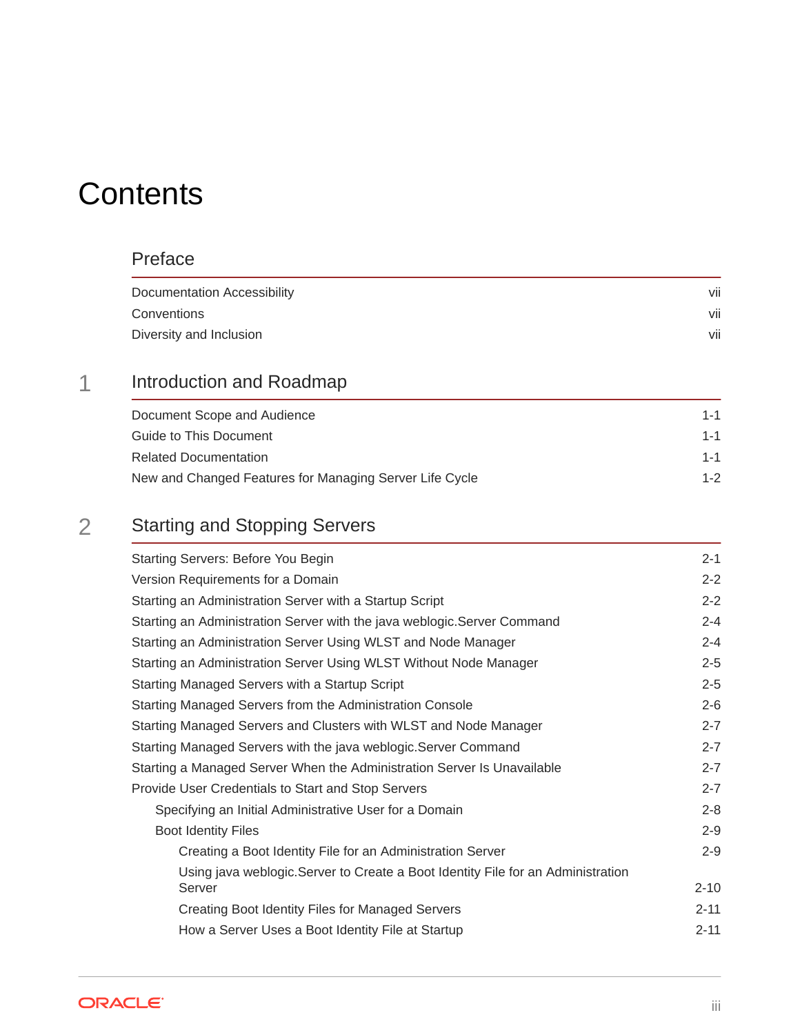# Contents

## Preface

| | |
|---|---|
| Documentation Accessibility | vii |
| Conventions | vii |
| Diversity and Inclusion | vii |

## 1 Introduction and Roadmap

| | |
|---|---|
| Document Scope and Audience | 1-1 |
| Guide to This Document | 1-1 |
| Related Documentation | 1-1 |
| New and Changed Features for Managing Server Life Cycle | 1-2 |

## 2 Starting and Stopping Servers

| | |
|---|---|
| Starting Servers: Before You Begin | 2-1 |
| Version Requirements for a Domain | 2-2 |
| Starting an Administration Server with a Startup Script | 2-2 |
| Starting an Administration Server with the java weblogic.Server Command | 2-4 |
| Starting an Administration Server Using WLST and Node Manager | 2-4 |
| Starting an Administration Server Using WLST Without Node Manager | 2-5 |
| Starting Managed Servers with a Startup Script | 2-5 |
| Starting Managed Servers from the Administration Console | 2-6 |
| Starting Managed Servers and Clusters with WLST and Node Manager | 2-7 |
| Starting Managed Servers with the java weblogic.Server Command | 2-7 |
| Starting a Managed Server When the Administration Server Is Unavailable | 2-7 |
| Provide User Credentials to Start and Stop Servers | 2-7 |
| &nbsp;&nbsp;&nbsp;&nbsp;Specifying an Initial Administrative User for a Domain | 2-8 |
| &nbsp;&nbsp;&nbsp;&nbsp;Boot Identity Files | 2-9 |
| &nbsp;&nbsp;&nbsp;&nbsp;&nbsp;&nbsp;&nbsp;&nbsp;Creating a Boot Identity File for an Administration Server | 2-9 |
| &nbsp;&nbsp;&nbsp;&nbsp;&nbsp;&nbsp;&nbsp;&nbsp;Using java weblogic.Server to Create a Boot Identity File for an Administration Server | 2-10 |
| &nbsp;&nbsp;&nbsp;&nbsp;&nbsp;&nbsp;&nbsp;&nbsp;Creating Boot Identity Files for Managed Servers | 2-11 |
| &nbsp;&nbsp;&nbsp;&nbsp;&nbsp;&nbsp;&nbsp;&nbsp;How a Server Uses a Boot Identity File at Startup | 2-11 |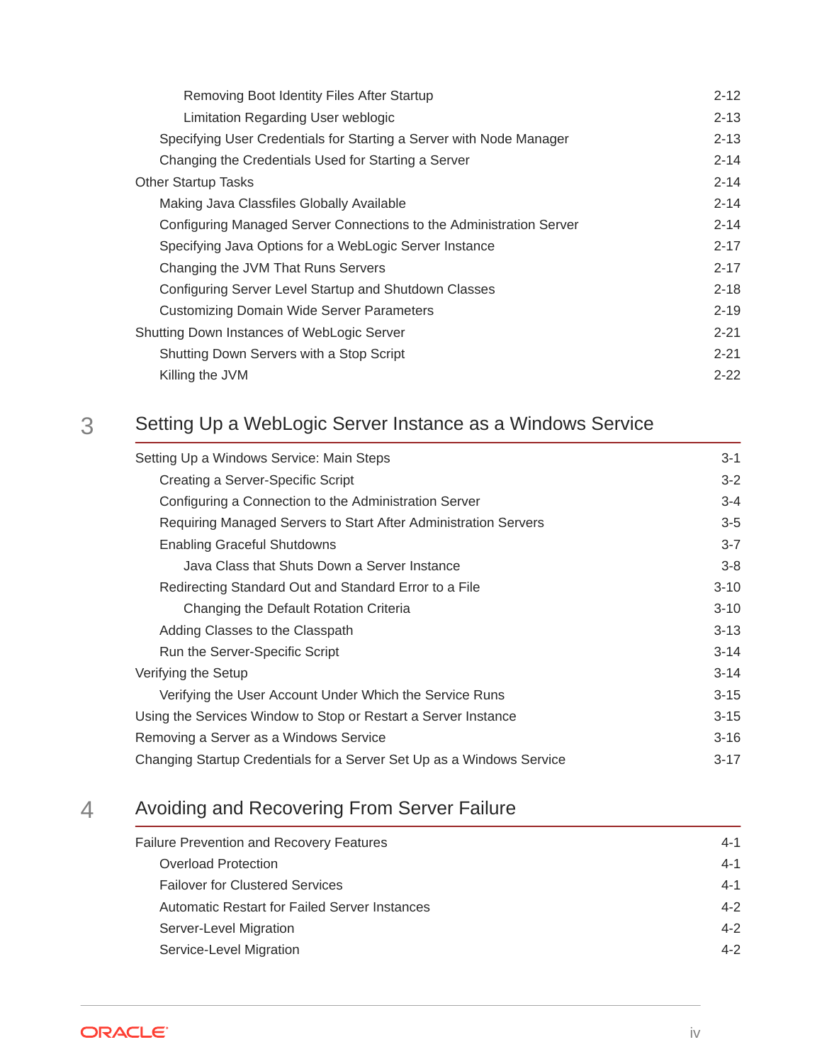Removing Boot Identity Files After Startup 2-12
Limitation Regarding User weblogic 2-13
Specifying User Credentials for Starting a Server with Node Manager 2-13
Changing the Credentials Used for Starting a Server 2-14

Other Startup Tasks 2-14
Making Java Classfiles Globally Available 2-14
Configuring Managed Server Connections to the Administration Server 2-14
Specifying Java Options for a WebLogic Server Instance 2-17
Changing the JVM That Runs Servers 2-17
Configuring Server Level Startup and Shutdown Classes 2-18
Customizing Domain Wide Server Parameters 2-19

Shutting Down Instances of WebLogic Server 2-21
Shutting Down Servers with a Stop Script 2-21
Killing the JVM 2-22

## 3 Setting Up a WebLogic Server Instance as a Windows Service

Setting Up a Windows Service: Main Steps 3-1
Creating a Server-Specific Script 3-2
Configuring a Connection to the Administration Server 3-4
Requiring Managed Servers to Start After Administration Servers 3-5
Enabling Graceful Shutdowns 3-7
Java Class that Shuts Down a Server Instance 3-8
Redirecting Standard Out and Standard Error to a File 3-10
Changing the Default Rotation Criteria 3-10
Adding Classes to the Classpath 3-13
Run the Server-Specific Script 3-14

Verifying the Setup 3-14
Verifying the User Account Under Which the Service Runs 3-15

Using the Services Window to Stop or Restart a Server Instance 3-15

Removing a Server as a Windows Service 3-16

Changing Startup Credentials for a Server Set Up as a Windows Service 3-17

## 4 Avoiding and Recovering From Server Failure

Failure Prevention and Recovery Features 4-1
Overload Protection 4-1
Failover for Clustered Services 4-1
Automatic Restart for Failed Server Instances 4-2
Server-Level Migration 4-2
Service-Level Migration 4-2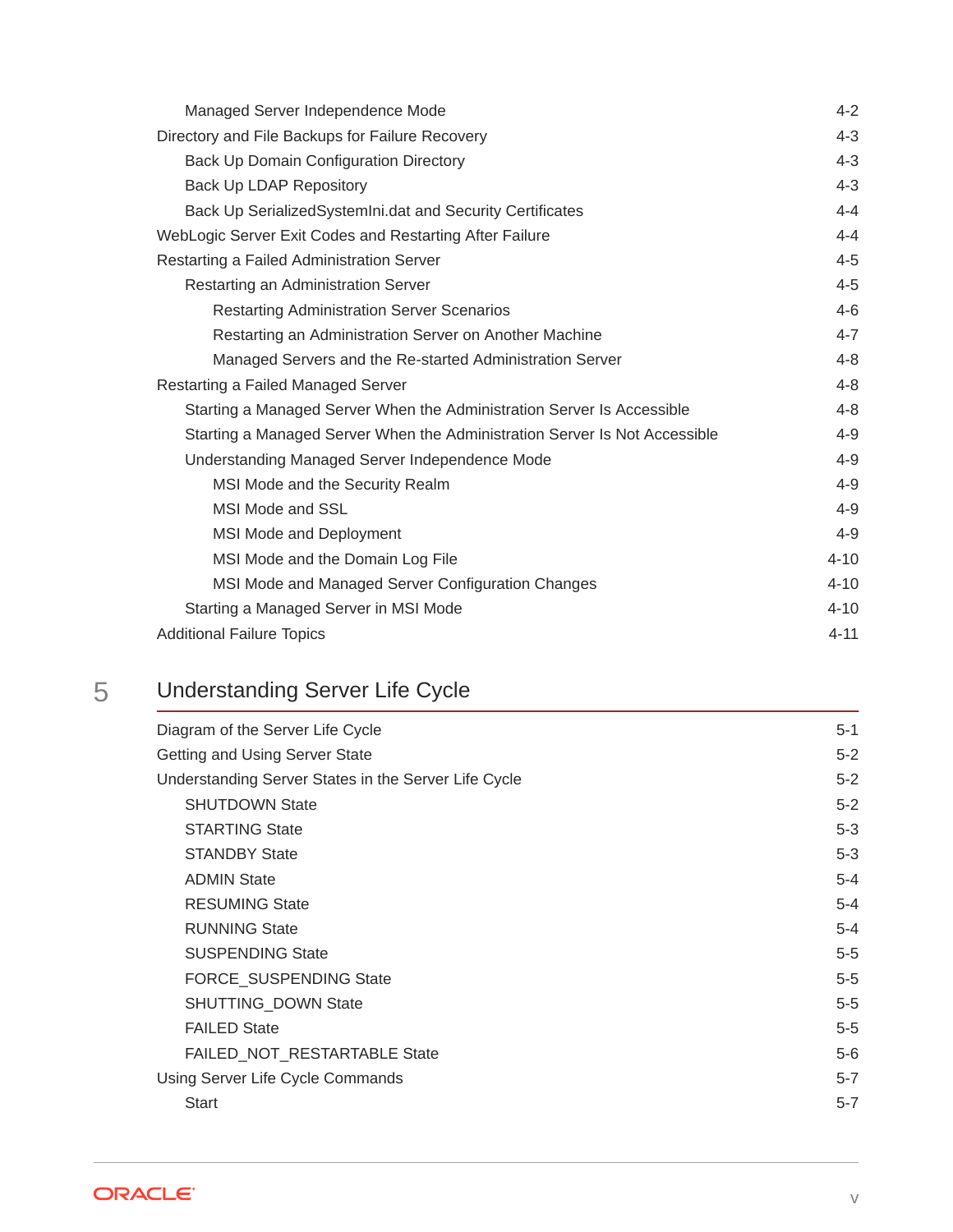- Managed Server Independence Mode 4-2
- Directory and File Backups for Failure Recovery 4-3
  - Back Up Domain Configuration Directory 4-3
  - Back Up LDAP Repository 4-3
  - Back Up SerializedSystemIni.dat and Security Certificates 4-4
- WebLogic Server Exit Codes and Restarting After Failure 4-4
- Restarting a Failed Administration Server 4-5
  - Restarting an Administration Server 4-5
    - Restarting Administration Server Scenarios 4-6
    - Restarting an Administration Server on Another Machine 4-7
    - Managed Servers and the Re-started Administration Server 4-8
- Restarting a Failed Managed Server 4-8
  - Starting a Managed Server When the Administration Server Is Accessible 4-8
  - Starting a Managed Server When the Administration Server Is Not Accessible 4-9
  - Understanding Managed Server Independence Mode 4-9
    - MSI Mode and the Security Realm 4-9
    - MSI Mode and SSL 4-9
    - MSI Mode and Deployment 4-9
    - MSI Mode and the Domain Log File 4-10
    - MSI Mode and Managed Server Configuration Changes 4-10
  - Starting a Managed Server in MSI Mode 4-10
- Additional Failure Topics 4-11

## 5 Understanding Server Life Cycle

- Diagram of the Server Life Cycle 5-1
- Getting and Using Server State 5-2
- Understanding Server States in the Server Life Cycle 5-2
  - SHUTDOWN State 5-2
  - STARTING State 5-3
  - STANDBY State 5-3
  - ADMIN State 5-4
  - RESUMING State 5-4
  - RUNNING State 5-4
  - SUSPENDING State 5-5
  - FORCE_SUSPENDING State 5-5
  - SHUTTING_DOWN State 5-5
  - FAILED State 5-5
  - FAILED_NOT_RESTARTABLE State 5-6
- Using Server Life Cycle Commands 5-7
  - Start 5-7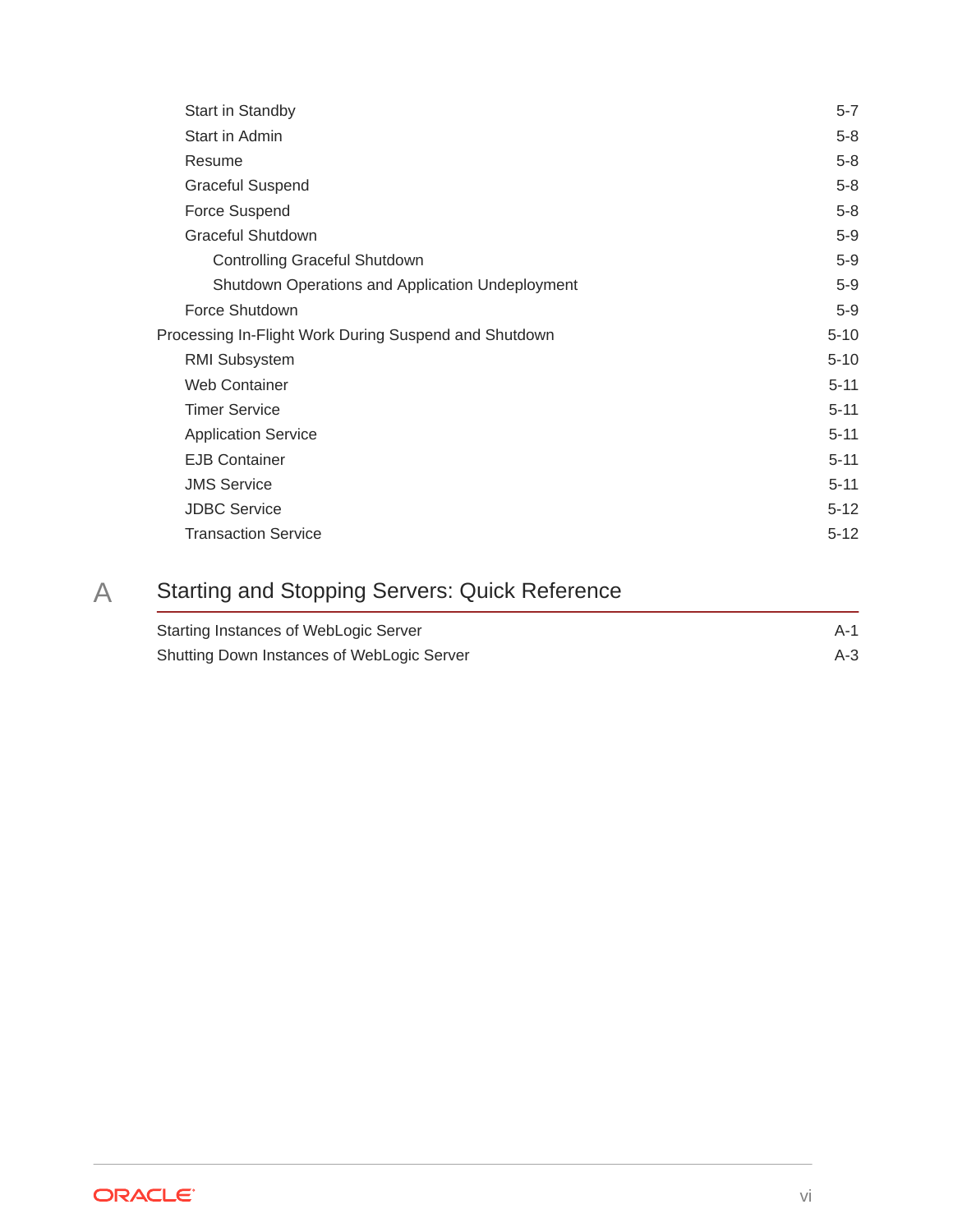- Start in Standby 5-7
- Start in Admin 5-8
- Resume 5-8
- Graceful Suspend 5-8
- Force Suspend 5-8
- Graceful Shutdown 5-9
  - Controlling Graceful Shutdown 5-9
  - Shutdown Operations and Application Undeployment 5-9
- Force Shutdown 5-9

Processing In-Flight Work During Suspend and Shutdown 5-10

- RMI Subsystem 5-10
- Web Container 5-11
- Timer Service 5-11
- Application Service 5-11
- EJB Container 5-11
- JMS Service 5-11
- JDBC Service 5-12
- Transaction Service 5-12

## A Starting and Stopping Servers: Quick Reference

Starting Instances of WebLogic Server A-1

Shutting Down Instances of WebLogic Server A-3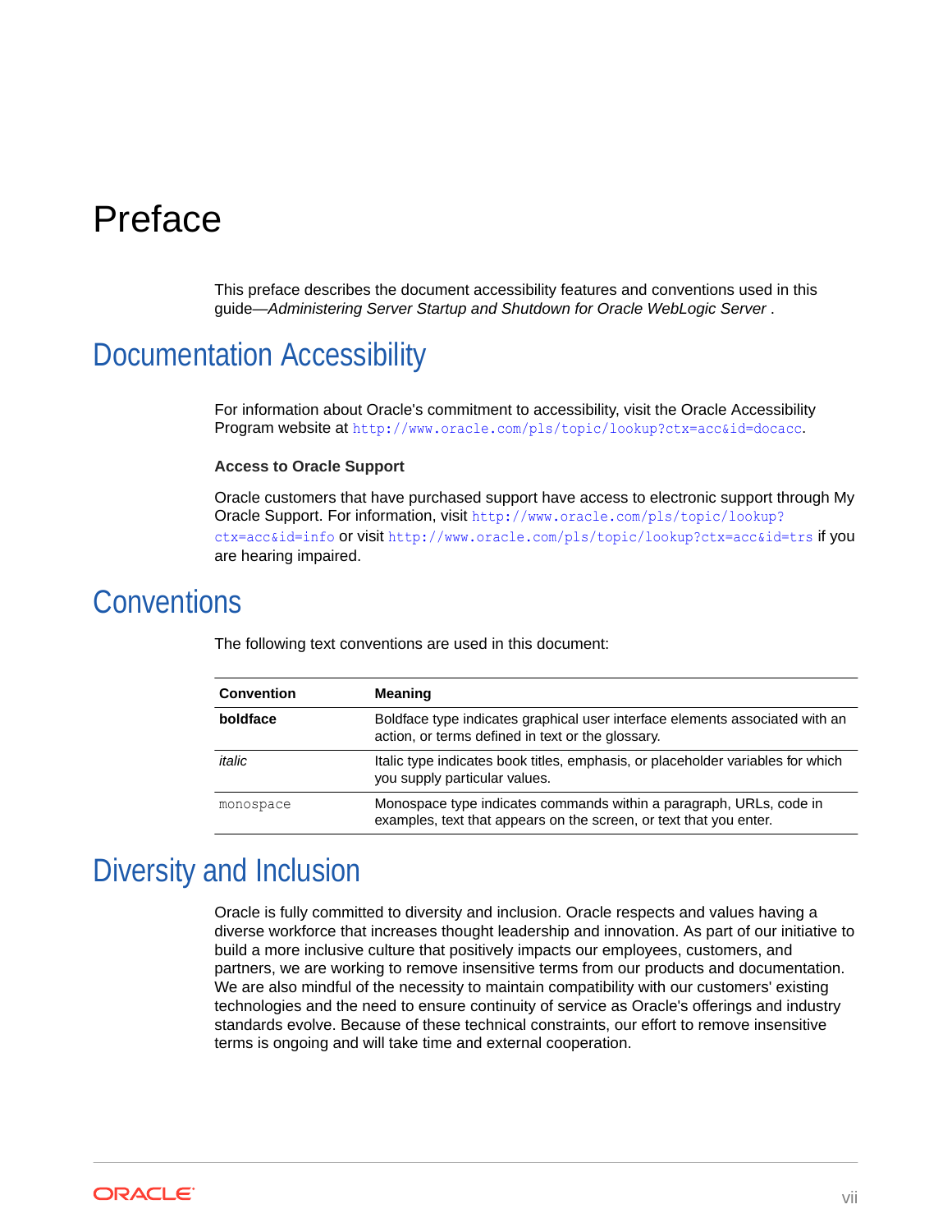# Preface

This preface describes the document accessibility features and conventions used in this guide—*Administering Server Startup and Shutdown for Oracle WebLogic Server* .

## Documentation Accessibility

For information about Oracle's commitment to accessibility, visit the Oracle Accessibility Program website at `http://www.oracle.com/pls/topic/lookup?ctx=acc&id=docacc`.

**Access to Oracle Support**

Oracle customers that have purchased support have access to electronic support through My Oracle Support. For information, visit `http://www.oracle.com/pls/topic/lookup?ctx=acc&id=info` or visit `http://www.oracle.com/pls/topic/lookup?ctx=acc&id=trs` if you are hearing impaired.

## Conventions

The following text conventions are used in this document:

| Convention | Meaning |
| --- | --- |
| **boldface** | Boldface type indicates graphical user interface elements associated with an action, or terms defined in text or the glossary. |
| *italic* | Italic type indicates book titles, emphasis, or placeholder variables for which you supply particular values. |
| `monospace` | Monospace type indicates commands within a paragraph, URLs, code in examples, text that appears on the screen, or text that you enter. |

## Diversity and Inclusion

Oracle is fully committed to diversity and inclusion. Oracle respects and values having a diverse workforce that increases thought leadership and innovation. As part of our initiative to build a more inclusive culture that positively impacts our employees, customers, and partners, we are working to remove insensitive terms from our products and documentation. We are also mindful of the necessity to maintain compatibility with our customers' existing technologies and the need to ensure continuity of service as Oracle's offerings and industry standards evolve. Because of these technical constraints, our effort to remove insensitive terms is ongoing and will take time and external cooperation.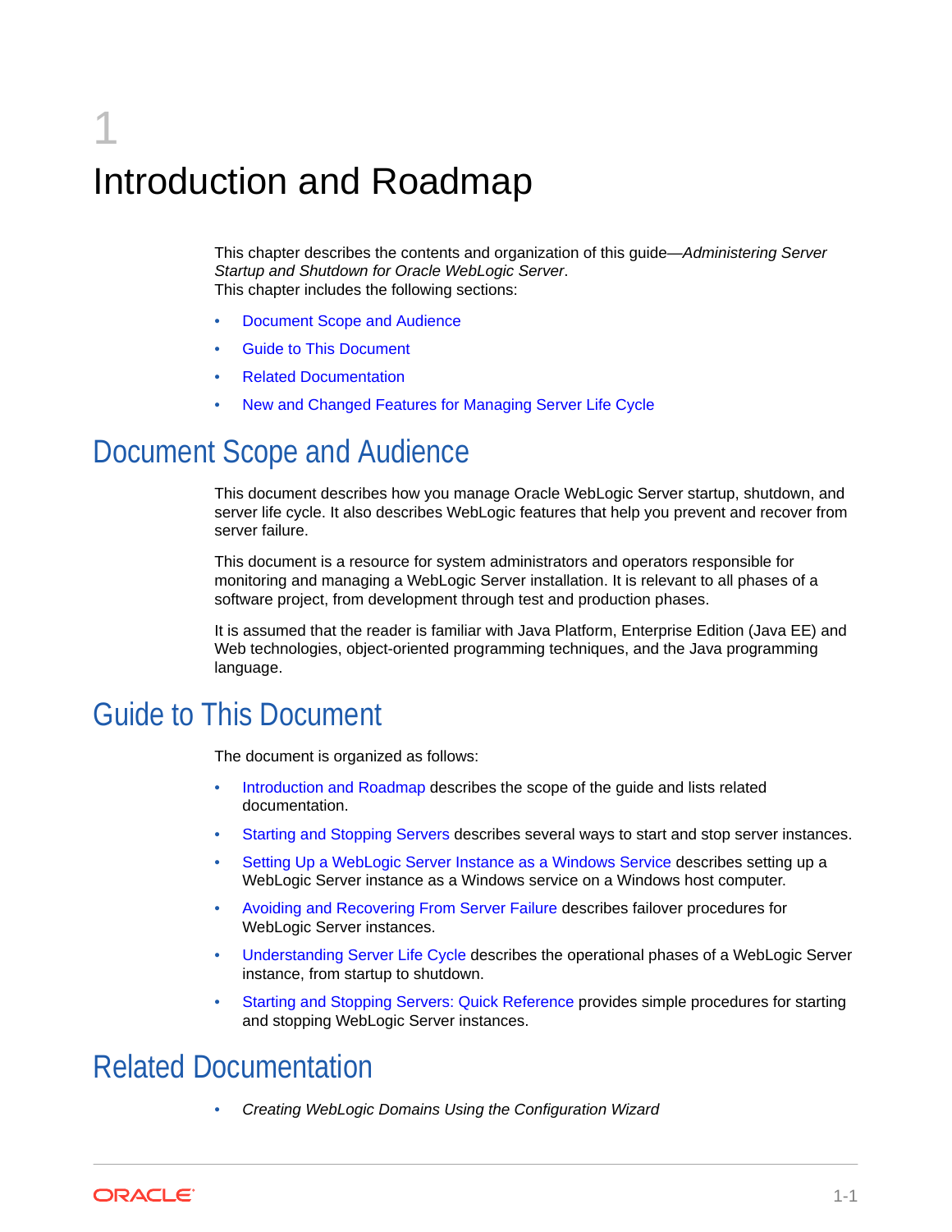# 1 Introduction and Roadmap

This chapter describes the contents and organization of this guide—*Administering Server Startup and Shutdown for Oracle WebLogic Server*.
This chapter includes the following sections:

- Document Scope and Audience
- Guide to This Document
- Related Documentation
- New and Changed Features for Managing Server Life Cycle

## Document Scope and Audience

This document describes how you manage Oracle WebLogic Server startup, shutdown, and server life cycle. It also describes WebLogic features that help you prevent and recover from server failure.

This document is a resource for system administrators and operators responsible for monitoring and managing a WebLogic Server installation. It is relevant to all phases of a software project, from development through test and production phases.

It is assumed that the reader is familiar with Java Platform, Enterprise Edition (Java EE) and Web technologies, object-oriented programming techniques, and the Java programming language.

## Guide to This Document

The document is organized as follows:

- Introduction and Roadmap describes the scope of the guide and lists related documentation.
- Starting and Stopping Servers describes several ways to start and stop server instances.
- Setting Up a WebLogic Server Instance as a Windows Service describes setting up a WebLogic Server instance as a Windows service on a Windows host computer.
- Avoiding and Recovering From Server Failure describes failover procedures for WebLogic Server instances.
- Understanding Server Life Cycle describes the operational phases of a WebLogic Server instance, from startup to shutdown.
- Starting and Stopping Servers: Quick Reference provides simple procedures for starting and stopping WebLogic Server instances.

## Related Documentation

- *Creating WebLogic Domains Using the Configuration Wizard*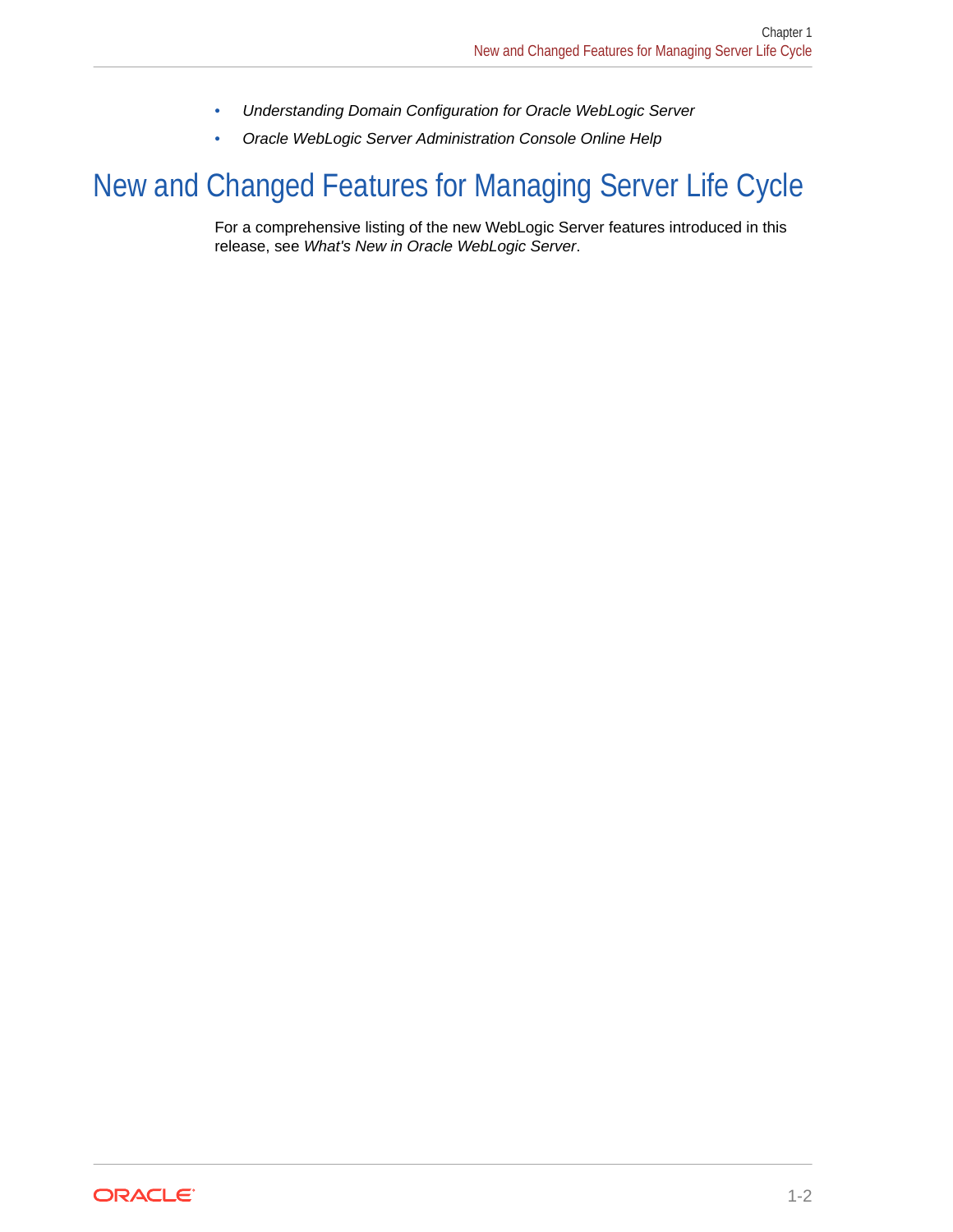- *Understanding Domain Configuration for Oracle WebLogic Server*
- *Oracle WebLogic Server Administration Console Online Help*

# New and Changed Features for Managing Server Life Cycle

For a comprehensive listing of the new WebLogic Server features introduced in this release, see *What's New in Oracle WebLogic Server*.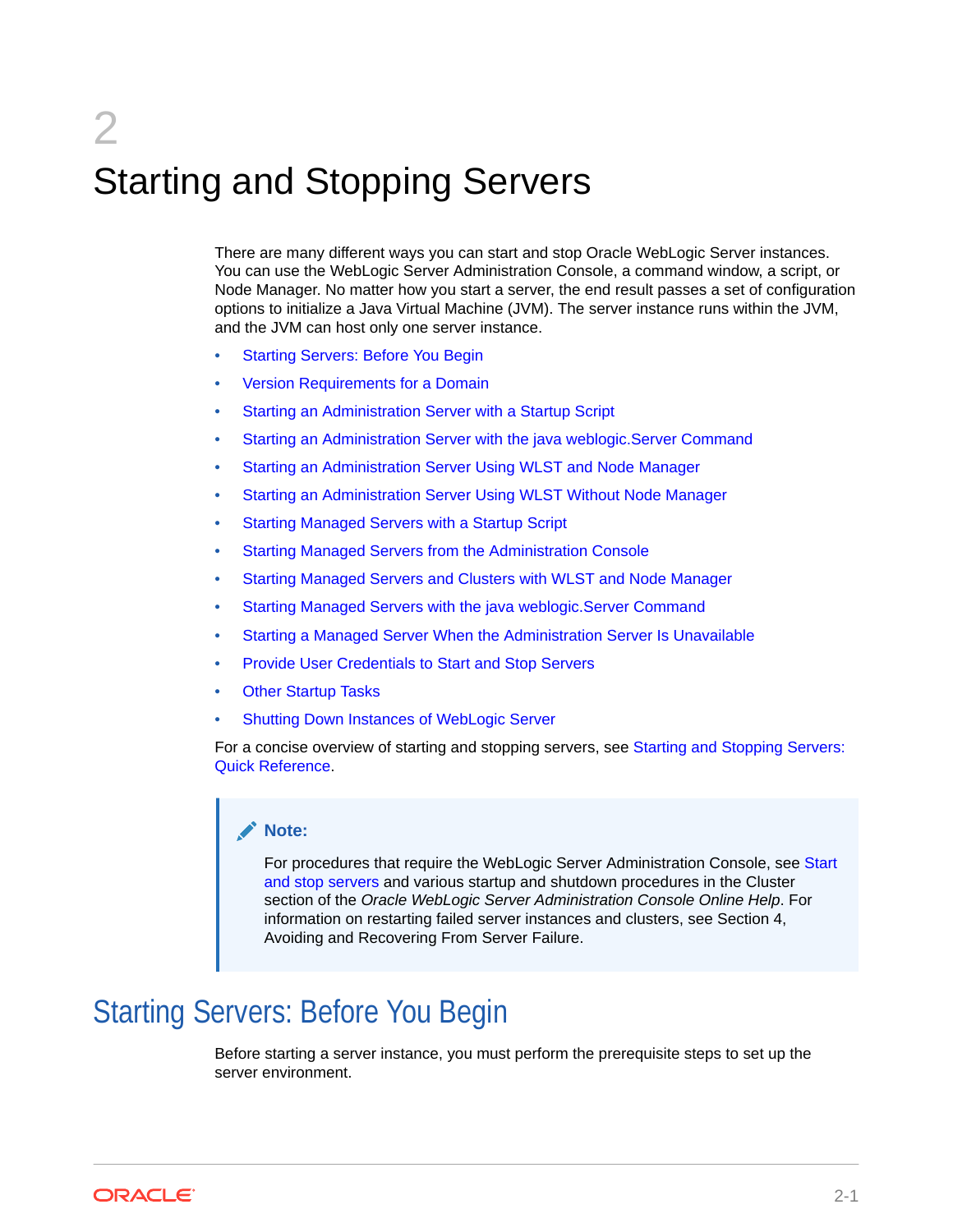# 2 Starting and Stopping Servers

There are many different ways you can start and stop Oracle WebLogic Server instances. You can use the WebLogic Server Administration Console, a command window, a script, or Node Manager. No matter how you start a server, the end result passes a set of configuration options to initialize a Java Virtual Machine (JVM). The server instance runs within the JVM, and the JVM can host only one server instance.

- Starting Servers: Before You Begin
- Version Requirements for a Domain
- Starting an Administration Server with a Startup Script
- Starting an Administration Server with the java weblogic.Server Command
- Starting an Administration Server Using WLST and Node Manager
- Starting an Administration Server Using WLST Without Node Manager
- Starting Managed Servers with a Startup Script
- Starting Managed Servers from the Administration Console
- Starting Managed Servers and Clusters with WLST and Node Manager
- Starting Managed Servers with the java weblogic.Server Command
- Starting a Managed Server When the Administration Server Is Unavailable
- Provide User Credentials to Start and Stop Servers
- Other Startup Tasks
- Shutting Down Instances of WebLogic Server

For a concise overview of starting and stopping servers, see Starting and Stopping Servers: Quick Reference.

> **Note:**
>
> For procedures that require the WebLogic Server Administration Console, see Start and stop servers and various startup and shutdown procedures in the Cluster section of the *Oracle WebLogic Server Administration Console Online Help*. For information on restarting failed server instances and clusters, see Section 4, Avoiding and Recovering From Server Failure.

## Starting Servers: Before You Begin

Before starting a server instance, you must perform the prerequisite steps to set up the server environment.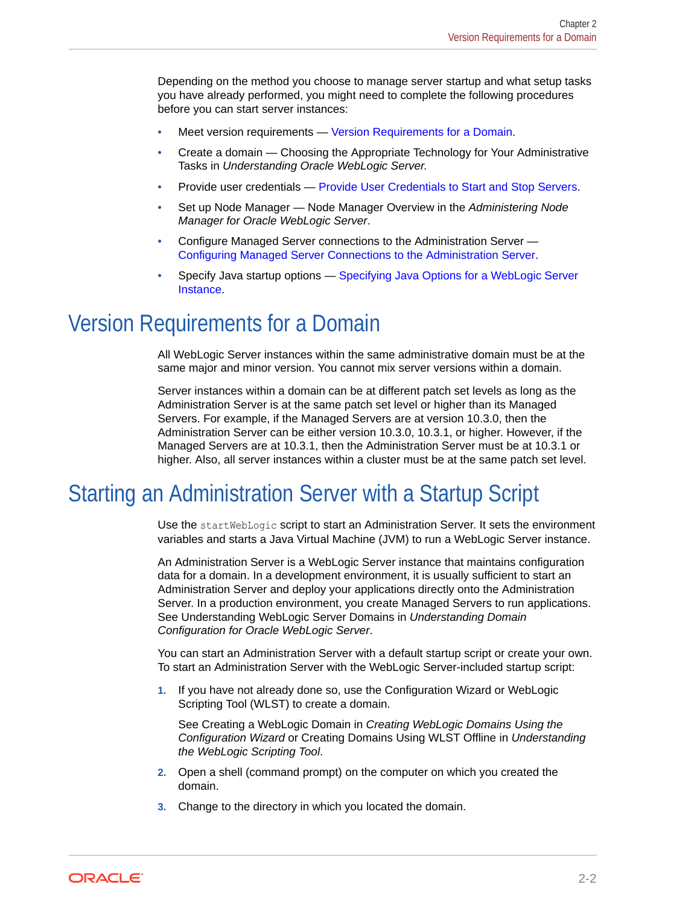Depending on the method you choose to manage server startup and what setup tasks you have already performed, you might need to complete the following procedures before you can start server instances:

- Meet version requirements — Version Requirements for a Domain.
- Create a domain — Choosing the Appropriate Technology for Your Administrative Tasks in *Understanding Oracle WebLogic Server.*
- Provide user credentials — Provide User Credentials to Start and Stop Servers.
- Set up Node Manager — Node Manager Overview in the *Administering Node Manager for Oracle WebLogic Server*.
- Configure Managed Server connections to the Administration Server — Configuring Managed Server Connections to the Administration Server.
- Specify Java startup options — Specifying Java Options for a WebLogic Server Instance.

## Version Requirements for a Domain

All WebLogic Server instances within the same administrative domain must be at the same major and minor version. You cannot mix server versions within a domain.

Server instances within a domain can be at different patch set levels as long as the Administration Server is at the same patch set level or higher than its Managed Servers. For example, if the Managed Servers are at version 10.3.0, then the Administration Server can be either version 10.3.0, 10.3.1, or higher. However, if the Managed Servers are at 10.3.1, then the Administration Server must be at 10.3.1 or higher. Also, all server instances within a cluster must be at the same patch set level.

## Starting an Administration Server with a Startup Script

Use the `startWebLogic` script to start an Administration Server. It sets the environment variables and starts a Java Virtual Machine (JVM) to run a WebLogic Server instance.

An Administration Server is a WebLogic Server instance that maintains configuration data for a domain. In a development environment, it is usually sufficient to start an Administration Server and deploy your applications directly onto the Administration Server. In a production environment, you create Managed Servers to run applications. See Understanding WebLogic Server Domains in *Understanding Domain Configuration for Oracle WebLogic Server*.

You can start an Administration Server with a default startup script or create your own. To start an Administration Server with the WebLogic Server-included startup script:

1. If you have not already done so, use the Configuration Wizard or WebLogic Scripting Tool (WLST) to create a domain.

   See Creating a WebLogic Domain in *Creating WebLogic Domains Using the Configuration Wizard* or Creating Domains Using WLST Offline in *Understanding the WebLogic Scripting Tool*.

2. Open a shell (command prompt) on the computer on which you created the domain.
3. Change to the directory in which you located the domain.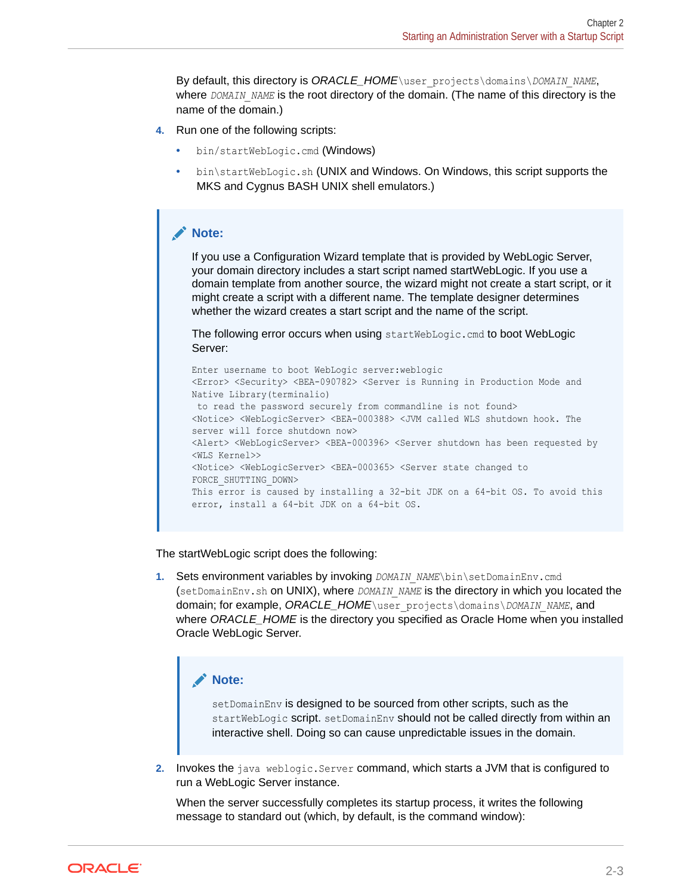By default, this directory is *ORACLE_HOME*`\user_projects\domains\`*`DOMAIN_NAME`*, where *`DOMAIN_NAME`* is the root directory of the domain. (The name of this directory is the name of the domain.)

4. Run one of the following scripts:
   - `bin/startWebLogic.cmd` (Windows)
   - `bin\startWebLogic.sh` (UNIX and Windows. On Windows, this script supports the MKS and Cygnus BASH UNIX shell emulators.)

> **Note:**
>
> If you use a Configuration Wizard template that is provided by WebLogic Server, your domain directory includes a start script named startWebLogic. If you use a domain template from another source, the wizard might not create a start script, or it might create a script with a different name. The template designer determines whether the wizard creates a start script and the name of the script.
>
> The following error occurs when using `startWebLogic.cmd` to boot WebLogic Server:
>
> ```
> Enter username to boot WebLogic server:weblogic
> <Error> <Security> <BEA-090782> <Server is Running in Production Mode and
> Native Library(terminalio)
>  to read the password securely from commandline is not found>
> <Notice> <WebLogicServer> <BEA-000388> <JVM called WLS shutdown hook. The
> server will force shutdown now>
> <Alert> <WebLogicServer> <BEA-000396> <Server shutdown has been requested by
> <WLS Kernel>>
> <Notice> <WebLogicServer> <BEA-000365> <Server state changed to
> FORCE_SHUTTING_DOWN>
> This error is caused by installing a 32-bit JDK on a 64-bit OS. To avoid this
> error, install a 64-bit JDK on a 64-bit OS.
> ```

The startWebLogic script does the following:

1. Sets environment variables by invoking *`DOMAIN_NAME`*`\bin\setDomainEnv.cmd` (`setDomainEnv.sh` on UNIX), where *`DOMAIN_NAME`* is the directory in which you located the domain; for example, *ORACLE_HOME*`\user_projects\domains\`*`DOMAIN_NAME`*, and where *ORACLE_HOME* is the directory you specified as Oracle Home when you installed Oracle WebLogic Server.

   > **Note:**
   >
   > `setDomainEnv` is designed to be sourced from other scripts, such as the `startWebLogic` script. `setDomainEnv` should not be called directly from within an interactive shell. Doing so can cause unpredictable issues in the domain.

2. Invokes the `java weblogic.Server` command, which starts a JVM that is configured to run a WebLogic Server instance.

   When the server successfully completes its startup process, it writes the following message to standard out (which, by default, is the command window):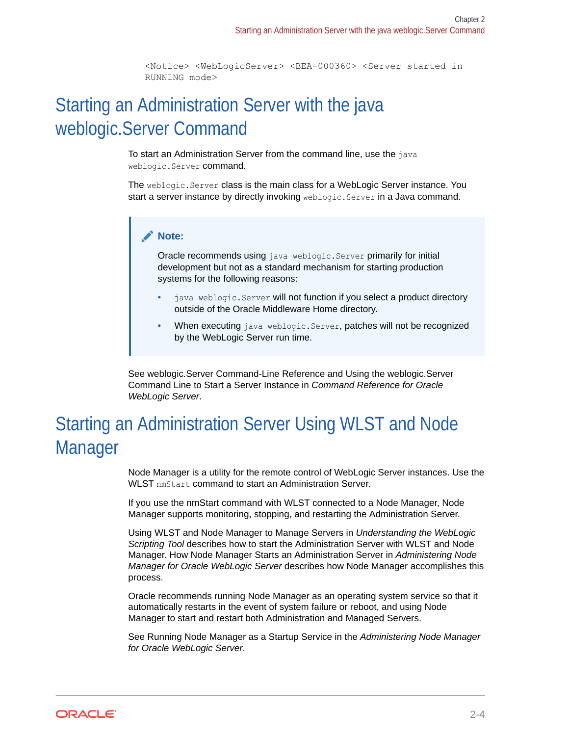```
<Notice> <WebLogicServer> <BEA-000360> <Server started in RUNNING mode>
```

## Starting an Administration Server with the java weblogic.Server Command

To start an Administration Server from the command line, use the `java weblogic.Server` command.

The `weblogic.Server` class is the main class for a WebLogic Server instance. You start a server instance by directly invoking `weblogic.Server` in a Java command.

> **Note:**
>
> Oracle recommends using `java weblogic.Server` primarily for initial development but not as a standard mechanism for starting production systems for the following reasons:
>
> - `java weblogic.Server` will not function if you select a product directory outside of the Oracle Middleware Home directory.
> - When executing `java weblogic.Server`, patches will not be recognized by the WebLogic Server run time.

See weblogic.Server Command-Line Reference and Using the weblogic.Server Command Line to Start a Server Instance in *Command Reference for Oracle WebLogic Server*.

## Starting an Administration Server Using WLST and Node Manager

Node Manager is a utility for the remote control of WebLogic Server instances. Use the WLST `nmStart` command to start an Administration Server.

If you use the nmStart command with WLST connected to a Node Manager, Node Manager supports monitoring, stopping, and restarting the Administration Server.

Using WLST and Node Manager to Manage Servers in *Understanding the WebLogic Scripting Tool* describes how to start the Administration Server with WLST and Node Manager. How Node Manager Starts an Administration Server in *Administering Node Manager for Oracle WebLogic Server* describes how Node Manager accomplishes this process.

Oracle recommends running Node Manager as an operating system service so that it automatically restarts in the event of system failure or reboot, and using Node Manager to start and restart both Administration and Managed Servers.

See Running Node Manager as a Startup Service in the *Administering Node Manager for Oracle WebLogic Server*.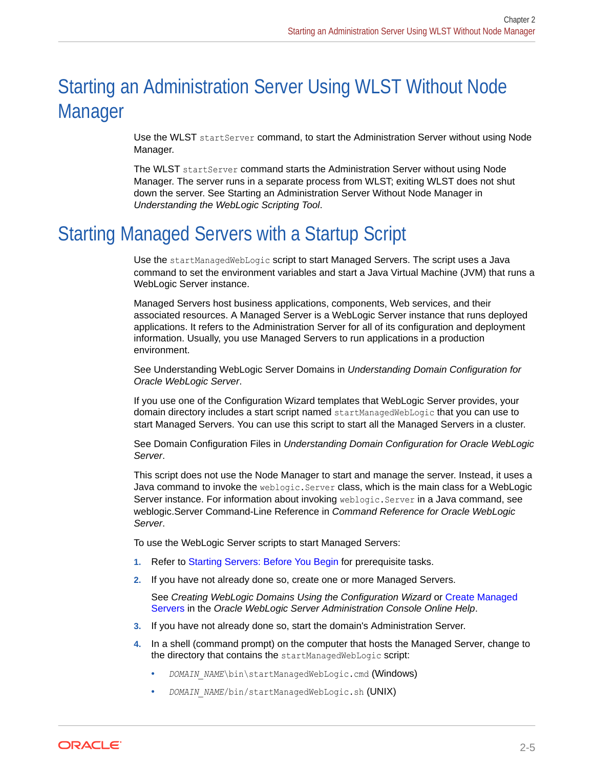## Starting an Administration Server Using WLST Without Node Manager

Use the WLST `startServer` command, to start the Administration Server without using Node Manager.

The WLST `startServer` command starts the Administration Server without using Node Manager. The server runs in a separate process from WLST; exiting WLST does not shut down the server. See Starting an Administration Server Without Node Manager in *Understanding the WebLogic Scripting Tool*.

## Starting Managed Servers with a Startup Script

Use the `startManagedWebLogic` script to start Managed Servers. The script uses a Java command to set the environment variables and start a Java Virtual Machine (JVM) that runs a WebLogic Server instance.

Managed Servers host business applications, components, Web services, and their associated resources. A Managed Server is a WebLogic Server instance that runs deployed applications. It refers to the Administration Server for all of its configuration and deployment information. Usually, you use Managed Servers to run applications in a production environment.

See Understanding WebLogic Server Domains in *Understanding Domain Configuration for Oracle WebLogic Server*.

If you use one of the Configuration Wizard templates that WebLogic Server provides, your domain directory includes a start script named `startManagedWebLogic` that you can use to start Managed Servers. You can use this script to start all the Managed Servers in a cluster.

See Domain Configuration Files in *Understanding Domain Configuration for Oracle WebLogic Server*.

This script does not use the Node Manager to start and manage the server. Instead, it uses a Java command to invoke the `weblogic.Server` class, which is the main class for a WebLogic Server instance. For information about invoking `weblogic.Server` in a Java command, see weblogic.Server Command-Line Reference in *Command Reference for Oracle WebLogic Server*.

To use the WebLogic Server scripts to start Managed Servers:

1. Refer to Starting Servers: Before You Begin for prerequisite tasks.
2. If you have not already done so, create one or more Managed Servers.

   See *Creating WebLogic Domains Using the Configuration Wizard* or Create Managed Servers in the *Oracle WebLogic Server Administration Console Online Help*.
3. If you have not already done so, start the domain's Administration Server.
4. In a shell (command prompt) on the computer that hosts the Managed Server, change to the directory that contains the `startManagedWebLogic` script:
   - `DOMAIN_NAME\bin\startManagedWebLogic.cmd` (Windows)
   - `DOMAIN_NAME/bin/startManagedWebLogic.sh` (UNIX)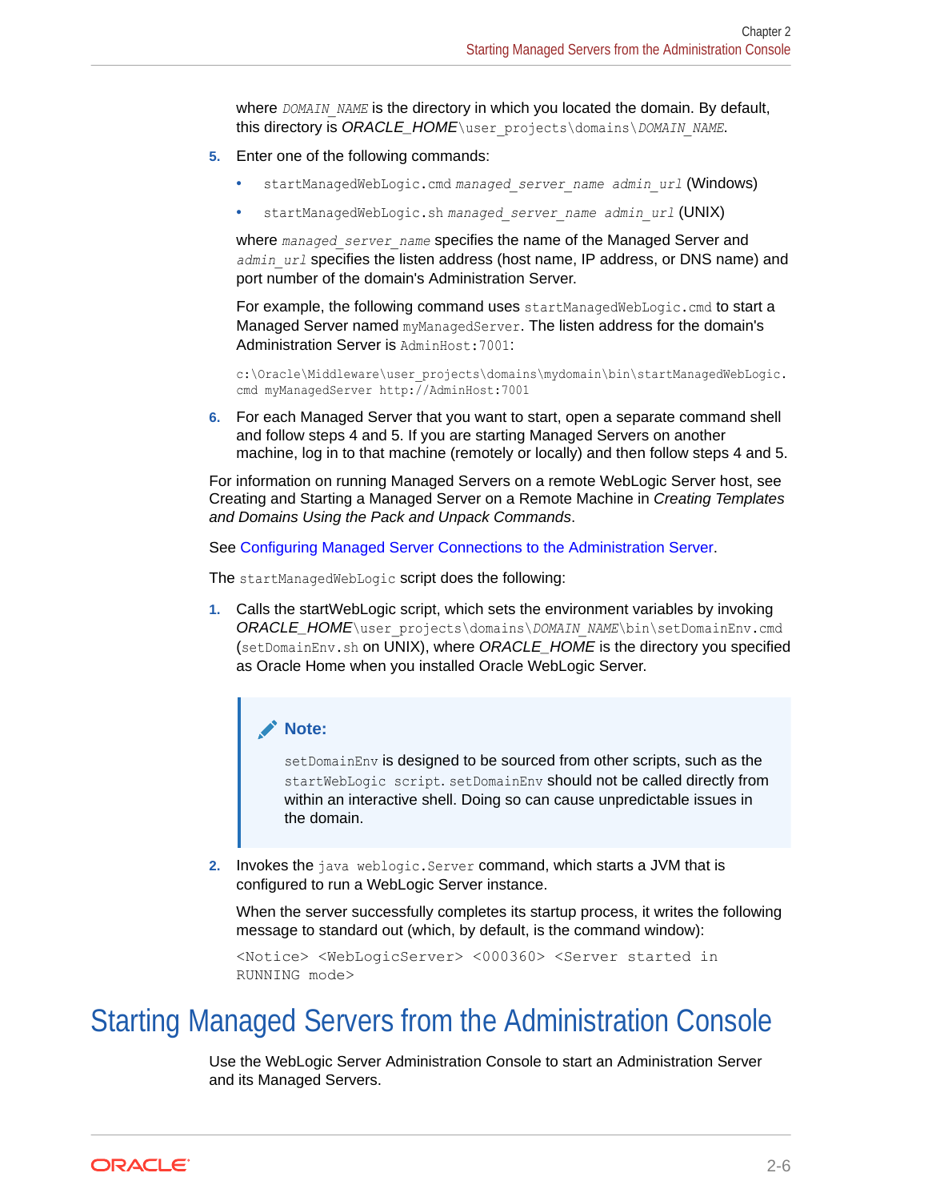where `DOMAIN_NAME` is the directory in which you located the domain. By default, this directory is *ORACLE_HOME*`\user_projects\domains\`*`DOMAIN_NAME`*.

5. Enter one of the following commands:
   - `startManagedWebLogic.cmd` *`managed_server_name admin_url`* (Windows)
   - `startManagedWebLogic.sh` *`managed_server_name admin_url`* (UNIX)

   where *`managed_server_name`* specifies the name of the Managed Server and *`admin_url`* specifies the listen address (host name, IP address, or DNS name) and port number of the domain's Administration Server.

   For example, the following command uses `startManagedWebLogic.cmd` to start a Managed Server named `myManagedServer`. The listen address for the domain's Administration Server is `AdminHost:7001`:

   ```
   c:\Oracle\Middleware\user_projects\domains\mydomain\bin\startManagedWebLogic.
   cmd myManagedServer http://AdminHost:7001
   ```

6. For each Managed Server that you want to start, open a separate command shell and follow steps 4 and 5. If you are starting Managed Servers on another machine, log in to that machine (remotely or locally) and then follow steps 4 and 5.

For information on running Managed Servers on a remote WebLogic Server host, see Creating and Starting a Managed Server on a Remote Machine in *Creating Templates and Domains Using the Pack and Unpack Commands*.

See Configuring Managed Server Connections to the Administration Server.

The `startManagedWebLogic` script does the following:

1. Calls the startWebLogic script, which sets the environment variables by invoking *ORACLE_HOME*`\user_projects\domains\`*`DOMAIN_NAME`*`\bin\setDomainEnv.cmd` (`setDomainEnv.sh` on UNIX), where *ORACLE_HOME* is the directory you specified as Oracle Home when you installed Oracle WebLogic Server.

   > **Note:**
   >
   > `setDomainEnv` is designed to be sourced from other scripts, such as the `startWebLogic script`. `setDomainEnv` should not be called directly from within an interactive shell. Doing so can cause unpredictable issues in the domain.

2. Invokes the `java weblogic.Server` command, which starts a JVM that is configured to run a WebLogic Server instance.

   When the server successfully completes its startup process, it writes the following message to standard out (which, by default, is the command window):

   ```
   <Notice> <WebLogicServer> <000360> <Server started in
   RUNNING mode>
   ```

# Starting Managed Servers from the Administration Console

Use the WebLogic Server Administration Console to start an Administration Server and its Managed Servers.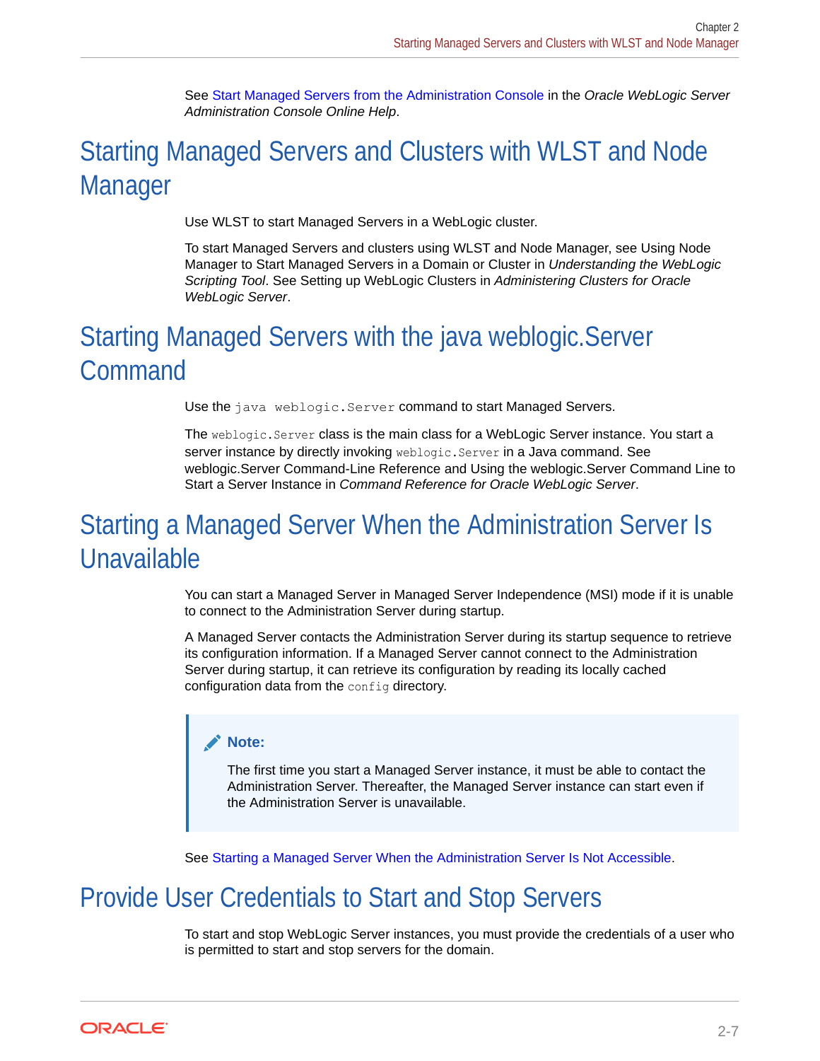See Start Managed Servers from the Administration Console in the *Oracle WebLogic Server Administration Console Online Help*.

## Starting Managed Servers and Clusters with WLST and Node Manager

Use WLST to start Managed Servers in a WebLogic cluster.

To start Managed Servers and clusters using WLST and Node Manager, see Using Node Manager to Start Managed Servers in a Domain or Cluster in *Understanding the WebLogic Scripting Tool*. See Setting up WebLogic Clusters in *Administering Clusters for Oracle WebLogic Server*.

## Starting Managed Servers with the java weblogic.Server Command

Use the `java weblogic.Server` command to start Managed Servers.

The `weblogic.Server` class is the main class for a WebLogic Server instance. You start a server instance by directly invoking `weblogic.Server` in a Java command. See weblogic.Server Command-Line Reference and Using the weblogic.Server Command Line to Start a Server Instance in *Command Reference for Oracle WebLogic Server*.

## Starting a Managed Server When the Administration Server Is Unavailable

You can start a Managed Server in Managed Server Independence (MSI) mode if it is unable to connect to the Administration Server during startup.

A Managed Server contacts the Administration Server during its startup sequence to retrieve its configuration information. If a Managed Server cannot connect to the Administration Server during startup, it can retrieve its configuration by reading its locally cached configuration data from the `config` directory.

> **Note:**
>
> The first time you start a Managed Server instance, it must be able to contact the Administration Server. Thereafter, the Managed Server instance can start even if the Administration Server is unavailable.

See Starting a Managed Server When the Administration Server Is Not Accessible.

## Provide User Credentials to Start and Stop Servers

To start and stop WebLogic Server instances, you must provide the credentials of a user who is permitted to start and stop servers for the domain.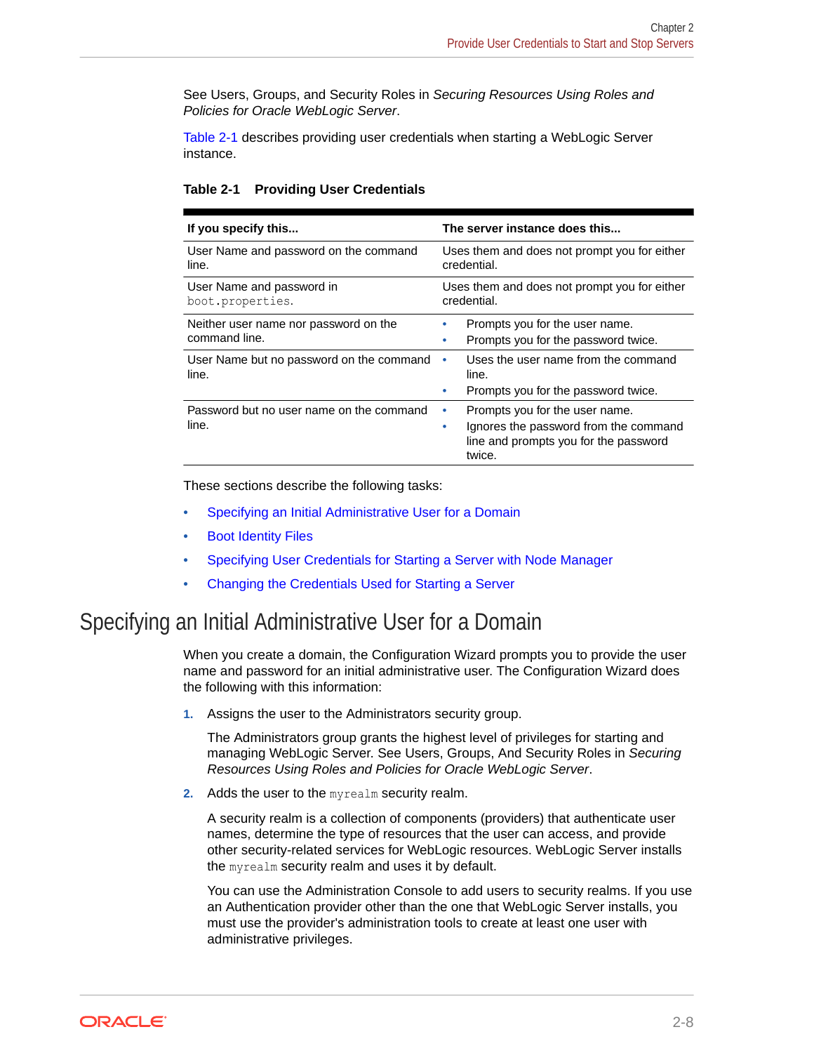See Users, Groups, and Security Roles in *Securing Resources Using Roles and Policies for Oracle WebLogic Server*.

Table 2-1 describes providing user credentials when starting a WebLogic Server instance.

**Table 2-1 Providing User Credentials**

| If you specify this... | The server instance does this... |
|---|---|
| User Name and password on the command line. | Uses them and does not prompt you for either credential. |
| User Name and password in `boot.properties`. | Uses them and does not prompt you for either credential. |
| Neither user name nor password on the command line. | • Prompts you for the user name.<br>• Prompts you for the password twice. |
| User Name but no password on the command line. | • Uses the user name from the command line.<br>• Prompts you for the password twice. |
| Password but no user name on the command line. | • Prompts you for the user name.<br>• Ignores the password from the command line and prompts you for the password twice. |

These sections describe the following tasks:

- Specifying an Initial Administrative User for a Domain
- Boot Identity Files
- Specifying User Credentials for Starting a Server with Node Manager
- Changing the Credentials Used for Starting a Server

# Specifying an Initial Administrative User for a Domain

When you create a domain, the Configuration Wizard prompts you to provide the user name and password for an initial administrative user. The Configuration Wizard does the following with this information:

1. Assigns the user to the Administrators security group.

   The Administrators group grants the highest level of privileges for starting and managing WebLogic Server. See Users, Groups, And Security Roles in *Securing Resources Using Roles and Policies for Oracle WebLogic Server*.

2. Adds the user to the `myrealm` security realm.

   A security realm is a collection of components (providers) that authenticate user names, determine the type of resources that the user can access, and provide other security-related services for WebLogic resources. WebLogic Server installs the `myrealm` security realm and uses it by default.

   You can use the Administration Console to add users to security realms. If you use an Authentication provider other than the one that WebLogic Server installs, you must use the provider's administration tools to create at least one user with administrative privileges.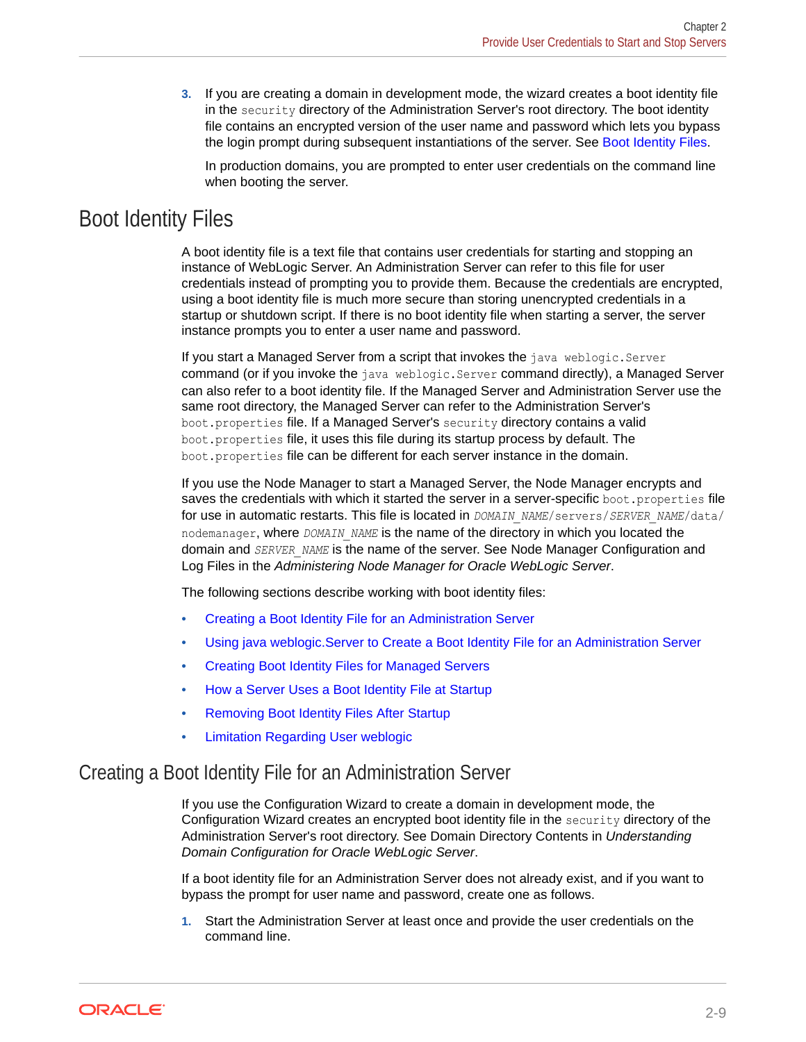3. If you are creating a domain in development mode, the wizard creates a boot identity file in the `security` directory of the Administration Server's root directory. The boot identity file contains an encrypted version of the user name and password which lets you bypass the login prompt during subsequent instantiations of the server. See Boot Identity Files.

   In production domains, you are prompted to enter user credentials on the command line when booting the server.

## Boot Identity Files

A boot identity file is a text file that contains user credentials for starting and stopping an instance of WebLogic Server. An Administration Server can refer to this file for user credentials instead of prompting you to provide them. Because the credentials are encrypted, using a boot identity file is much more secure than storing unencrypted credentials in a startup or shutdown script. If there is no boot identity file when starting a server, the server instance prompts you to enter a user name and password.

If you start a Managed Server from a script that invokes the `java weblogic.Server` command (or if you invoke the `java weblogic.Server` command directly), a Managed Server can also refer to a boot identity file. If the Managed Server and Administration Server use the same root directory, the Managed Server can refer to the Administration Server's `boot.properties` file. If a Managed Server's `security` directory contains a valid `boot.properties` file, it uses this file during its startup process by default. The `boot.properties` file can be different for each server instance in the domain.

If you use the Node Manager to start a Managed Server, the Node Manager encrypts and saves the credentials with which it started the server in a server-specific `boot.properties` file for use in automatic restarts. This file is located in *`DOMAIN_NAME`*`/servers/`*`SERVER_NAME`*`/data/nodemanager`, where *`DOMAIN_NAME`* is the name of the directory in which you located the domain and *`SERVER_NAME`* is the name of the server. See Node Manager Configuration and Log Files in the *Administering Node Manager for Oracle WebLogic Server*.

The following sections describe working with boot identity files:

- Creating a Boot Identity File for an Administration Server
- Using java weblogic.Server to Create a Boot Identity File for an Administration Server
- Creating Boot Identity Files for Managed Servers
- How a Server Uses a Boot Identity File at Startup
- Removing Boot Identity Files After Startup
- Limitation Regarding User weblogic

### Creating a Boot Identity File for an Administration Server

If you use the Configuration Wizard to create a domain in development mode, the Configuration Wizard creates an encrypted boot identity file in the `security` directory of the Administration Server's root directory. See Domain Directory Contents in *Understanding Domain Configuration for Oracle WebLogic Server*.

If a boot identity file for an Administration Server does not already exist, and if you want to bypass the prompt for user name and password, create one as follows.

1. Start the Administration Server at least once and provide the user credentials on the command line.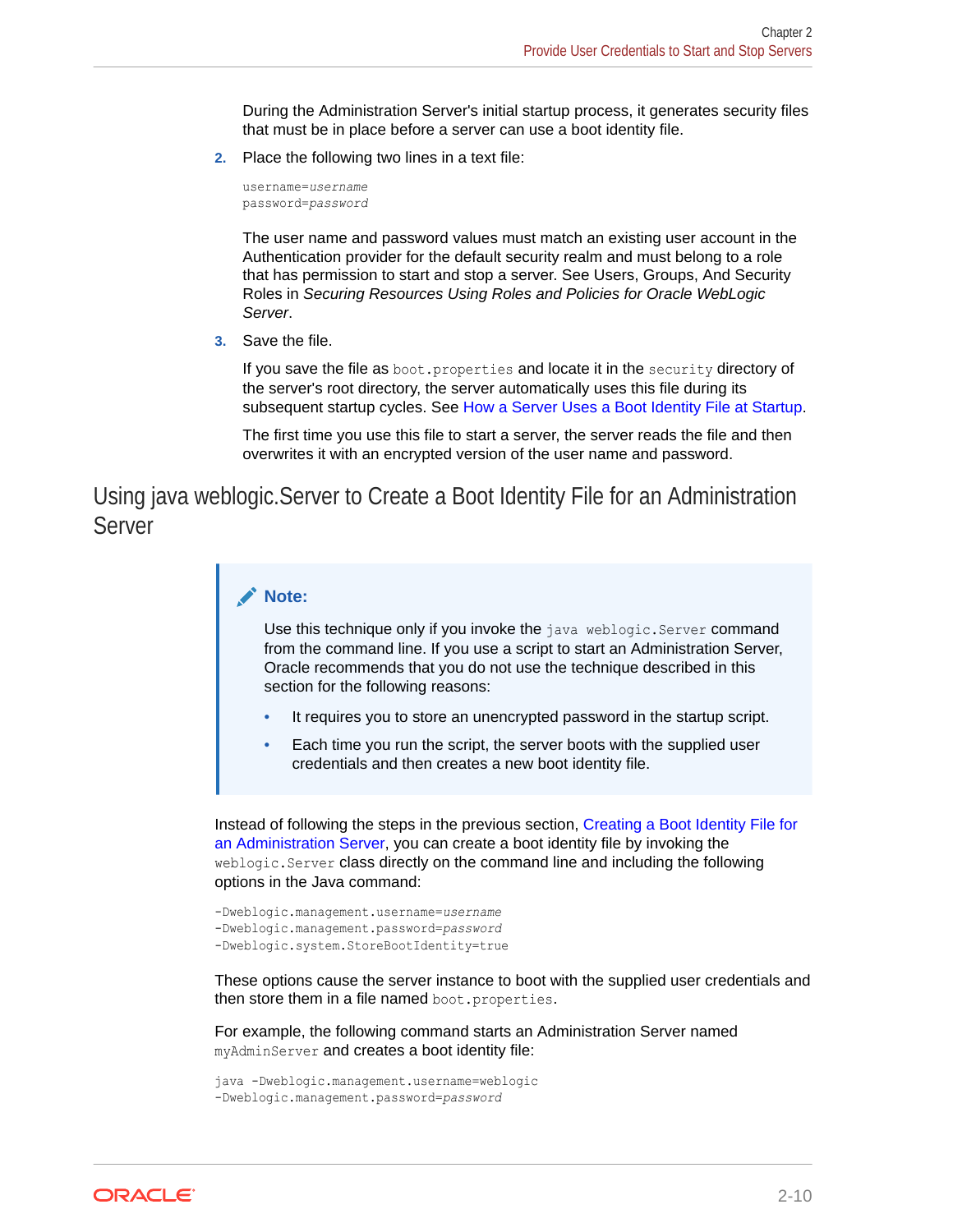During the Administration Server's initial startup process, it generates security files that must be in place before a server can use a boot identity file.

2. Place the following two lines in a text file:

```
username=username
password=password
```

   The user name and password values must match an existing user account in the Authentication provider for the default security realm and must belong to a role that has permission to start and stop a server. See Users, Groups, And Security Roles in *Securing Resources Using Roles and Policies for Oracle WebLogic Server*.

3. Save the file.

   If you save the file as `boot.properties` and locate it in the `security` directory of the server's root directory, the server automatically uses this file during its subsequent startup cycles. See How a Server Uses a Boot Identity File at Startup.

   The first time you use this file to start a server, the server reads the file and then overwrites it with an encrypted version of the user name and password.

## Using java weblogic.Server to Create a Boot Identity File for an Administration Server

> **Note:**
>
> Use this technique only if you invoke the `java weblogic.Server` command from the command line. If you use a script to start an Administration Server, Oracle recommends that you do not use the technique described in this section for the following reasons:
>
> - It requires you to store an unencrypted password in the startup script.
> - Each time you run the script, the server boots with the supplied user credentials and then creates a new boot identity file.

Instead of following the steps in the previous section, Creating a Boot Identity File for an Administration Server, you can create a boot identity file by invoking the `weblogic.Server` class directly on the command line and including the following options in the Java command:

```
-Dweblogic.management.username=username
-Dweblogic.management.password=password
-Dweblogic.system.StoreBootIdentity=true
```

These options cause the server instance to boot with the supplied user credentials and then store them in a file named `boot.properties`.

For example, the following command starts an Administration Server named `myAdminServer` and creates a boot identity file:

```
java -Dweblogic.management.username=weblogic
-Dweblogic.management.password=password
```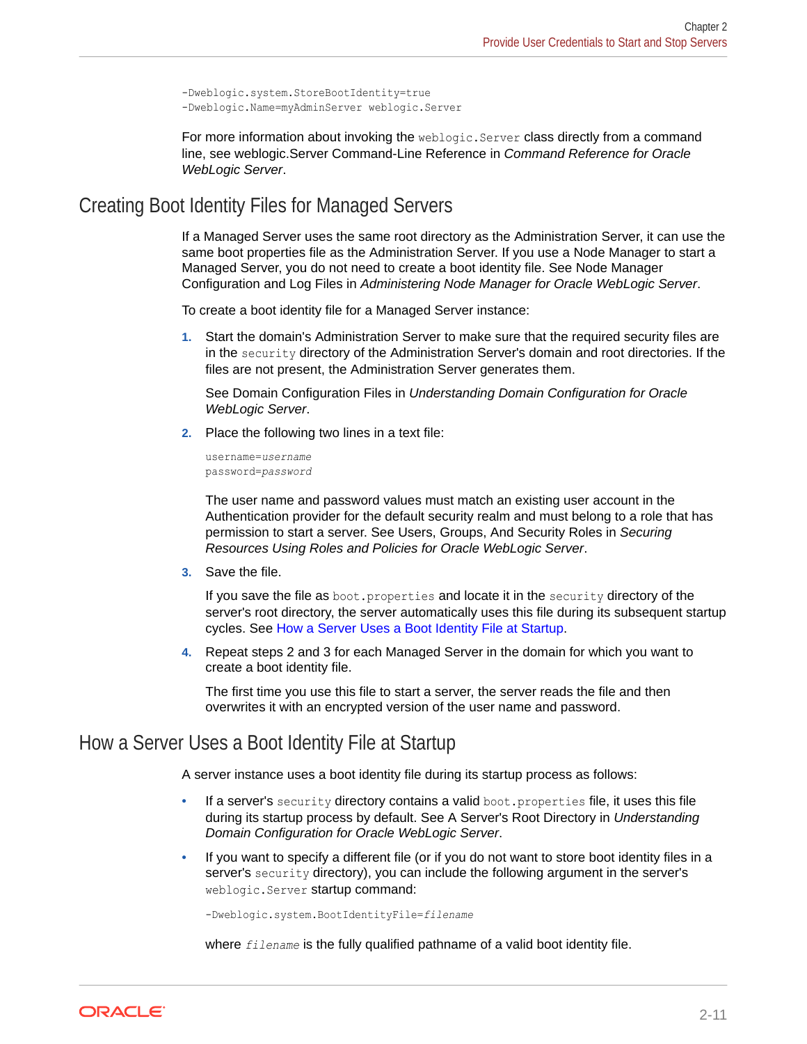```
-Dweblogic.system.StoreBootIdentity=true
-Dweblogic.Name=myAdminServer weblogic.Server
```

For more information about invoking the `weblogic.Server` class directly from a command line, see weblogic.Server Command-Line Reference in *Command Reference for Oracle WebLogic Server*.

## Creating Boot Identity Files for Managed Servers

If a Managed Server uses the same root directory as the Administration Server, it can use the same boot properties file as the Administration Server. If you use a Node Manager to start a Managed Server, you do not need to create a boot identity file. See Node Manager Configuration and Log Files in *Administering Node Manager for Oracle WebLogic Server*.

To create a boot identity file for a Managed Server instance:

1. Start the domain's Administration Server to make sure that the required security files are in the `security` directory of the Administration Server's domain and root directories. If the files are not present, the Administration Server generates them.

   See Domain Configuration Files in *Understanding Domain Configuration for Oracle WebLogic Server*.

2. Place the following two lines in a text file:

   ```
   username=username
   password=password
   ```

   The user name and password values must match an existing user account in the Authentication provider for the default security realm and must belong to a role that has permission to start a server. See Users, Groups, And Security Roles in *Securing Resources Using Roles and Policies for Oracle WebLogic Server*.

3. Save the file.

   If you save the file as `boot.properties` and locate it in the `security` directory of the server's root directory, the server automatically uses this file during its subsequent startup cycles. See How a Server Uses a Boot Identity File at Startup.

4. Repeat steps 2 and 3 for each Managed Server in the domain for which you want to create a boot identity file.

   The first time you use this file to start a server, the server reads the file and then overwrites it with an encrypted version of the user name and password.

## How a Server Uses a Boot Identity File at Startup

A server instance uses a boot identity file during its startup process as follows:

- If a server's `security` directory contains a valid `boot.properties` file, it uses this file during its startup process by default. See A Server's Root Directory in *Understanding Domain Configuration for Oracle WebLogic Server*.
- If you want to specify a different file (or if you do not want to store boot identity files in a server's `security` directory), you can include the following argument in the server's `weblogic.Server` startup command:

  ```
  -Dweblogic.system.BootIdentityFile=filename
  ```

  where *`filename`* is the fully qualified pathname of a valid boot identity file.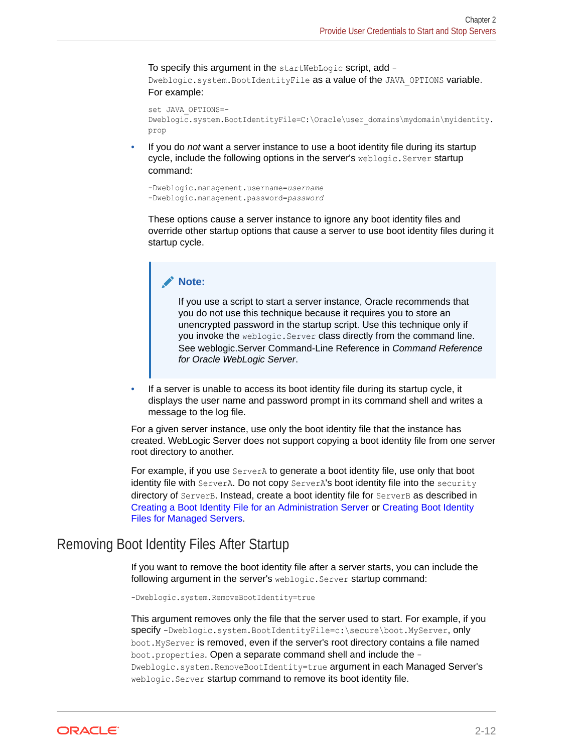To specify this argument in the `startWebLogic` script, add `-Dweblogic.system.BootIdentityFile` as a value of the `JAVA_OPTIONS` variable. For example:

```
set JAVA_OPTIONS=-
Dweblogic.system.BootIdentityFile=C:\Oracle\user_domains\mydomain\myidentity.
prop
```

- If you do *not* want a server instance to use a boot identity file during its startup cycle, include the following options in the server's `weblogic.Server` startup command:

  ```
  -Dweblogic.management.username=username
  -Dweblogic.management.password=password
  ```

  These options cause a server instance to ignore any boot identity files and override other startup options that cause a server to use boot identity files during its startup cycle.

  > **Note:**
  >
  > If you use a script to start a server instance, Oracle recommends that you do not use this technique because it requires you to store an unencrypted password in the startup script. Use this technique only if you invoke the `weblogic.Server` class directly from the command line. See weblogic.Server Command-Line Reference in *Command Reference for Oracle WebLogic Server*.

- If a server is unable to access its boot identity file during its startup cycle, it displays the user name and password prompt in its command shell and writes a message to the log file.

For a given server instance, use only the boot identity file that the instance has created. WebLogic Server does not support copying a boot identity file from one server root directory to another.

For example, if you use `ServerA` to generate a boot identity file, use only that boot identity file with `ServerA`. Do not copy `ServerA`'s boot identity file into the `security` directory of `ServerB`. Instead, create a boot identity file for `ServerB` as described in Creating a Boot Identity File for an Administration Server or Creating Boot Identity Files for Managed Servers.

## Removing Boot Identity Files After Startup

If you want to remove the boot identity file after a server starts, you can include the following argument in the server's `weblogic.Server` startup command:

```
-Dweblogic.system.RemoveBootIdentity=true
```

This argument removes only the file that the server used to start. For example, if you specify `-Dweblogic.system.BootIdentityFile=c:\secure\boot.MyServer`, only `boot.MyServer` is removed, even if the server's root directory contains a file named `boot.properties`. Open a separate command shell and include the `-Dweblogic.system.RemoveBootIdentity=true` argument in each Managed Server's `weblogic.Server` startup command to remove its boot identity file.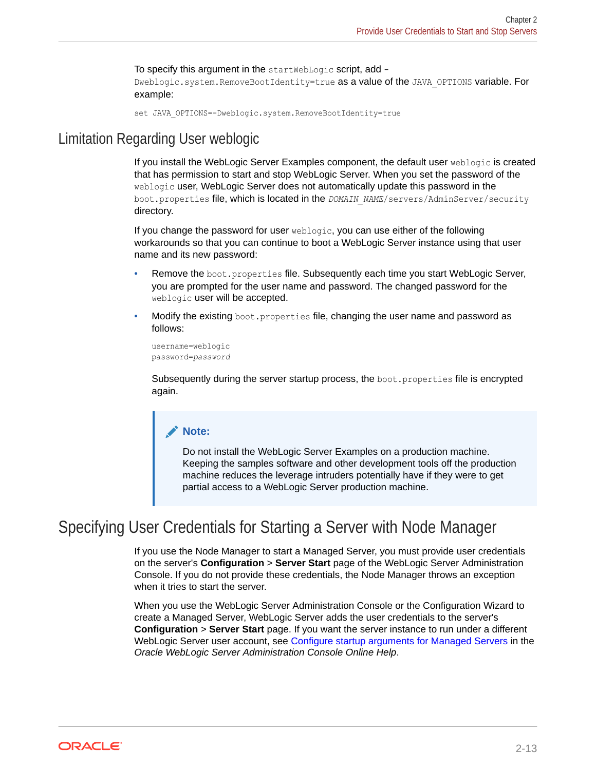To specify this argument in the `startWebLogic` script, add `-Dweblogic.system.RemoveBootIdentity=true` as a value of the `JAVA_OPTIONS` variable. For example:

```
set JAVA_OPTIONS=-Dweblogic.system.RemoveBootIdentity=true
```

## Limitation Regarding User weblogic

If you install the WebLogic Server Examples component, the default user `weblogic` is created that has permission to start and stop WebLogic Server. When you set the password of the `weblogic` user, WebLogic Server does not automatically update this password in the `boot.properties` file, which is located in the *`DOMAIN_NAME`*`/servers/AdminServer/security` directory.

If you change the password for user `weblogic`, you can use either of the following workarounds so that you can continue to boot a WebLogic Server instance using that user name and its new password:

- Remove the `boot.properties` file. Subsequently each time you start WebLogic Server, you are prompted for the user name and password. The changed password for the `weblogic` user will be accepted.
- Modify the existing `boot.properties` file, changing the user name and password as follows:

  ```
  username=weblogic
  password=password
  ```

  Subsequently during the server startup process, the `boot.properties` file is encrypted again.

> **Note:**
>
> Do not install the WebLogic Server Examples on a production machine. Keeping the samples software and other development tools off the production machine reduces the leverage intruders potentially have if they were to get partial access to a WebLogic Server production machine.

## Specifying User Credentials for Starting a Server with Node Manager

If you use the Node Manager to start a Managed Server, you must provide user credentials on the server's **Configuration** > **Server Start** page of the WebLogic Server Administration Console. If you do not provide these credentials, the Node Manager throws an exception when it tries to start the server.

When you use the WebLogic Server Administration Console or the Configuration Wizard to create a Managed Server, WebLogic Server adds the user credentials to the server's **Configuration** > **Server Start** page. If you want the server instance to run under a different WebLogic Server user account, see Configure startup arguments for Managed Servers in the *Oracle WebLogic Server Administration Console Online Help*.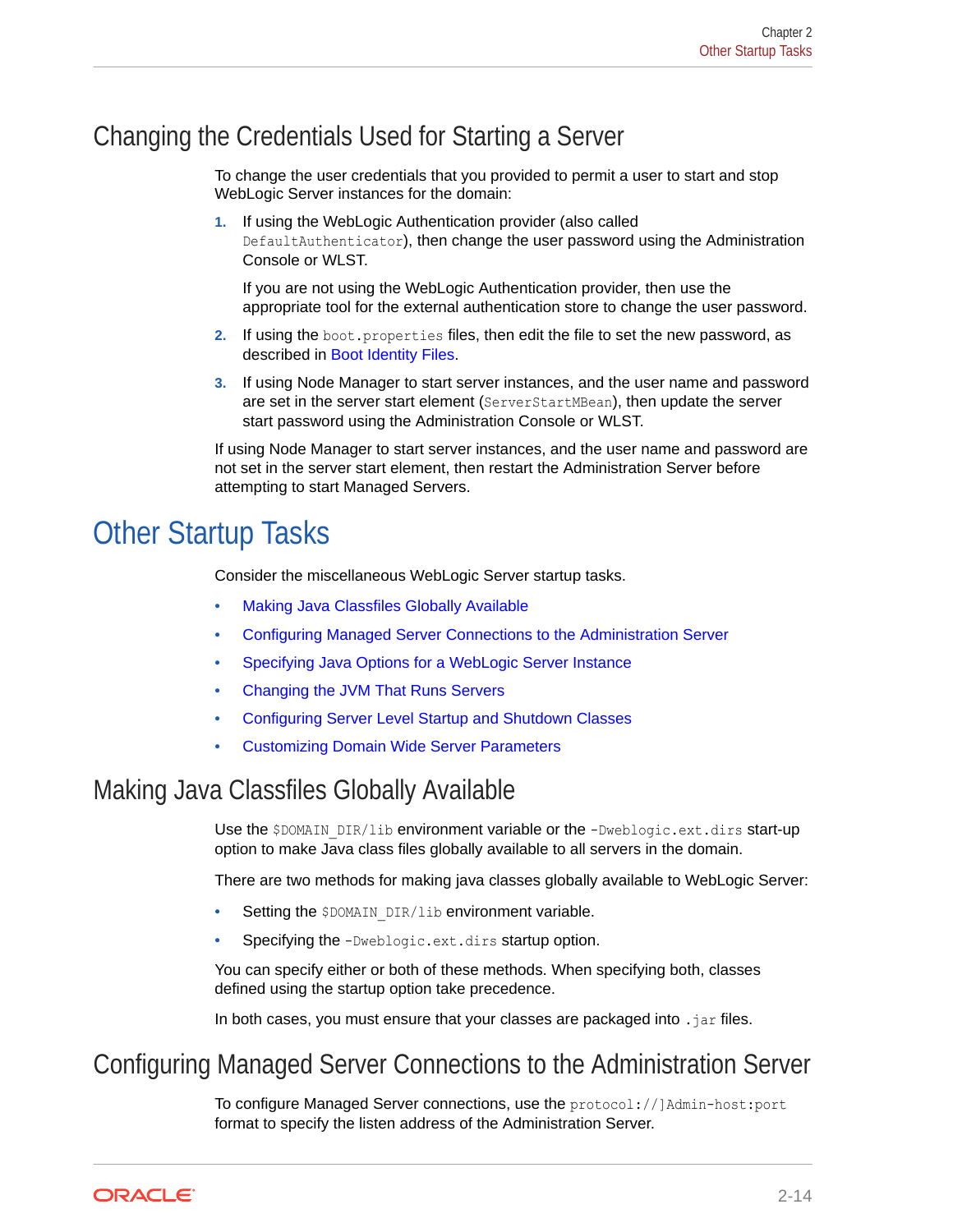## Changing the Credentials Used for Starting a Server

To change the user credentials that you provided to permit a user to start and stop WebLogic Server instances for the domain:

1. If using the WebLogic Authentication provider (also called `DefaultAuthenticator`), then change the user password using the Administration Console or WLST.

   If you are not using the WebLogic Authentication provider, then use the appropriate tool for the external authentication store to change the user password.

2. If using the `boot.properties` files, then edit the file to set the new password, as described in Boot Identity Files.

3. If using Node Manager to start server instances, and the user name and password are set in the server start element (`ServerStartMBean`), then update the server start password using the Administration Console or WLST.

If using Node Manager to start server instances, and the user name and password are not set in the server start element, then restart the Administration Server before attempting to start Managed Servers.

# Other Startup Tasks

Consider the miscellaneous WebLogic Server startup tasks.

- Making Java Classfiles Globally Available
- Configuring Managed Server Connections to the Administration Server
- Specifying Java Options for a WebLogic Server Instance
- Changing the JVM That Runs Servers
- Configuring Server Level Startup and Shutdown Classes
- Customizing Domain Wide Server Parameters

## Making Java Classfiles Globally Available

Use the `$DOMAIN_DIR/lib` environment variable or the `-Dweblogic.ext.dirs` start-up option to make Java class files globally available to all servers in the domain.

There are two methods for making java classes globally available to WebLogic Server:

- Setting the `$DOMAIN_DIR/lib` environment variable.
- Specifying the `-Dweblogic.ext.dirs` startup option.

You can specify either or both of these methods. When specifying both, classes defined using the startup option take precedence.

In both cases, you must ensure that your classes are packaged into `.jar` files.

## Configuring Managed Server Connections to the Administration Server

To configure Managed Server connections, use the `protocol://]Admin-host:port` format to specify the listen address of the Administration Server.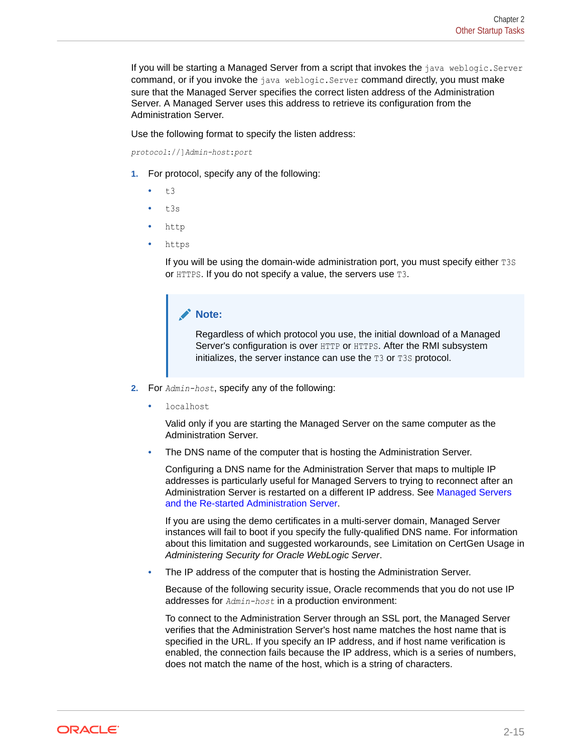If you will be starting a Managed Server from a script that invokes the `java weblogic.Server` command, or if you invoke the `java weblogic.Server` command directly, you must make sure that the Managed Server specifies the correct listen address of the Administration Server. A Managed Server uses this address to retrieve its configuration from the Administration Server.

Use the following format to specify the listen address:

*`protocol`*`://]`*`Admin-host`*`:`*`port`*

1. For protocol, specify any of the following:
   - `t3`
   - `t3s`
   - `http`
   - `https`

   If you will be using the domain-wide administration port, you must specify either `T3S` or `HTTPS`. If you do not specify a value, the servers use `T3`.

   > **Note:**
   >
   > Regardless of which protocol you use, the initial download of a Managed Server's configuration is over `HTTP` or `HTTPS`. After the RMI subsystem initializes, the server instance can use the `T3` or `T3S` protocol.

2. For *`Admin-host`*, specify any of the following:
   - `localhost`

     Valid only if you are starting the Managed Server on the same computer as the Administration Server.

   - The DNS name of the computer that is hosting the Administration Server.

     Configuring a DNS name for the Administration Server that maps to multiple IP addresses is particularly useful for Managed Servers to trying to reconnect after an Administration Server is restarted on a different IP address. See Managed Servers and the Re-started Administration Server.

     If you are using the demo certificates in a multi-server domain, Managed Server instances will fail to boot if you specify the fully-qualified DNS name. For information about this limitation and suggested workarounds, see Limitation on CertGen Usage in *Administering Security for Oracle WebLogic Server*.

   - The IP address of the computer that is hosting the Administration Server.

     Because of the following security issue, Oracle recommends that you do not use IP addresses for *`Admin-host`* in a production environment:

     To connect to the Administration Server through an SSL port, the Managed Server verifies that the Administration Server's host name matches the host name that is specified in the URL. If you specify an IP address, and if host name verification is enabled, the connection fails because the IP address, which is a series of numbers, does not match the name of the host, which is a string of characters.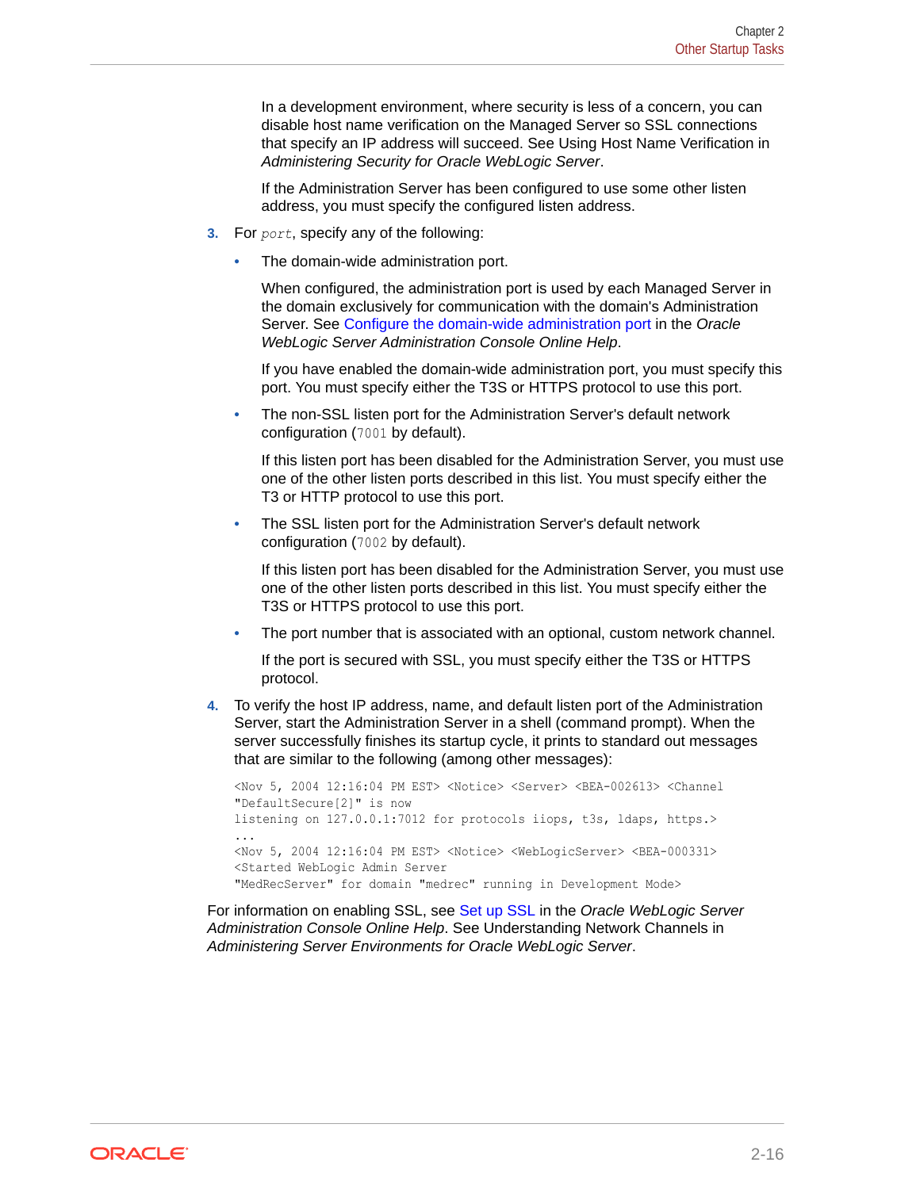In a development environment, where security is less of a concern, you can disable host name verification on the Managed Server so SSL connections that specify an IP address will succeed. See Using Host Name Verification in *Administering Security for Oracle WebLogic Server*.

If the Administration Server has been configured to use some other listen address, you must specify the configured listen address.

3. For `port`, specify any of the following:

   - The domain-wide administration port.

     When configured, the administration port is used by each Managed Server in the domain exclusively for communication with the domain's Administration Server. See Configure the domain-wide administration port in the *Oracle WebLogic Server Administration Console Online Help*.

     If you have enabled the domain-wide administration port, you must specify this port. You must specify either the T3S or HTTPS protocol to use this port.

   - The non-SSL listen port for the Administration Server's default network configuration (`7001` by default).

     If this listen port has been disabled for the Administration Server, you must use one of the other listen ports described in this list. You must specify either the T3 or HTTP protocol to use this port.

   - The SSL listen port for the Administration Server's default network configuration (`7002` by default).

     If this listen port has been disabled for the Administration Server, you must use one of the other listen ports described in this list. You must specify either the T3S or HTTPS protocol to use this port.

   - The port number that is associated with an optional, custom network channel.

     If the port is secured with SSL, you must specify either the T3S or HTTPS protocol.

4. To verify the host IP address, name, and default listen port of the Administration Server, start the Administration Server in a shell (command prompt). When the server successfully finishes its startup cycle, it prints to standard out messages that are similar to the following (among other messages):

```
<Nov 5, 2004 12:16:04 PM EST> <Notice> <Server> <BEA-002613> <Channel
"DefaultSecure[2]" is now
listening on 127.0.0.1:7012 for protocols iiops, t3s, ldaps, https.>
...
<Nov 5, 2004 12:16:04 PM EST> <Notice> <WebLogicServer> <BEA-000331>
<Started WebLogic Admin Server
"MedRecServer" for domain "medrec" running in Development Mode>
```

For information on enabling SSL, see Set up SSL in the *Oracle WebLogic Server Administration Console Online Help*. See Understanding Network Channels in *Administering Server Environments for Oracle WebLogic Server*.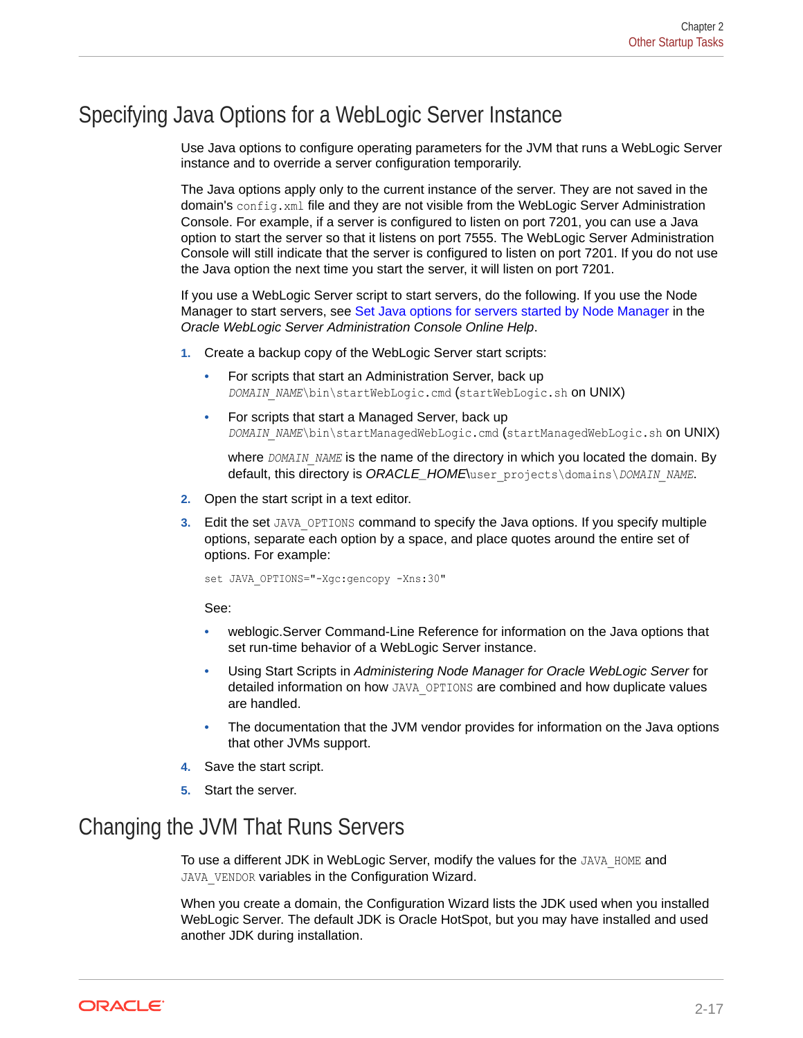## Specifying Java Options for a WebLogic Server Instance

Use Java options to configure operating parameters for the JVM that runs a WebLogic Server instance and to override a server configuration temporarily.

The Java options apply only to the current instance of the server. They are not saved in the domain's `config.xml` file and they are not visible from the WebLogic Server Administration Console. For example, if a server is configured to listen on port 7201, you can use a Java option to start the server so that it listens on port 7555. The WebLogic Server Administration Console will still indicate that the server is configured to listen on port 7201. If you do not use the Java option the next time you start the server, it will listen on port 7201.

If you use a WebLogic Server script to start servers, do the following. If you use the Node Manager to start servers, see Set Java options for servers started by Node Manager in the *Oracle WebLogic Server Administration Console Online Help*.

1. Create a backup copy of the WebLogic Server start scripts:
   - For scripts that start an Administration Server, back up *`DOMAIN_NAME`*`\bin\startWebLogic.cmd` (`startWebLogic.sh` on UNIX)
   - For scripts that start a Managed Server, back up *`DOMAIN_NAME`*`\bin\startManagedWebLogic.cmd` (`startManagedWebLogic.sh` on UNIX)

     where *`DOMAIN_NAME`* is the name of the directory in which you located the domain. By default, this directory is *ORACLE_HOME*`\user_projects\domains\`*`DOMAIN_NAME`*.
2. Open the start script in a text editor.
3. Edit the set `JAVA_OPTIONS` command to specify the Java options. If you specify multiple options, separate each option by a space, and place quotes around the entire set of options. For example:

   ```
   set JAVA_OPTIONS="-Xgc:gencopy -Xns:30"
   ```

   See:
   - weblogic.Server Command-Line Reference for information on the Java options that set run-time behavior of a WebLogic Server instance.
   - Using Start Scripts in *Administering Node Manager for Oracle WebLogic Server* for detailed information on how `JAVA_OPTIONS` are combined and how duplicate values are handled.
   - The documentation that the JVM vendor provides for information on the Java options that other JVMs support.
4. Save the start script.
5. Start the server.

## Changing the JVM That Runs Servers

To use a different JDK in WebLogic Server, modify the values for the `JAVA_HOME` and `JAVA_VENDOR` variables in the Configuration Wizard.

When you create a domain, the Configuration Wizard lists the JDK used when you installed WebLogic Server. The default JDK is Oracle HotSpot, but you may have installed and used another JDK during installation.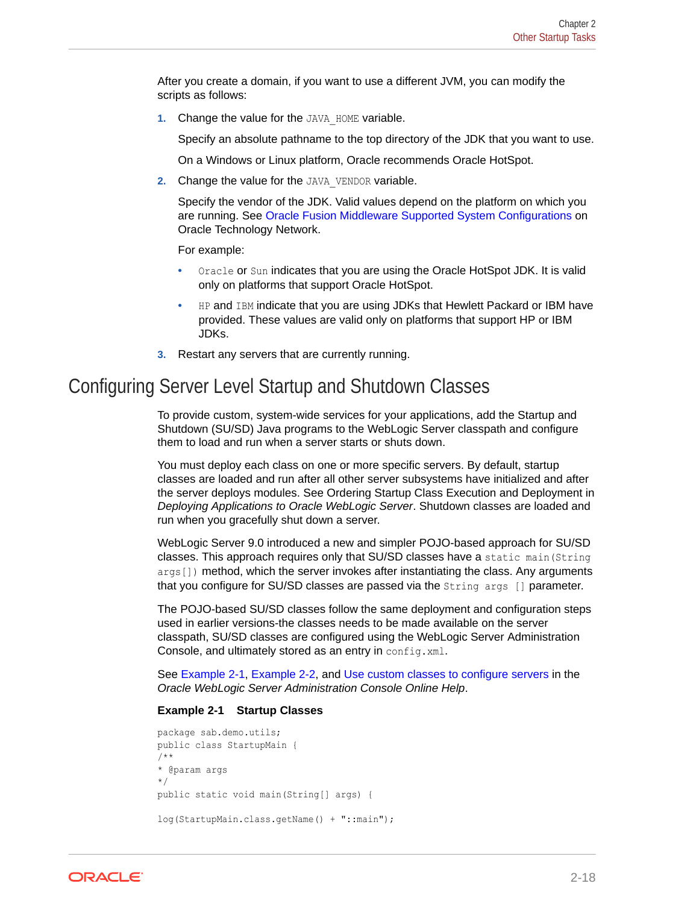After you create a domain, if you want to use a different JVM, you can modify the scripts as follows:

1. Change the value for the `JAVA_HOME` variable.

   Specify an absolute pathname to the top directory of the JDK that you want to use.

   On a Windows or Linux platform, Oracle recommends Oracle HotSpot.

2. Change the value for the `JAVA_VENDOR` variable.

   Specify the vendor of the JDK. Valid values depend on the platform on which you are running. See Oracle Fusion Middleware Supported System Configurations on Oracle Technology Network.

   For example:

   - `Oracle` or `Sun` indicates that you are using the Oracle HotSpot JDK. It is valid only on platforms that support Oracle HotSpot.
   - `HP` and `IBM` indicate that you are using JDKs that Hewlett Packard or IBM have provided. These values are valid only on platforms that support HP or IBM JDKs.

3. Restart any servers that are currently running.

## Configuring Server Level Startup and Shutdown Classes

To provide custom, system-wide services for your applications, add the Startup and Shutdown (SU/SD) Java programs to the WebLogic Server classpath and configure them to load and run when a server starts or shuts down.

You must deploy each class on one or more specific servers. By default, startup classes are loaded and run after all other server subsystems have initialized and after the server deploys modules. See Ordering Startup Class Execution and Deployment in *Deploying Applications to Oracle WebLogic Server*. Shutdown classes are loaded and run when you gracefully shut down a server.

WebLogic Server 9.0 introduced a new and simpler POJO-based approach for SU/SD classes. This approach requires only that SU/SD classes have a `static main(String args[])` method, which the server invokes after instantiating the class. Any arguments that you configure for SU/SD classes are passed via the `String args []` parameter.

The POJO-based SU/SD classes follow the same deployment and configuration steps used in earlier versions-the classes needs to be made available on the server classpath, SU/SD classes are configured using the WebLogic Server Administration Console, and ultimately stored as an entry in `config.xml`.

See Example 2-1, Example 2-2, and Use custom classes to configure servers in the *Oracle WebLogic Server Administration Console Online Help*.

**Example 2-1 Startup Classes**

```
package sab.demo.utils;
public class StartupMain {
/**
* @param args
*/
public static void main(String[] args) {

log(StartupMain.class.getName() + "::main");
```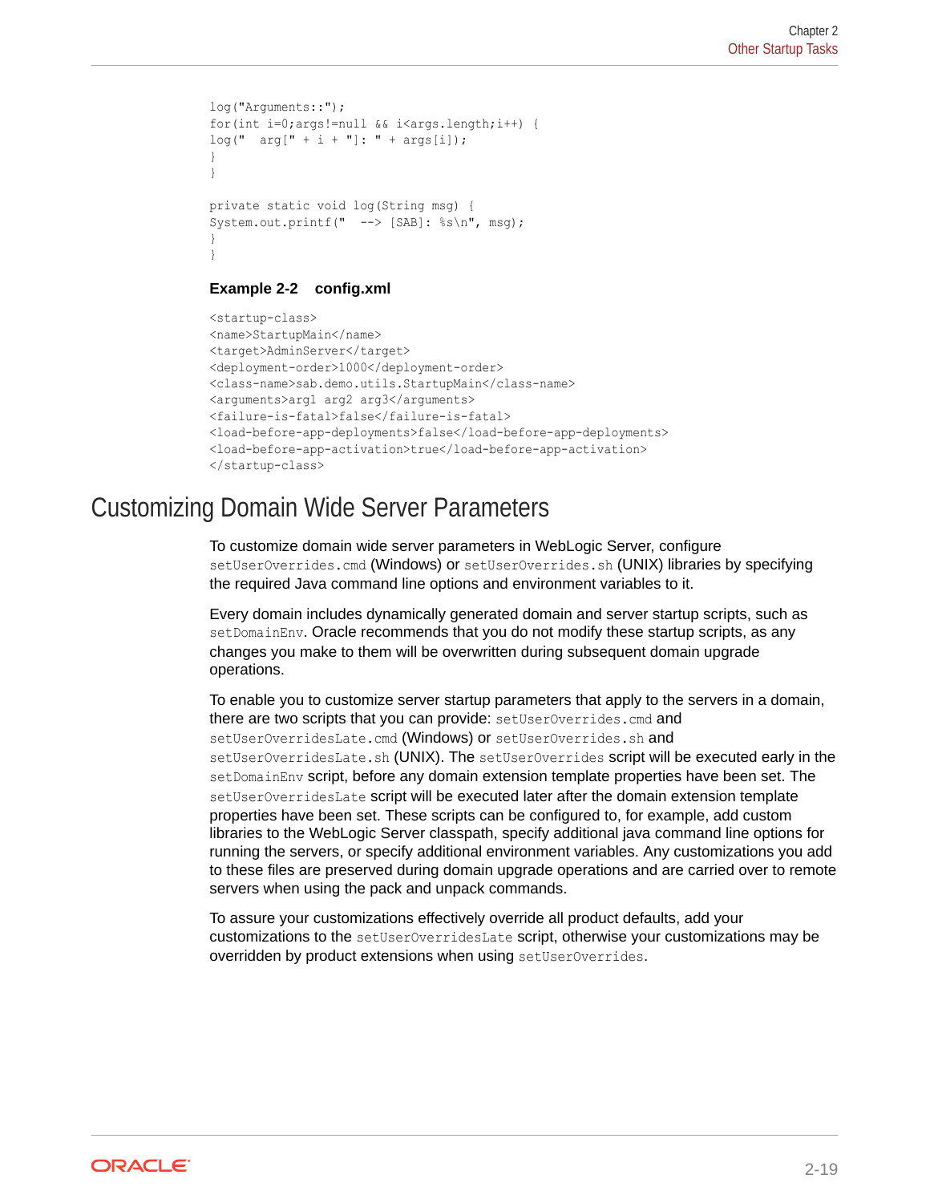```
log("Arguments::");
for(int i=0;args!=null && i<args.length;i++) {
log("  arg[" + i + "]: " + args[i]);
}
}

private static void log(String msg) {
System.out.printf("  --> [SAB]: %s\n", msg);
}
}
```

**Example 2-2    config.xml**

```
<startup-class>
<name>StartupMain</name>
<target>AdminServer</target>
<deployment-order>1000</deployment-order>
<class-name>sab.demo.utils.StartupMain</class-name>
<arguments>arg1 arg2 arg3</arguments>
<failure-is-fatal>false</failure-is-fatal>
<load-before-app-deployments>false</load-before-app-deployments>
<load-before-app-activation>true</load-before-app-activation>
</startup-class>
```

# Customizing Domain Wide Server Parameters

To customize domain wide server parameters in WebLogic Server, configure `setUserOverrides.cmd` (Windows) or `setUserOverrides.sh` (UNIX) libraries by specifying the required Java command line options and environment variables to it.

Every domain includes dynamically generated domain and server startup scripts, such as `setDomainEnv`. Oracle recommends that you do not modify these startup scripts, as any changes you make to them will be overwritten during subsequent domain upgrade operations.

To enable you to customize server startup parameters that apply to the servers in a domain, there are two scripts that you can provide: `setUserOverrides.cmd` and `setUserOverridesLate.cmd` (Windows) or `setUserOverrides.sh` and `setUserOverridesLate.sh` (UNIX). The `setUserOverrides` script will be executed early in the `setDomainEnv` script, before any domain extension template properties have been set. The `setUserOverridesLate` script will be executed later after the domain extension template properties have been set. These scripts can be configured to, for example, add custom libraries to the WebLogic Server classpath, specify additional java command line options for running the servers, or specify additional environment variables. Any customizations you add to these files are preserved during domain upgrade operations and are carried over to remote servers when using the pack and unpack commands.

To assure your customizations effectively override all product defaults, add your customizations to the `setUserOverridesLate` script, otherwise your customizations may be overridden by product extensions when using `setUserOverrides`.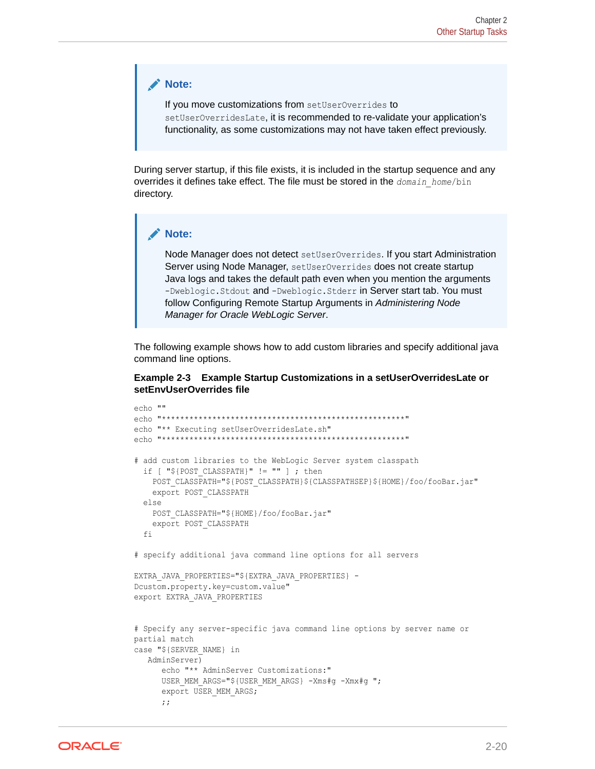> **Note:**
>
> If you move customizations from `setUserOverrides` to `setUserOverridesLate`, it is recommended to re-validate your application's functionality, as some customizations may not have taken effect previously.

During server startup, if this file exists, it is included in the startup sequence and any overrides it defines take effect. The file must be stored in the *`domain_home`*`/bin` directory.

> **Note:**
>
> Node Manager does not detect `setUserOverrides`. If you start Administration Server using Node Manager, `setUserOverrides` does not create startup Java logs and takes the default path even when you mention the arguments `-Dweblogic.Stdout` and `-Dweblogic.Stderr` in Server start tab. You must follow Configuring Remote Startup Arguments in *Administering Node Manager for Oracle WebLogic Server*.

The following example shows how to add custom libraries and specify additional java command line options.

**Example 2-3 Example Startup Customizations in a setUserOverridesLate or setEnvUserOverrides file**

```
echo ""
echo "*****************************************************"
echo "** Executing setUserOverridesLate.sh"
echo "*****************************************************"

# add custom libraries to the WebLogic Server system classpath
  if [ "${POST_CLASSPATH}" != "" ] ; then
    POST_CLASSPATH="${POST_CLASSPATH}${CLASSPATHSEP}${HOME}/foo/fooBar.jar"
    export POST_CLASSPATH
  else
    POST_CLASSPATH="${HOME}/foo/fooBar.jar"
    export POST_CLASSPATH
  fi

# specify additional java command line options for all servers

EXTRA_JAVA_PROPERTIES="${EXTRA_JAVA_PROPERTIES} -
Dcustom.property.key=custom.value"
export EXTRA_JAVA_PROPERTIES


# Specify any server-specific java command line options by server name or
partial match
case "${SERVER_NAME}" in
   AdminServer)
      echo "** AdminServer Customizations:"
      USER_MEM_ARGS="${USER_MEM_ARGS} -Xms#g -Xmx#g ";
      export USER_MEM_ARGS;
      ;;
```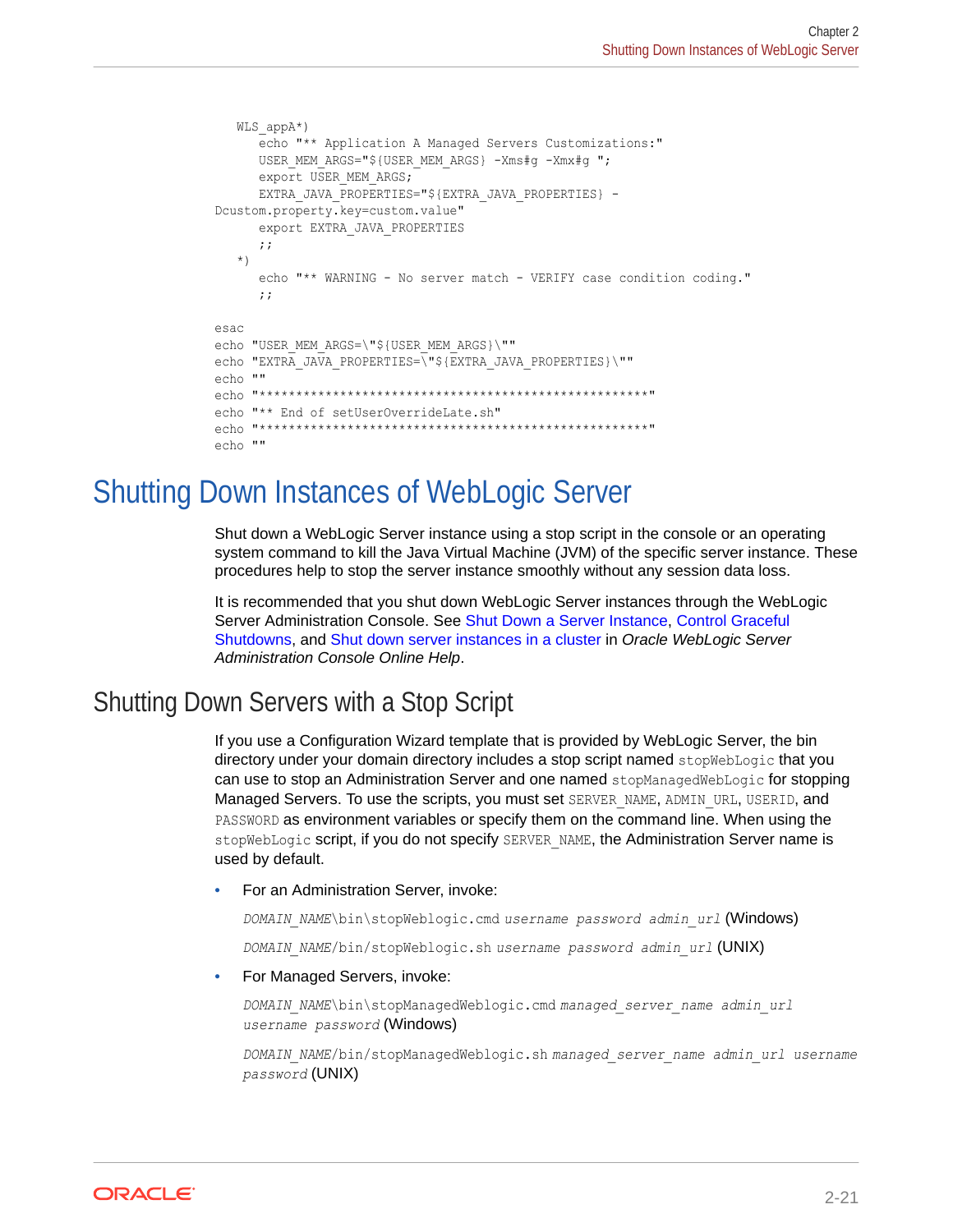```
   WLS_appA*)
      echo "** Application A Managed Servers Customizations:"
      USER_MEM_ARGS="${USER_MEM_ARGS} -Xms#g -Xmx#g ";
      export USER_MEM_ARGS;
      EXTRA_JAVA_PROPERTIES="${EXTRA_JAVA_PROPERTIES} -
Dcustom.property.key=custom.value"
      export EXTRA_JAVA_PROPERTIES
      ;;
   *)
      echo "** WARNING - No server match - VERIFY case condition coding."
      ;;

esac
echo "USER_MEM_ARGS=\"${USER_MEM_ARGS}\""
echo "EXTRA_JAVA_PROPERTIES=\"${EXTRA_JAVA_PROPERTIES}\""
echo ""
echo "*****************************************************"
echo "** End of setUserOverrideLate.sh"
echo "*****************************************************"
echo ""
```

# Shutting Down Instances of WebLogic Server

Shut down a WebLogic Server instance using a stop script in the console or an operating system command to kill the Java Virtual Machine (JVM) of the specific server instance. These procedures help to stop the server instance smoothly without any session data loss.

It is recommended that you shut down WebLogic Server instances through the WebLogic Server Administration Console. See Shut Down a Server Instance, Control Graceful Shutdowns, and Shut down server instances in a cluster in *Oracle WebLogic Server Administration Console Online Help*.

## Shutting Down Servers with a Stop Script

If you use a Configuration Wizard template that is provided by WebLogic Server, the bin directory under your domain directory includes a stop script named `stopWebLogic` that you can use to stop an Administration Server and one named `stopManagedWebLogic` for stopping Managed Servers. To use the scripts, you must set `SERVER_NAME`, `ADMIN_URL`, `USERID`, and `PASSWORD` as environment variables or specify them on the command line. When using the `stopWebLogic` script, if you do not specify `SERVER_NAME`, the Administration Server name is used by default.

- For an Administration Server, invoke:

  *`DOMAIN_NAME`*`\bin\stopWeblogic.cmd` *`username password admin_url`* (Windows)

  *`DOMAIN_NAME`*`/bin/stopWeblogic.sh` *`username password admin_url`* (UNIX)

- For Managed Servers, invoke:

  *`DOMAIN_NAME`*`\bin\stopManagedWeblogic.cmd` *`managed_server_name admin_url username password`* (Windows)

  *`DOMAIN_NAME`*`/bin/stopManagedWeblogic.sh` *`managed_server_name admin_url username password`* (UNIX)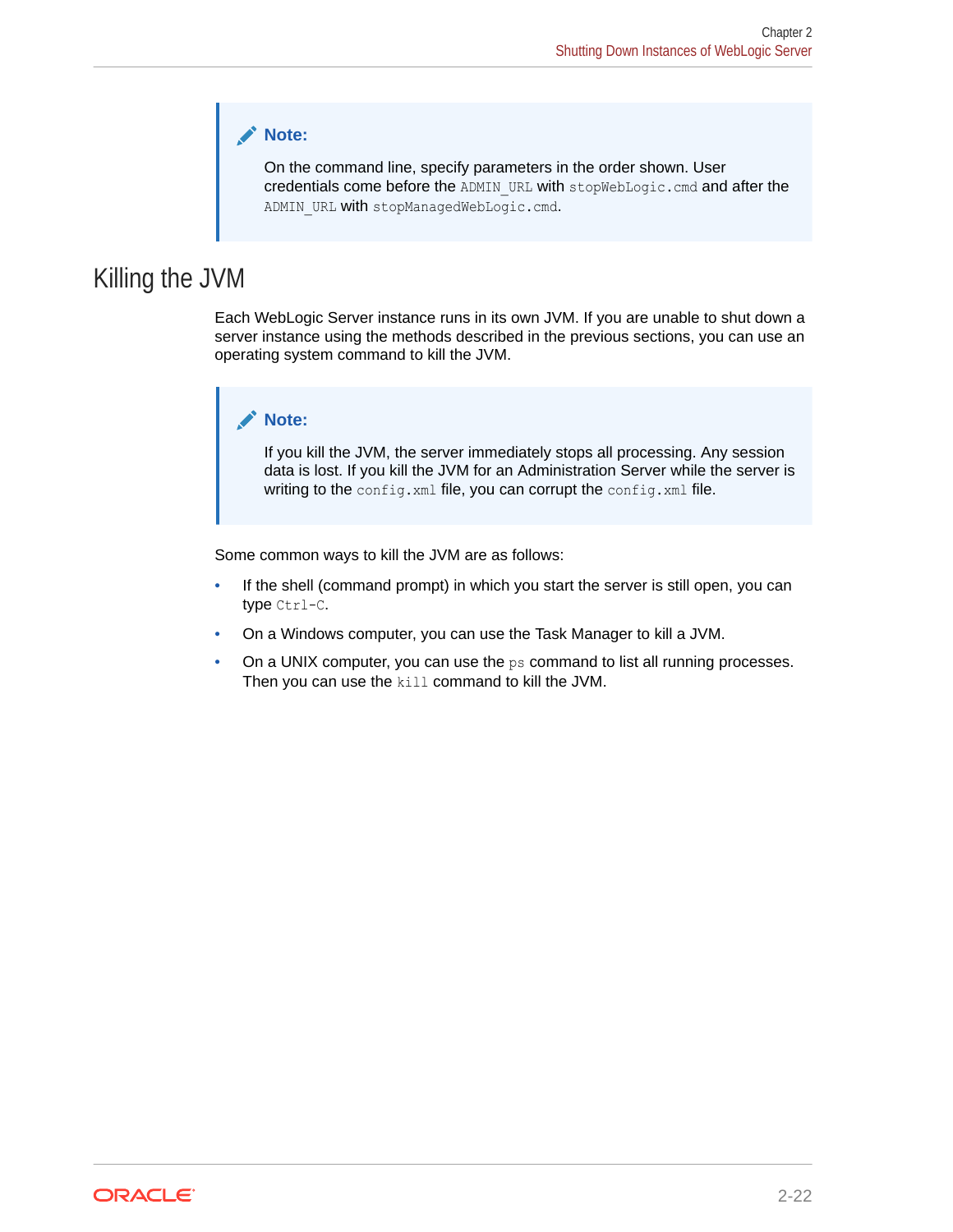> **Note:**
>
> On the command line, specify parameters in the order shown. User credentials come before the `ADMIN_URL` with `stopWebLogic.cmd` and after the `ADMIN_URL` with `stopManagedWebLogic.cmd`.

## Killing the JVM

Each WebLogic Server instance runs in its own JVM. If you are unable to shut down a server instance using the methods described in the previous sections, you can use an operating system command to kill the JVM.

> **Note:**
>
> If you kill the JVM, the server immediately stops all processing. Any session data is lost. If you kill the JVM for an Administration Server while the server is writing to the `config.xml` file, you can corrupt the `config.xml` file.

Some common ways to kill the JVM are as follows:

- If the shell (command prompt) in which you start the server is still open, you can type `Ctrl-C`.
- On a Windows computer, you can use the Task Manager to kill a JVM.
- On a UNIX computer, you can use the `ps` command to list all running processes. Then you can use the `kill` command to kill the JVM.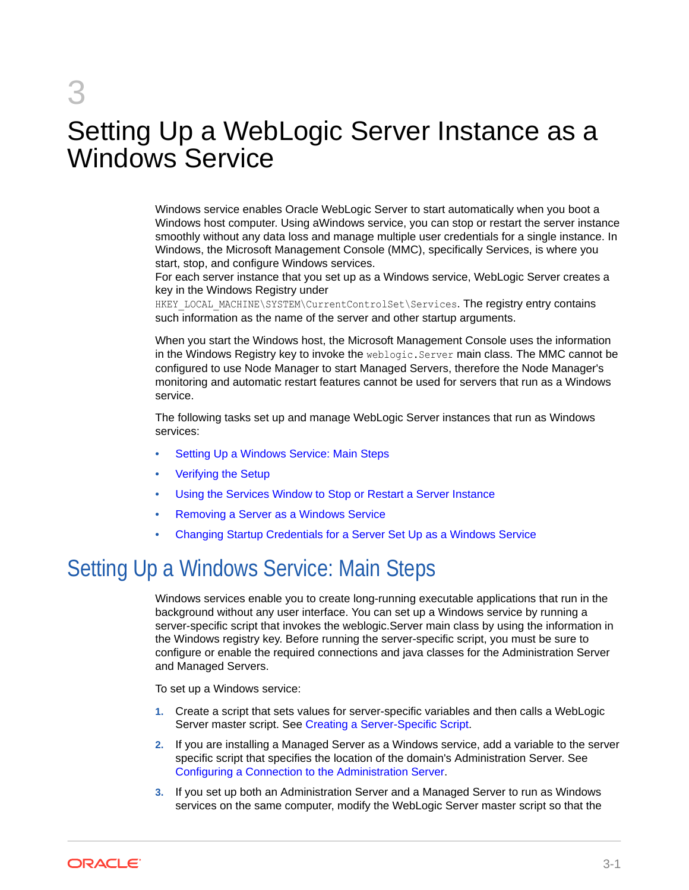# 3 Setting Up a WebLogic Server Instance as a Windows Service

Windows service enables Oracle WebLogic Server to start automatically when you boot a Windows host computer. Using aWindows service, you can stop or restart the server instance smoothly without any data loss and manage multiple user credentials for a single instance. In Windows, the Microsoft Management Console (MMC), specifically Services, is where you start, stop, and configure Windows services.

For each server instance that you set up as a Windows service, WebLogic Server creates a key in the Windows Registry under `HKEY_LOCAL_MACHINE\SYSTEM\CurrentControlSet\Services`. The registry entry contains such information as the name of the server and other startup arguments.

When you start the Windows host, the Microsoft Management Console uses the information in the Windows Registry key to invoke the `weblogic.Server` main class. The MMC cannot be configured to use Node Manager to start Managed Servers, therefore the Node Manager's monitoring and automatic restart features cannot be used for servers that run as a Windows service.

The following tasks set up and manage WebLogic Server instances that run as Windows services:

- Setting Up a Windows Service: Main Steps
- Verifying the Setup
- Using the Services Window to Stop or Restart a Server Instance
- Removing a Server as a Windows Service
- Changing Startup Credentials for a Server Set Up as a Windows Service

## Setting Up a Windows Service: Main Steps

Windows services enable you to create long-running executable applications that run in the background without any user interface. You can set up a Windows service by running a server-specific script that invokes the weblogic.Server main class by using the information in the Windows registry key. Before running the server-specific script, you must be sure to configure or enable the required connections and java classes for the Administration Server and Managed Servers.

To set up a Windows service:

1. Create a script that sets values for server-specific variables and then calls a WebLogic Server master script. See Creating a Server-Specific Script.
2. If you are installing a Managed Server as a Windows service, add a variable to the server specific script that specifies the location of the domain's Administration Server. See Configuring a Connection to the Administration Server.
3. If you set up both an Administration Server and a Managed Server to run as Windows services on the same computer, modify the WebLogic Server master script so that the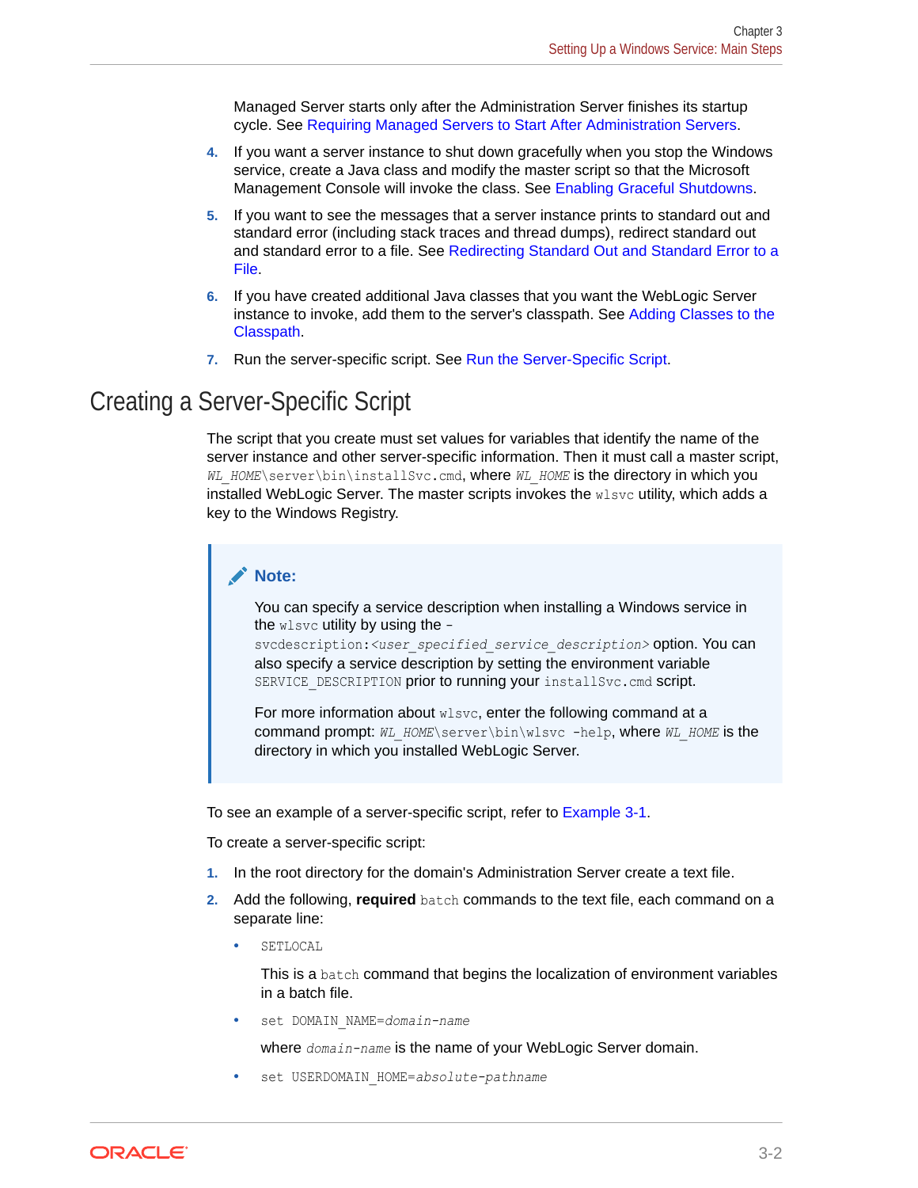Managed Server starts only after the Administration Server finishes its startup cycle. See Requiring Managed Servers to Start After Administration Servers.

4. If you want a server instance to shut down gracefully when you stop the Windows service, create a Java class and modify the master script so that the Microsoft Management Console will invoke the class. See Enabling Graceful Shutdowns.
5. If you want to see the messages that a server instance prints to standard out and standard error (including stack traces and thread dumps), redirect standard out and standard error to a file. See Redirecting Standard Out and Standard Error to a File.
6. If you have created additional Java classes that you want the WebLogic Server instance to invoke, add them to the server's classpath. See Adding Classes to the Classpath.
7. Run the server-specific script. See Run the Server-Specific Script.

## Creating a Server-Specific Script

The script that you create must set values for variables that identify the name of the server instance and other server-specific information. Then it must call a master script, `*WL_HOME*\server\bin\installSvc.cmd`, where `*WL_HOME*` is the directory in which you installed WebLogic Server. The master scripts invokes the `wlsvc` utility, which adds a key to the Windows Registry.

> **Note:**
>
> You can specify a service description when installing a Windows service in the `wlsvc` utility by using the `-svcdescription:<user_specified_service_description>` option. You can also specify a service description by setting the environment variable `SERVICE_DESCRIPTION` prior to running your `installSvc.cmd` script.
>
> For more information about `wlsvc`, enter the following command at a command prompt: `*WL_HOME*\server\bin\wlsvc -help`, where `*WL_HOME*` is the directory in which you installed WebLogic Server.

To see an example of a server-specific script, refer to Example 3-1.

To create a server-specific script:

1. In the root directory for the domain's Administration Server create a text file.
2. Add the following, **required** `batch` commands to the text file, each command on a separate line:
   - `SETLOCAL`

     This is a `batch` command that begins the localization of environment variables in a batch file.
   - `set DOMAIN_NAME=*domain-name*`

     where `*domain-name*` is the name of your WebLogic Server domain.
   - `set USERDOMAIN_HOME=*absolute-pathname*`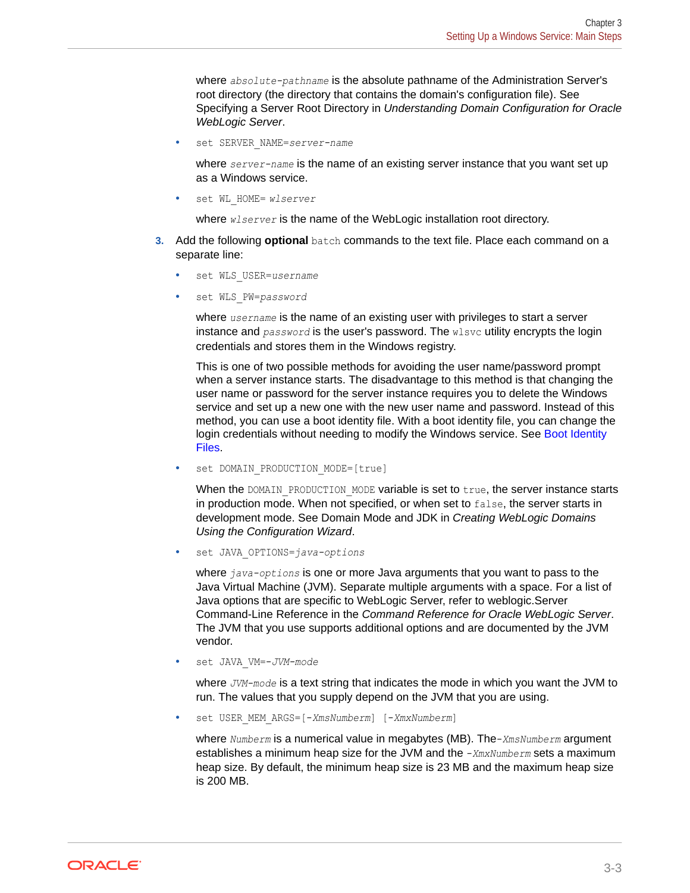where *absolute-pathname* is the absolute pathname of the Administration Server's root directory (the directory that contains the domain's configuration file). See Specifying a Server Root Directory in *Understanding Domain Configuration for Oracle WebLogic Server*.

- `set SERVER_NAME=server-name`

  where *server-name* is the name of an existing server instance that you want set up as a Windows service.

- `set WL_HOME= wlserver`

  where *wlserver* is the name of the WebLogic installation root directory.

3. Add the following **optional** `batch` commands to the text file. Place each command on a separate line:

   - `set WLS_USER=username`
   - `set WLS_PW=password`

     where *username* is the name of an existing user with privileges to start a server instance and *password* is the user's password. The `wlsvc` utility encrypts the login credentials and stores them in the Windows registry.

     This is one of two possible methods for avoiding the user name/password prompt when a server instance starts. The disadvantage to this method is that changing the user name or password for the server instance requires you to delete the Windows service and set up a new one with the new user name and password. Instead of this method, you can use a boot identity file. With a boot identity file, you can change the login credentials without needing to modify the Windows service. See Boot Identity Files.

   - `set DOMAIN_PRODUCTION_MODE=[true]`

     When the `DOMAIN_PRODUCTION_MODE` variable is set to `true`, the server instance starts in production mode. When not specified, or when set to `false`, the server starts in development mode. See Domain Mode and JDK in *Creating WebLogic Domains Using the Configuration Wizard*.

   - `set JAVA_OPTIONS=java-options`

     where *java-options* is one or more Java arguments that you want to pass to the Java Virtual Machine (JVM). Separate multiple arguments with a space. For a list of Java options that are specific to WebLogic Server, refer to weblogic.Server Command-Line Reference in the *Command Reference for Oracle WebLogic Server*. The JVM that you use supports additional options and are documented by the JVM vendor.

   - `set JAVA_VM=-JVM-mode`

     where *JVM-mode* is a text string that indicates the mode in which you want the JVM to run. The values that you supply depend on the JVM that you are using.

   - `set USER_MEM_ARGS=[-XmsNumberm] [-XmxNumberm]`

     where *Numberm* is a numerical value in megabytes (MB). The `-XmsNumberm` argument establishes a minimum heap size for the JVM and the `-XmxNumberm` sets a maximum heap size. By default, the minimum heap size is 23 MB and the maximum heap size is 200 MB.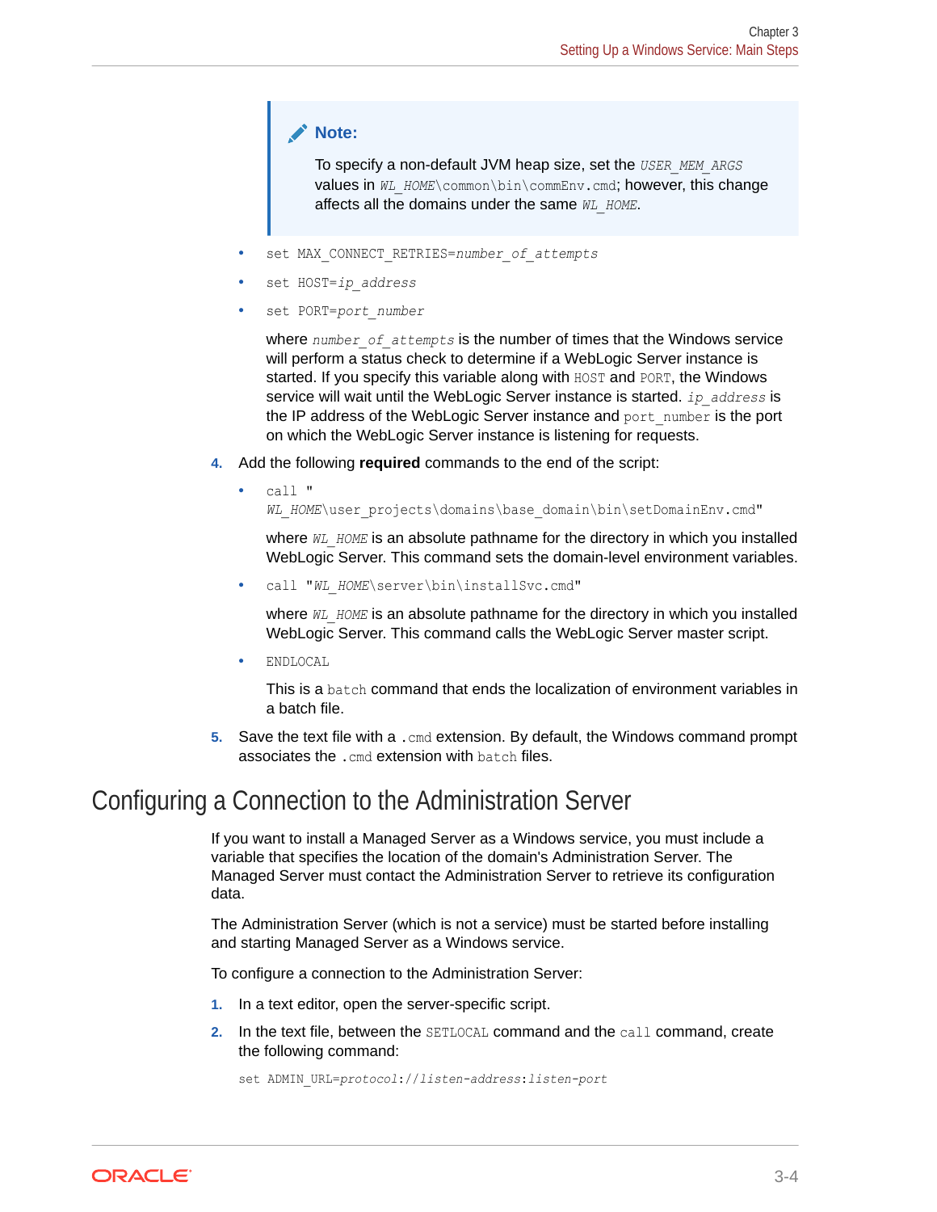> **Note:**
>
> To specify a non-default JVM heap size, set the `USER_MEM_ARGS` values in `WL_HOME\common\bin\commEnv.cmd`; however, this change affects all the domains under the same `WL_HOME`.

- `set MAX_CONNECT_RETRIES=number_of_attempts`
- `set HOST=ip_address`
- `set PORT=port_number`

  where `number_of_attempts` is the number of times that the Windows service will perform a status check to determine if a WebLogic Server instance is started. If you specify this variable along with `HOST` and `PORT`, the Windows service will wait until the WebLogic Server instance is started. `ip_address` is the IP address of the WebLogic Server instance and `port_number` is the port on which the WebLogic Server instance is listening for requests.

4. Add the following **required** commands to the end of the script:
   - `call "WL_HOME\user_projects\domains\base_domain\bin\setDomainEnv.cmd"`

     where `WL_HOME` is an absolute pathname for the directory in which you installed WebLogic Server. This command sets the domain-level environment variables.
   - `call "WL_HOME\server\bin\installSvc.cmd"`

     where `WL_HOME` is an absolute pathname for the directory in which you installed WebLogic Server. This command calls the WebLogic Server master script.
   - `ENDLOCAL`

     This is a `batch` command that ends the localization of environment variables in a batch file.
5. Save the text file with a `.cmd` extension. By default, the Windows command prompt associates the `.cmd` extension with `batch` files.

## Configuring a Connection to the Administration Server

If you want to install a Managed Server as a Windows service, you must include a variable that specifies the location of the domain's Administration Server. The Managed Server must contact the Administration Server to retrieve its configuration data.

The Administration Server (which is not a service) must be started before installing and starting Managed Server as a Windows service.

To configure a connection to the Administration Server:

1. In a text editor, open the server-specific script.
2. In the text file, between the `SETLOCAL` command and the `call` command, create the following command:

   ```
   set ADMIN_URL=protocol://listen-address:listen-port
   ```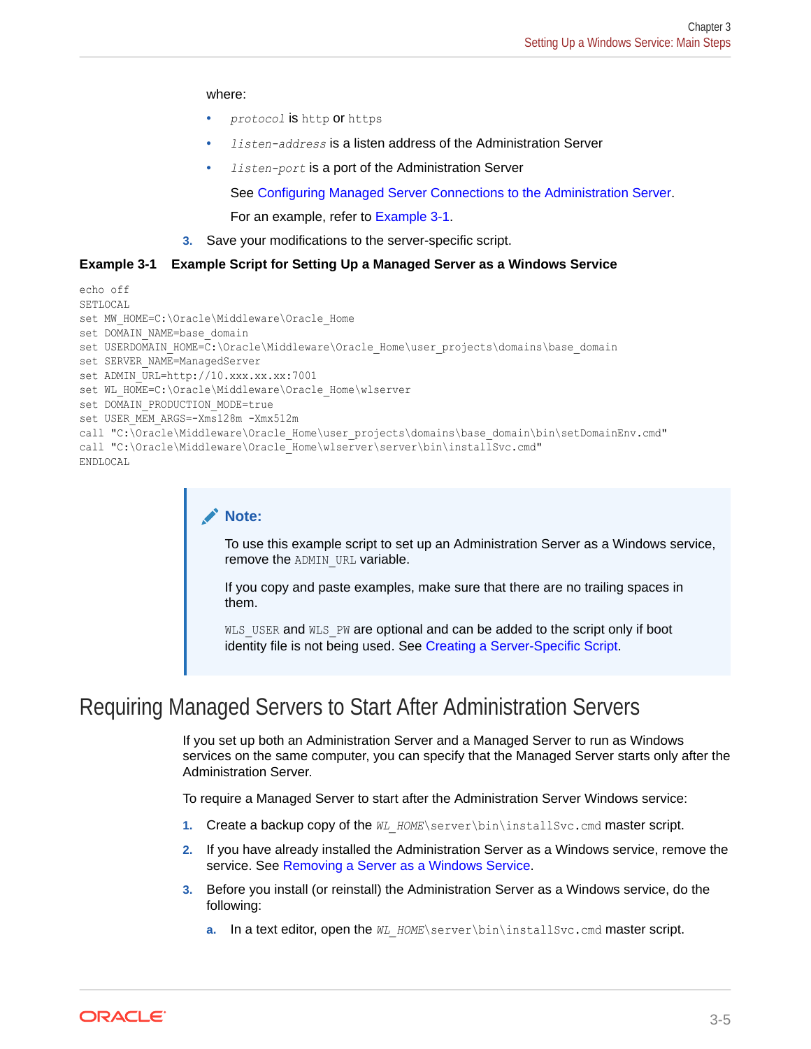where:

- *protocol* is `http` or `https`
- *listen-address* is a listen address of the Administration Server
- *listen-port* is a port of the Administration Server

  See Configuring Managed Server Connections to the Administration Server.

  For an example, refer to Example 3-1.

3. Save your modifications to the server-specific script.

**Example 3-1 Example Script for Setting Up a Managed Server as a Windows Service**

```
echo off
SETLOCAL
set MW_HOME=C:\Oracle\Middleware\Oracle_Home
set DOMAIN_NAME=base_domain
set USERDOMAIN_HOME=C:\Oracle\Middleware\Oracle_Home\user_projects\domains\base_domain
set SERVER_NAME=ManagedServer
set ADMIN_URL=http://10.xxx.xx.xx:7001
set WL_HOME=C:\Oracle\Middleware\Oracle_Home\wlserver
set DOMAIN_PRODUCTION_MODE=true
set USER_MEM_ARGS=-Xms128m -Xmx512m
call "C:\Oracle\Middleware\Oracle_Home\user_projects\domains\base_domain\bin\setDomainEnv.cmd"
call "C:\Oracle\Middleware\Oracle_Home\wlserver\server\bin\installSvc.cmd"
ENDLOCAL
```

> **Note:**
>
> To use this example script to set up an Administration Server as a Windows service, remove the `ADMIN_URL` variable.
>
> If you copy and paste examples, make sure that there are no trailing spaces in them.
>
> `WLS_USER` and `WLS_PW` are optional and can be added to the script only if boot identity file is not being used. See Creating a Server-Specific Script.

# Requiring Managed Servers to Start After Administration Servers

If you set up both an Administration Server and a Managed Server to run as Windows services on the same computer, you can specify that the Managed Server starts only after the Administration Server.

To require a Managed Server to start after the Administration Server Windows service:

1. Create a backup copy of the *WL_HOME*`\server\bin\installSvc.cmd` master script.
2. If you have already installed the Administration Server as a Windows service, remove the service. See Removing a Server as a Windows Service.
3. Before you install (or reinstall) the Administration Server as a Windows service, do the following:
   a. In a text editor, open the *WL_HOME*`\server\bin\installSvc.cmd` master script.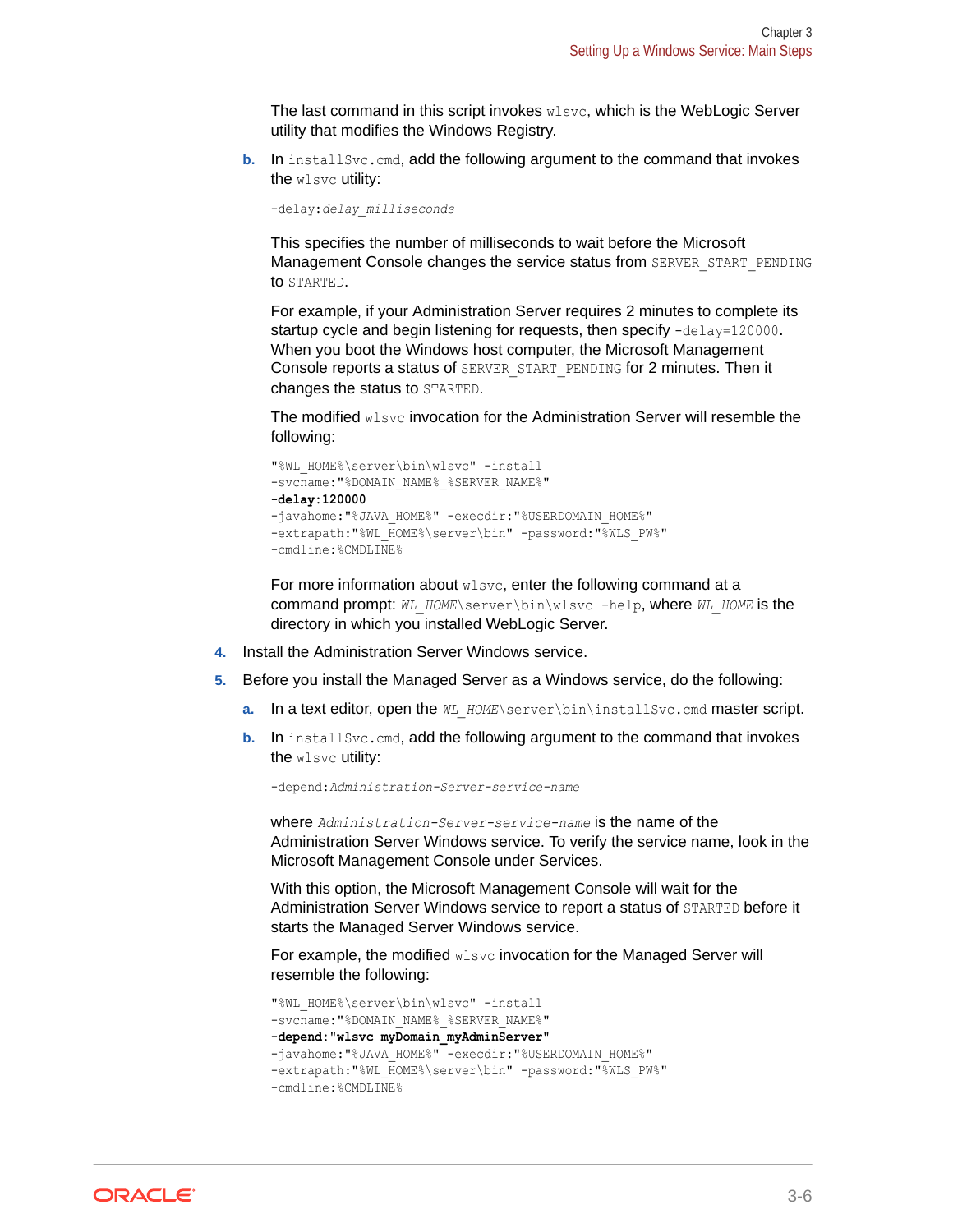The last command in this script invokes `wlsvc`, which is the WebLogic Server utility that modifies the Windows Registry.

b. In `installSvc.cmd`, add the following argument to the command that invokes the `wlsvc` utility:

   ```
   -delay:delay_milliseconds
   ```

   This specifies the number of milliseconds to wait before the Microsoft Management Console changes the service status from `SERVER_START_PENDING` to `STARTED`.

   For example, if your Administration Server requires 2 minutes to complete its startup cycle and begin listening for requests, then specify `-delay=120000`. When you boot the Windows host computer, the Microsoft Management Console reports a status of `SERVER_START_PENDING` for 2 minutes. Then it changes the status to `STARTED`.

   The modified `wlsvc` invocation for the Administration Server will resemble the following:

   ```
   "%WL_HOME%\server\bin\wlsvc" -install
   -svcname:"%DOMAIN_NAME%_%SERVER_NAME%"
   -delay:120000
   -javahome:"%JAVA_HOME%" -execdir:"%USERDOMAIN_HOME%"
   -extrapath:"%WL_HOME%\server\bin" -password:"%WLS_PW%"
   -cmdline:%CMDLINE%
   ```

   For more information about `wlsvc`, enter the following command at a command prompt: *WL_HOME*`\server\bin\wlsvc -help`, where *WL_HOME* is the directory in which you installed WebLogic Server.

4. Install the Administration Server Windows service.

5. Before you install the Managed Server as a Windows service, do the following:

   a. In a text editor, open the *WL_HOME*`\server\bin\installSvc.cmd` master script.

   b. In `installSvc.cmd`, add the following argument to the command that invokes the `wlsvc` utility:

   ```
   -depend:Administration-Server-service-name
   ```

   where *Administration-Server-service-name* is the name of the Administration Server Windows service. To verify the service name, look in the Microsoft Management Console under Services.

   With this option, the Microsoft Management Console will wait for the Administration Server Windows service to report a status of `STARTED` before it starts the Managed Server Windows service.

   For example, the modified `wlsvc` invocation for the Managed Server will resemble the following:

   ```
   "%WL_HOME%\server\bin\wlsvc" -install
   -svcname:"%DOMAIN_NAME%_%SERVER_NAME%"
   -depend:"wlsvc myDomain_myAdminServer"
   -javahome:"%JAVA_HOME%" -execdir:"%USERDOMAIN_HOME%"
   -extrapath:"%WL_HOME%\server\bin" -password:"%WLS_PW%"
   -cmdline:%CMDLINE%
   ```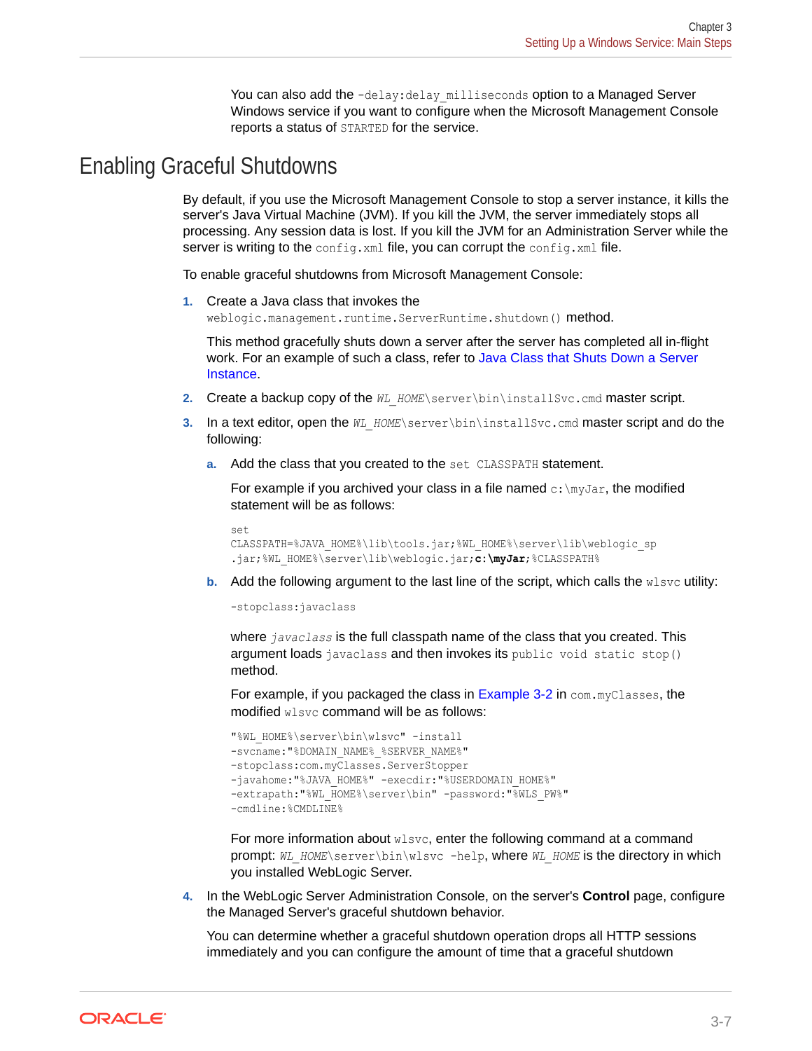You can also add the `-delay:delay_milliseconds` option to a Managed Server Windows service if you want to configure when the Microsoft Management Console reports a status of `STARTED` for the service.

## Enabling Graceful Shutdowns

By default, if you use the Microsoft Management Console to stop a server instance, it kills the server's Java Virtual Machine (JVM). If you kill the JVM, the server immediately stops all processing. Any session data is lost. If you kill the JVM for an Administration Server while the server is writing to the `config.xml` file, you can corrupt the `config.xml` file.

To enable graceful shutdowns from Microsoft Management Console:

1. Create a Java class that invokes the `weblogic.management.runtime.ServerRuntime.shutdown()` method.

   This method gracefully shuts down a server after the server has completed all in-flight work. For an example of such a class, refer to Java Class that Shuts Down a Server Instance.

2. Create a backup copy of the *`WL_HOME`*`\server\bin\installSvc.cmd` master script.

3. In a text editor, open the *`WL_HOME`*`\server\bin\installSvc.cmd` master script and do the following:

   a. Add the class that you created to the `set CLASSPATH` statement.

      For example if you archived your class in a file named `c:\myJar`, the modified statement will be as follows:

      ```
      set
      CLASSPATH=%JAVA_HOME%\lib\tools.jar;%WL_HOME%\server\lib\weblogic_sp
      .jar;%WL_HOME%\server\lib\weblogic.jar;c:\myJar;%CLASSPATH%
      ```

   b. Add the following argument to the last line of the script, which calls the `wlsvc` utility:

      ```
      -stopclass:javaclass
      ```

      where *`javaclass`* is the full classpath name of the class that you created. This argument loads `javaclass` and then invokes its `public void static stop()` method.

      For example, if you packaged the class in Example 3-2 in `com.myClasses`, the modified `wlsvc` command will be as follows:

      ```
      "%WL_HOME%\server\bin\wlsvc" -install
      -svcname:"%DOMAIN_NAME%_%SERVER_NAME%"
      -stopclass:com.myClasses.ServerStopper
      -javahome:"%JAVA_HOME%" -execdir:"%USERDOMAIN_HOME%"
      -extrapath:"%WL_HOME%\server\bin" -password:"%WLS_PW%"
      -cmdline:%CMDLINE%
      ```

      For more information about `wlsvc`, enter the following command at a command prompt: *`WL_HOME`*`\server\bin\wlsvc -help`, where *`WL_HOME`* is the directory in which you installed WebLogic Server.

4. In the WebLogic Server Administration Console, on the server's **Control** page, configure the Managed Server's graceful shutdown behavior.

   You can determine whether a graceful shutdown operation drops all HTTP sessions immediately and you can configure the amount of time that a graceful shutdown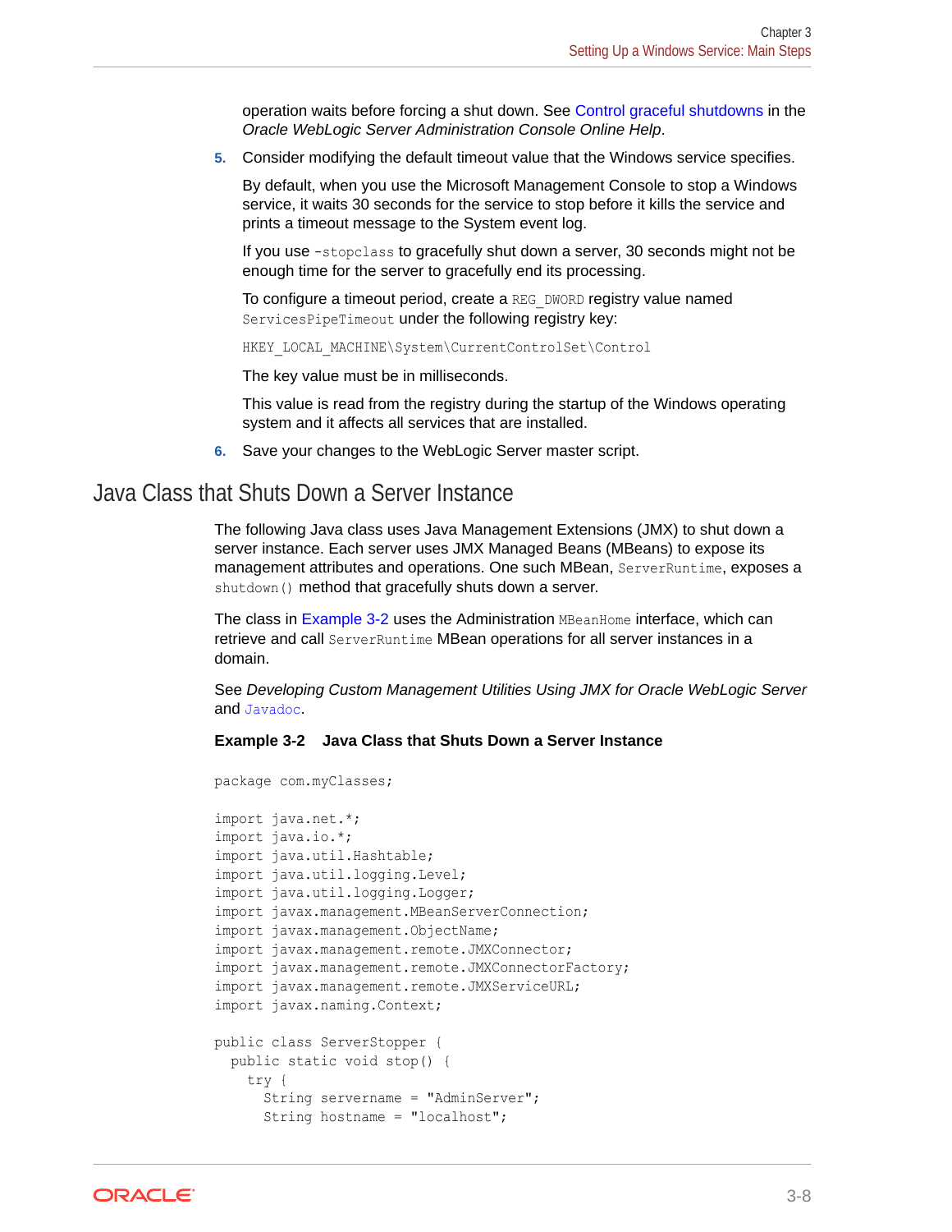operation waits before forcing a shut down. See Control graceful shutdowns in the *Oracle WebLogic Server Administration Console Online Help*.

5. Consider modifying the default timeout value that the Windows service specifies.

   By default, when you use the Microsoft Management Console to stop a Windows service, it waits 30 seconds for the service to stop before it kills the service and prints a timeout message to the System event log.

   If you use `-stopclass` to gracefully shut down a server, 30 seconds might not be enough time for the server to gracefully end its processing.

   To configure a timeout period, create a `REG_DWORD` registry value named `ServicesPipeTimeout` under the following registry key:

   ```
   HKEY_LOCAL_MACHINE\System\CurrentControlSet\Control
   ```

   The key value must be in milliseconds.

   This value is read from the registry during the startup of the Windows operating system and it affects all services that are installed.

6. Save your changes to the WebLogic Server master script.

## Java Class that Shuts Down a Server Instance

The following Java class uses Java Management Extensions (JMX) to shut down a server instance. Each server uses JMX Managed Beans (MBeans) to expose its management attributes and operations. One such MBean, `ServerRuntime`, exposes a `shutdown()` method that gracefully shuts down a server.

The class in Example 3-2 uses the Administration `MBeanHome` interface, which can retrieve and call `ServerRuntime` MBean operations for all server instances in a domain.

See *Developing Custom Management Utilities Using JMX for Oracle WebLogic Server* and `Javadoc`.

**Example 3-2 Java Class that Shuts Down a Server Instance**

```
package com.myClasses;

import java.net.*;
import java.io.*;
import java.util.Hashtable;
import java.util.logging.Level;
import java.util.logging.Logger;
import javax.management.MBeanServerConnection;
import javax.management.ObjectName;
import javax.management.remote.JMXConnector;
import javax.management.remote.JMXConnectorFactory;
import javax.management.remote.JMXServiceURL;
import javax.naming.Context;

public class ServerStopper {
  public static void stop() {
    try {
      String servername = "AdminServer";
      String hostname = "localhost";
```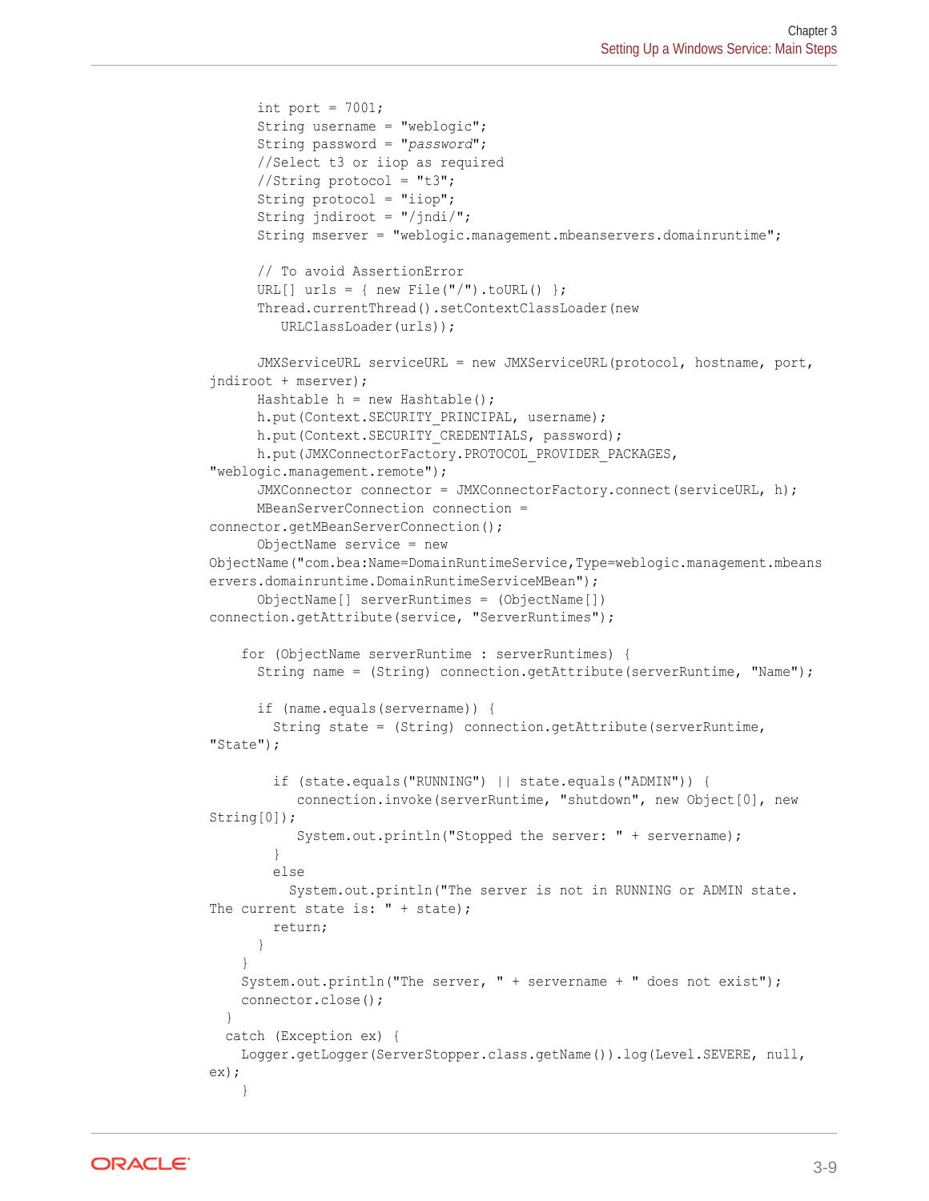```
      int port = 7001;
      String username = "weblogic";
      String password = "password";
      //Select t3 or iiop as required
      //String protocol = "t3";
      String protocol = "iiop";
      String jndiroot = "/jndi/";
      String mserver = "weblogic.management.mbeanservers.domainruntime";

      // To avoid AssertionError
      URL[] urls = { new File("/").toURL() };
      Thread.currentThread().setContextClassLoader(new
         URLClassLoader(urls));

      JMXServiceURL serviceURL = new JMXServiceURL(protocol, hostname, port,
jndiroot + mserver);
      Hashtable h = new Hashtable();
      h.put(Context.SECURITY_PRINCIPAL, username);
      h.put(Context.SECURITY_CREDENTIALS, password);
      h.put(JMXConnectorFactory.PROTOCOL_PROVIDER_PACKAGES,
"weblogic.management.remote");
      JMXConnector connector = JMXConnectorFactory.connect(serviceURL, h);
      MBeanServerConnection connection =
connector.getMBeanServerConnection();
      ObjectName service = new
ObjectName("com.bea:Name=DomainRuntimeService,Type=weblogic.management.mbeans
ervers.domainruntime.DomainRuntimeServiceMBean");
      ObjectName[] serverRuntimes = (ObjectName[])
connection.getAttribute(service, "ServerRuntimes");

    for (ObjectName serverRuntime : serverRuntimes) {
      String name = (String) connection.getAttribute(serverRuntime, "Name");

      if (name.equals(servername)) {
        String state = (String) connection.getAttribute(serverRuntime,
"State");

        if (state.equals("RUNNING") || state.equals("ADMIN")) {
           connection.invoke(serverRuntime, "shutdown", new Object[0], new
String[0]);
           System.out.println("Stopped the server: " + servername);
        }
        else
          System.out.println("The server is not in RUNNING or ADMIN state.
The current state is: " + state);
        return;
      }
    }
    System.out.println("The server, " + servername + " does not exist");
    connector.close();
  }
  catch (Exception ex) {
    Logger.getLogger(ServerStopper.class.getName()).log(Level.SEVERE, null,
ex);
    }
```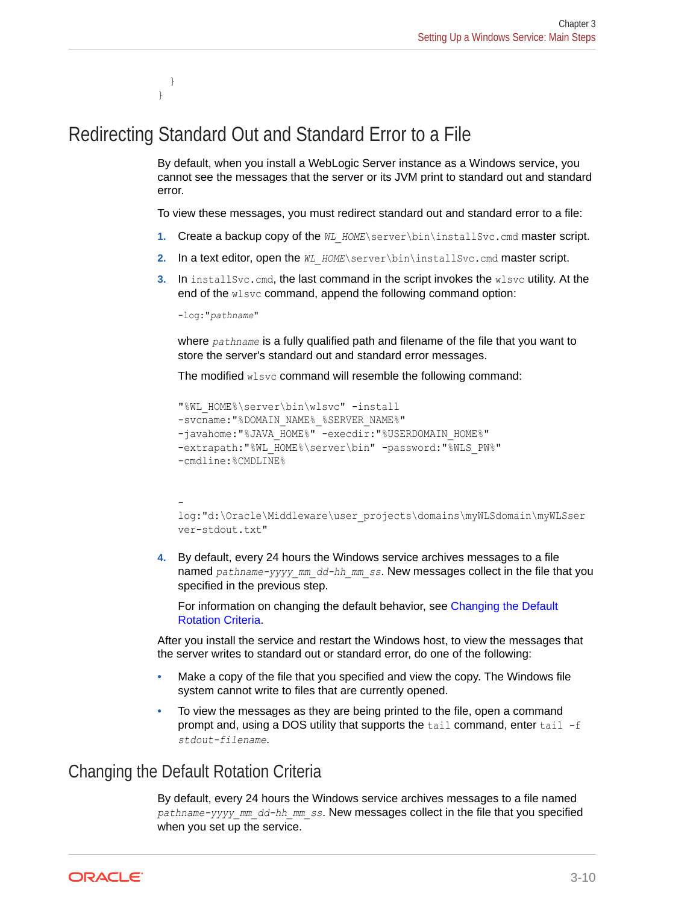```
    }
}
```

## Redirecting Standard Out and Standard Error to a File

By default, when you install a WebLogic Server instance as a Windows service, you cannot see the messages that the server or its JVM print to standard out and standard error.

To view these messages, you must redirect standard out and standard error to a file:

1. Create a backup copy of the `WL_HOME\server\bin\installSvc.cmd` master script.
2. In a text editor, open the `WL_HOME\server\bin\installSvc.cmd` master script.
3. In `installSvc.cmd`, the last command in the script invokes the `wlsvc` utility. At the end of the `wlsvc` command, append the following command option:

   ```
   -log:"pathname"
   ```

   where *`pathname`* is a fully qualified path and filename of the file that you want to store the server's standard out and standard error messages.

   The modified `wlsvc` command will resemble the following command:

   ```
   "%WL_HOME%\server\bin\wlsvc" -install
   -svcname:"%DOMAIN_NAME%_%SERVER_NAME%"
   -javahome:"%JAVA_HOME%" -execdir:"%USERDOMAIN_HOME%"
   -extrapath:"%WL_HOME%\server\bin" -password:"%WLS_PW%"
   -cmdline:%CMDLINE%


   -
   log:"d:\Oracle\Middleware\user_projects\domains\myWLSdomain\myWLSser
   ver-stdout.txt"
   ```

4. By default, every 24 hours the Windows service archives messages to a file named *`pathname-yyyy_mm_dd-hh_mm_ss`*. New messages collect in the file that you specified in the previous step.

   For information on changing the default behavior, see Changing the Default Rotation Criteria.

After you install the service and restart the Windows host, to view the messages that the server writes to standard out or standard error, do one of the following:

- Make a copy of the file that you specified and view the copy. The Windows file system cannot write to files that are currently opened.
- To view the messages as they are being printed to the file, open a command prompt and, using a DOS utility that supports the `tail` command, enter `tail -f` *`stdout-filename`*.

## Changing the Default Rotation Criteria

By default, every 24 hours the Windows service archives messages to a file named *`pathname-yyyy_mm_dd-hh_mm_ss`*. New messages collect in the file that you specified when you set up the service.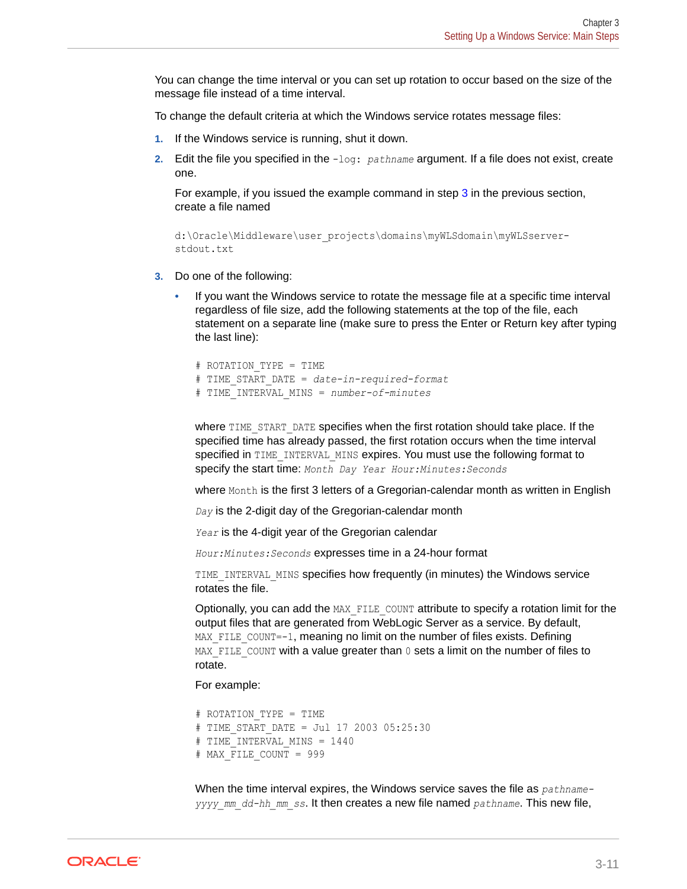You can change the time interval or you can set up rotation to occur based on the size of the message file instead of a time interval.

To change the default criteria at which the Windows service rotates message files:

1. If the Windows service is running, shut it down.
2. Edit the file you specified in the `-log:` *`pathname`* argument. If a file does not exist, create one.

   For example, if you issued the example command in step 3 in the previous section, create a file named

   ```
   d:\Oracle\Middleware\user_projects\domains\myWLSdomain\myWLSserver-
   stdout.txt
   ```

3. Do one of the following:
   - If you want the Windows service to rotate the message file at a specific time interval regardless of file size, add the following statements at the top of the file, each statement on a separate line (make sure to press the Enter or Return key after typing the last line):

     ```
     # ROTATION_TYPE = TIME
     # TIME_START_DATE = date-in-required-format
     # TIME_INTERVAL_MINS = number-of-minutes
     ```

     where `TIME_START_DATE` specifies when the first rotation should take place. If the specified time has already passed, the first rotation occurs when the time interval specified in `TIME_INTERVAL_MINS` expires. You must use the following format to specify the start time: *`Month Day Year Hour:Minutes:Seconds`*

     where `Month` is the first 3 letters of a Gregorian-calendar month as written in English

     *`Day`* is the 2-digit day of the Gregorian-calendar month

     *`Year`* is the 4-digit year of the Gregorian calendar

     *`Hour:Minutes:Seconds`* expresses time in a 24-hour format

     `TIME_INTERVAL_MINS` specifies how frequently (in minutes) the Windows service rotates the file.

     Optionally, you can add the `MAX_FILE_COUNT` attribute to specify a rotation limit for the output files that are generated from WebLogic Server as a service. By default, `MAX_FILE_COUNT=-1`, meaning no limit on the number of files exists. Defining `MAX_FILE_COUNT` with a value greater than `0` sets a limit on the number of files to rotate.

     For example:

     ```
     # ROTATION_TYPE = TIME
     # TIME_START_DATE = Jul 17 2003 05:25:30
     # TIME_INTERVAL_MINS = 1440
     # MAX_FILE_COUNT = 999
     ```

     When the time interval expires, the Windows service saves the file as *`pathname-yyyy_mm_dd-hh_mm_ss`*. It then creates a new file named *`pathname`*. This new file,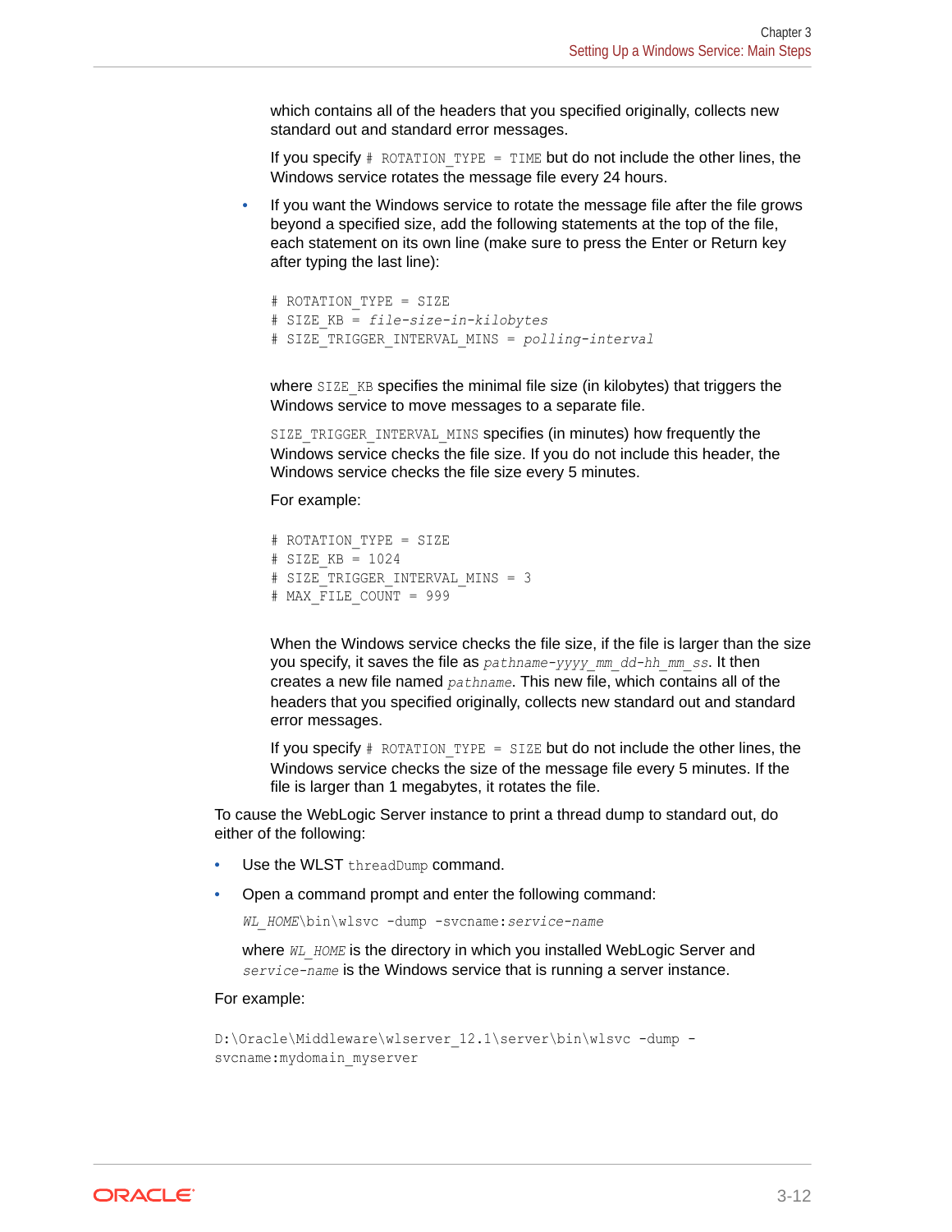which contains all of the headers that you specified originally, collects new standard out and standard error messages.

If you specify `# ROTATION_TYPE = TIME` but do not include the other lines, the Windows service rotates the message file every 24 hours.

- If you want the Windows service to rotate the message file after the file grows beyond a specified size, add the following statements at the top of the file, each statement on its own line (make sure to press the Enter or Return key after typing the last line):

  ```
  # ROTATION_TYPE = SIZE
  # SIZE_KB = file-size-in-kilobytes
  # SIZE_TRIGGER_INTERVAL_MINS = polling-interval
  ```

  where `SIZE_KB` specifies the minimal file size (in kilobytes) that triggers the Windows service to move messages to a separate file.

  `SIZE_TRIGGER_INTERVAL_MINS` specifies (in minutes) how frequently the Windows service checks the file size. If you do not include this header, the Windows service checks the file size every 5 minutes.

  For example:

  ```
  # ROTATION_TYPE = SIZE
  # SIZE_KB = 1024
  # SIZE_TRIGGER_INTERVAL_MINS = 3
  # MAX_FILE_COUNT = 999
  ```

  When the Windows service checks the file size, if the file is larger than the size you specify, it saves the file as *pathname-yyyy_mm_dd-hh_mm_ss*. It then creates a new file named *pathname*. This new file, which contains all of the headers that you specified originally, collects new standard out and standard error messages.

  If you specify `# ROTATION_TYPE = SIZE` but do not include the other lines, the Windows service checks the size of the message file every 5 minutes. If the file is larger than 1 megabytes, it rotates the file.

To cause the WebLogic Server instance to print a thread dump to standard out, do either of the following:

- Use the WLST `threadDump` command.
- Open a command prompt and enter the following command:

  `WL_HOME\bin\wlsvc -dump -svcname:service-name`

  where *WL_HOME* is the directory in which you installed WebLogic Server and *service-name* is the Windows service that is running a server instance.

For example:

```
D:\Oracle\Middleware\wlserver_12.1\server\bin\wlsvc -dump -
svcname:mydomain_myserver
```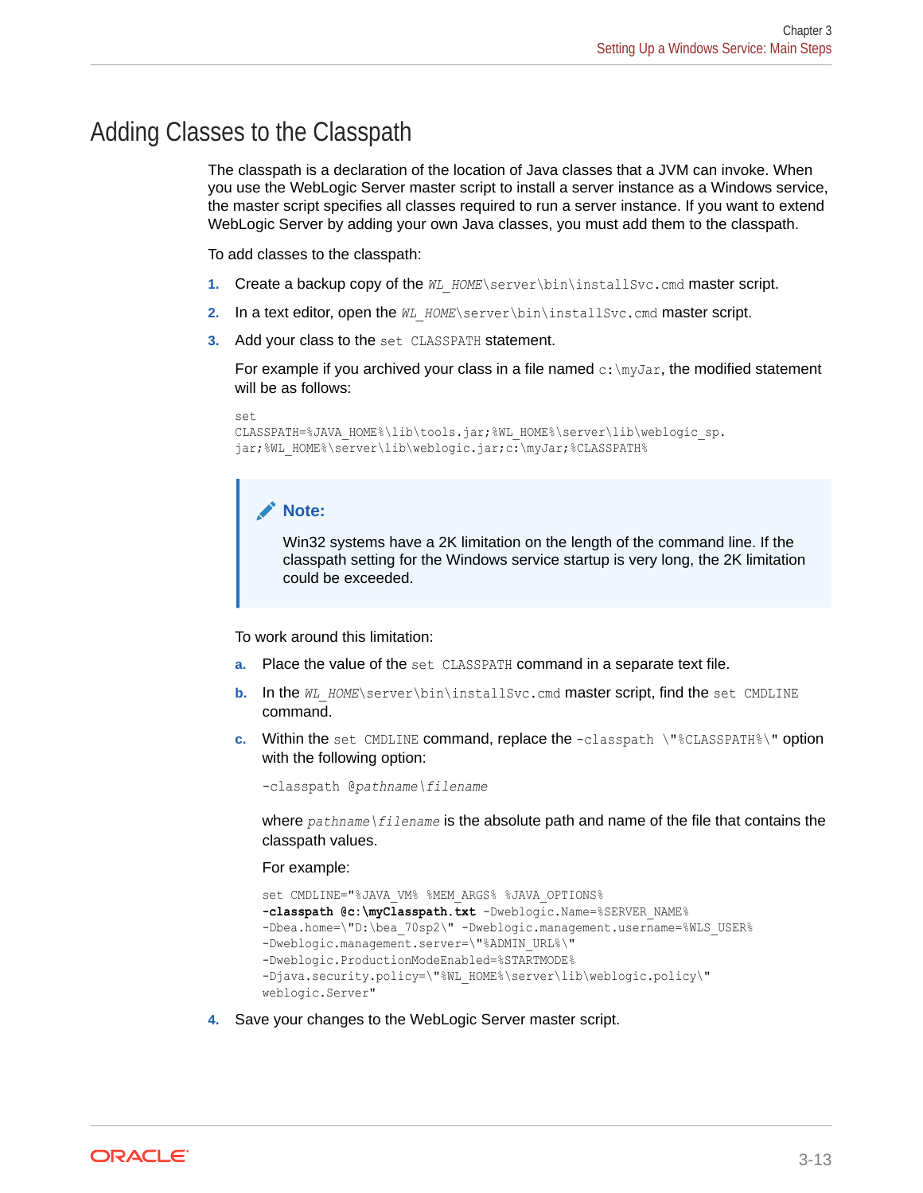## Adding Classes to the Classpath

The classpath is a declaration of the location of Java classes that a JVM can invoke. When you use the WebLogic Server master script to install a server instance as a Windows service, the master script specifies all classes required to run a server instance. If you want to extend WebLogic Server by adding your own Java classes, you must add them to the classpath.

To add classes to the classpath:

1. Create a backup copy of the `WL_HOME\server\bin\installSvc.cmd` master script.
2. In a text editor, open the `WL_HOME\server\bin\installSvc.cmd` master script.
3. Add your class to the `set CLASSPATH` statement.

   For example if you archived your class in a file named `c:\myJar`, the modified statement will be as follows:

   ```
   set
   CLASSPATH=%JAVA_HOME%\lib\tools.jar;%WL_HOME%\server\lib\weblogic_sp.
   jar;%WL_HOME%\server\lib\weblogic.jar;c:\myJar;%CLASSPATH%
   ```

   > **Note:**
   >
   > Win32 systems have a 2K limitation on the length of the command line. If the classpath setting for the Windows service startup is very long, the 2K limitation could be exceeded.

   To work around this limitation:

   a. Place the value of the `set CLASSPATH` command in a separate text file.
   b. In the `WL_HOME\server\bin\installSvc.cmd` master script, find the `set CMDLINE` command.
   c. Within the `set CMDLINE` command, replace the `-classpath \"%CLASSPATH%\"` option with the following option:

      ```
      -classpath @pathname\filename
      ```

      where `pathname\filename` is the absolute path and name of the file that contains the classpath values.

      For example:

      ```
      set CMDLINE="%JAVA_VM% %MEM_ARGS% %JAVA_OPTIONS%
      -classpath @c:\myClasspath.txt -Dweblogic.Name=%SERVER_NAME%
      -Dbea.home=\"D:\bea_70sp2\" -Dweblogic.management.username=%WLS_USER%
      -Dweblogic.management.server=\"%ADMIN_URL%\"
      -Dweblogic.ProductionModeEnabled=%STARTMODE%
      -Djava.security.policy=\"%WL_HOME%\server\lib\weblogic.policy\"
      weblogic.Server"
      ```

4. Save your changes to the WebLogic Server master script.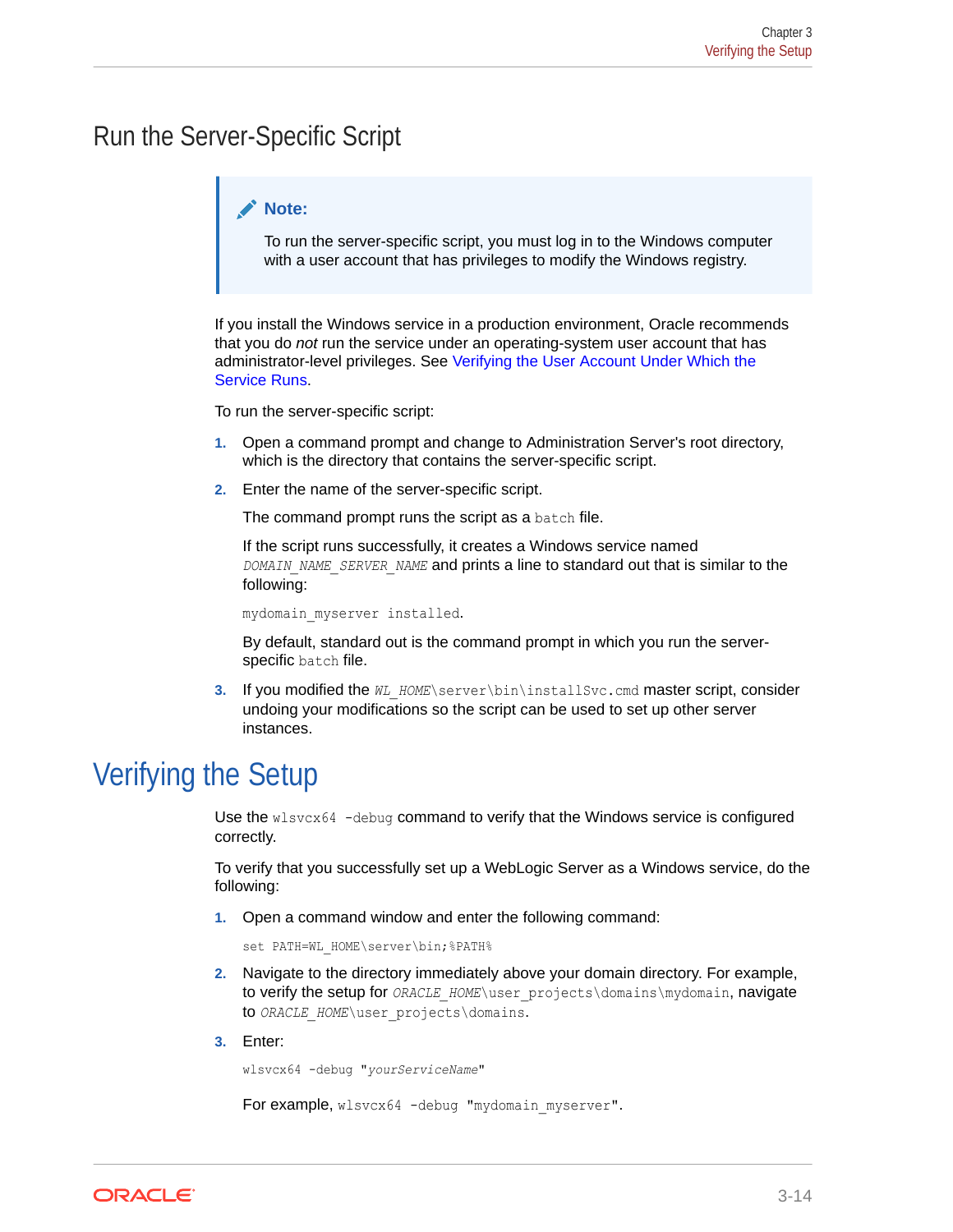## Run the Server-Specific Script

> **Note:**
>
> To run the server-specific script, you must log in to the Windows computer with a user account that has privileges to modify the Windows registry.

If you install the Windows service in a production environment, Oracle recommends that you do *not* run the service under an operating-system user account that has administrator-level privileges. See Verifying the User Account Under Which the Service Runs.

To run the server-specific script:

1. Open a command prompt and change to Administration Server's root directory, which is the directory that contains the server-specific script.
2. Enter the name of the server-specific script.

   The command prompt runs the script as a `batch` file.

   If the script runs successfully, it creates a Windows service named *`DOMAIN_NAME_SERVER_NAME`* and prints a line to standard out that is similar to the following:

   `mydomain_myserver installed`.

   By default, standard out is the command prompt in which you run the server-specific `batch` file.
3. If you modified the *`WL_HOME`*`\server\bin\installSvc.cmd` master script, consider undoing your modifications so the script can be used to set up other server instances.

# Verifying the Setup

Use the `wlsvcx64 -debug` command to verify that the Windows service is configured correctly.

To verify that you successfully set up a WebLogic Server as a Windows service, do the following:

1. Open a command window and enter the following command:

   ```
   set PATH=WL_HOME\server\bin;%PATH%
   ```

2. Navigate to the directory immediately above your domain directory. For example, to verify the setup for *`ORACLE_HOME`*`\user_projects\domains\mydomain`, navigate to *`ORACLE_HOME`*`\user_projects\domains`.
3. Enter:

   ```
   wlsvcx64 -debug "yourServiceName"
   ```

   For example, `wlsvcx64 -debug "mydomain_myserver"`.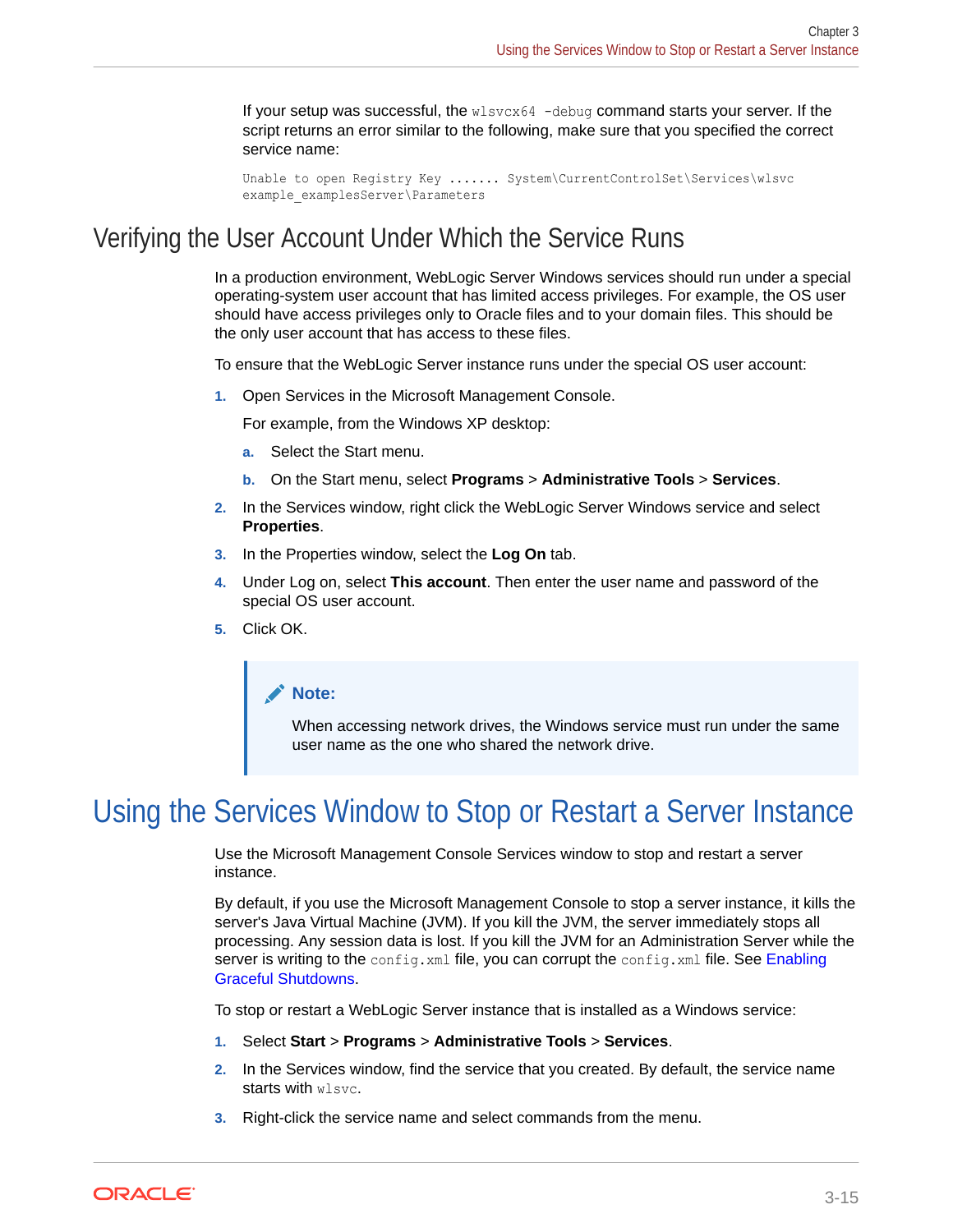If your setup was successful, the `wlsvcx64 -debug` command starts your server. If the script returns an error similar to the following, make sure that you specified the correct service name:

```
Unable to open Registry Key ....... System\CurrentControlSet\Services\wlsvc
example_examplesServer\Parameters
```

## Verifying the User Account Under Which the Service Runs

In a production environment, WebLogic Server Windows services should run under a special operating-system user account that has limited access privileges. For example, the OS user should have access privileges only to Oracle files and to your domain files. This should be the only user account that has access to these files.

To ensure that the WebLogic Server instance runs under the special OS user account:

1. Open Services in the Microsoft Management Console.

   For example, from the Windows XP desktop:

   a. Select the Start menu.

   b. On the Start menu, select **Programs** > **Administrative Tools** > **Services**.

2. In the Services window, right click the WebLogic Server Windows service and select **Properties**.

3. In the Properties window, select the **Log On** tab.

4. Under Log on, select **This account**. Then enter the user name and password of the special OS user account.

5. Click OK.

> **Note:**
>
> When accessing network drives, the Windows service must run under the same user name as the one who shared the network drive.

# Using the Services Window to Stop or Restart a Server Instance

Use the Microsoft Management Console Services window to stop and restart a server instance.

By default, if you use the Microsoft Management Console to stop a server instance, it kills the server's Java Virtual Machine (JVM). If you kill the JVM, the server immediately stops all processing. Any session data is lost. If you kill the JVM for an Administration Server while the server is writing to the `config.xml` file, you can corrupt the `config.xml` file. See Enabling Graceful Shutdowns.

To stop or restart a WebLogic Server instance that is installed as a Windows service:

1. Select **Start** > **Programs** > **Administrative Tools** > **Services**.

2. In the Services window, find the service that you created. By default, the service name starts with `wlsvc`.

3. Right-click the service name and select commands from the menu.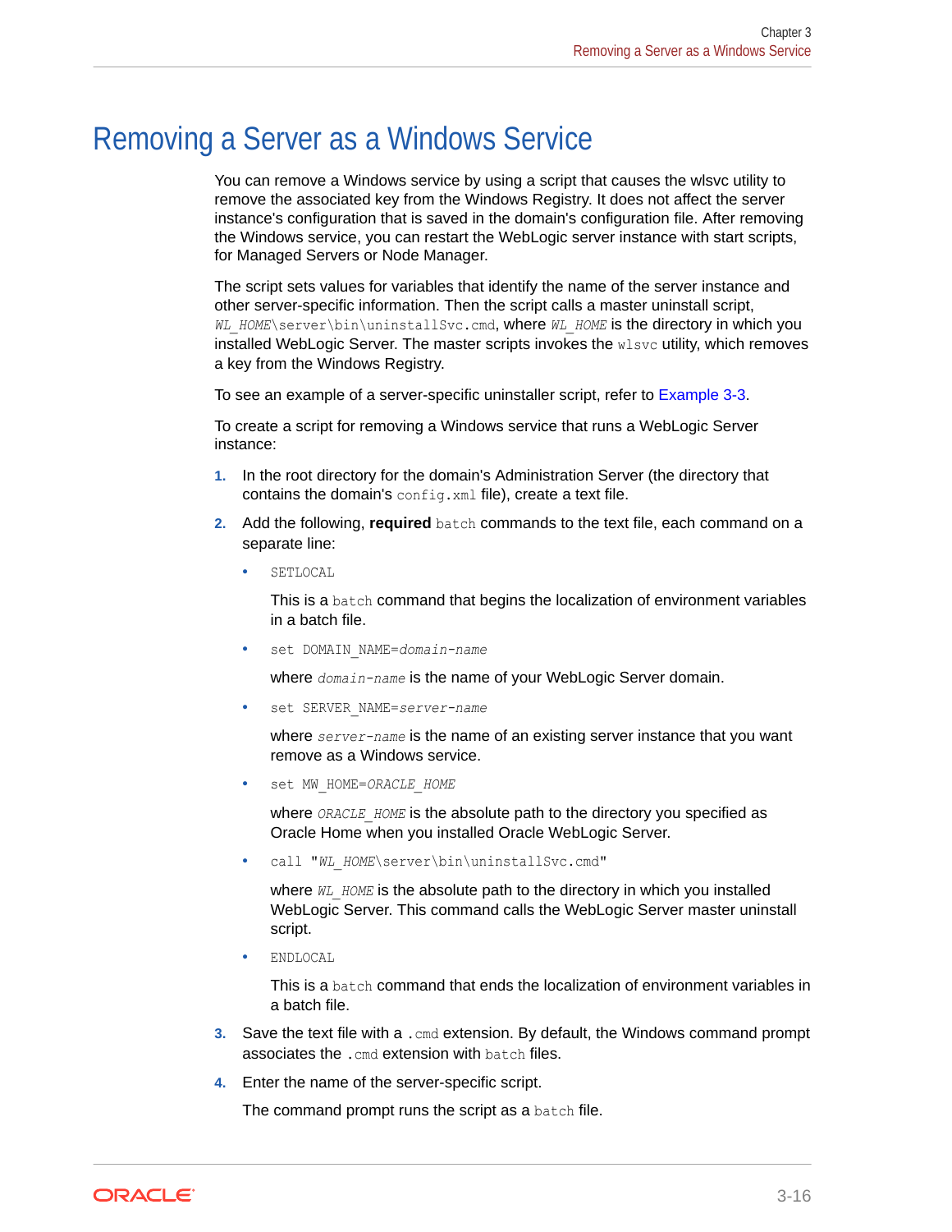# Removing a Server as a Windows Service

You can remove a Windows service by using a script that causes the wlsvc utility to remove the associated key from the Windows Registry. It does not affect the server instance's configuration that is saved in the domain's configuration file. After removing the Windows service, you can restart the WebLogic server instance with start scripts, for Managed Servers or Node Manager.

The script sets values for variables that identify the name of the server instance and other server-specific information. Then the script calls a master uninstall script, `*WL_HOME*\server\bin\uninstallSvc.cmd`, where *`WL_HOME`* is the directory in which you installed WebLogic Server. The master scripts invokes the `wlsvc` utility, which removes a key from the Windows Registry.

To see an example of a server-specific uninstaller script, refer to Example 3-3.

To create a script for removing a Windows service that runs a WebLogic Server instance:

1. In the root directory for the domain's Administration Server (the directory that contains the domain's `config.xml` file), create a text file.
2. Add the following, **required** `batch` commands to the text file, each command on a separate line:
   - `SETLOCAL`

     This is a `batch` command that begins the localization of environment variables in a batch file.
   - `set DOMAIN_NAME=*domain-name*`

     where *`domain-name`* is the name of your WebLogic Server domain.
   - `set SERVER_NAME=*server-name*`

     where *`server-name`* is the name of an existing server instance that you want remove as a Windows service.
   - `set MW_HOME=*ORACLE_HOME*`

     where *`ORACLE_HOME`* is the absolute path to the directory you specified as Oracle Home when you installed Oracle WebLogic Server.
   - `call "*WL_HOME*\server\bin\uninstallSvc.cmd"`

     where *`WL_HOME`* is the absolute path to the directory in which you installed WebLogic Server. This command calls the WebLogic Server master uninstall script.
   - `ENDLOCAL`

     This is a `batch` command that ends the localization of environment variables in a batch file.
3. Save the text file with a `.cmd` extension. By default, the Windows command prompt associates the `.cmd` extension with `batch` files.
4. Enter the name of the server-specific script.

   The command prompt runs the script as a `batch` file.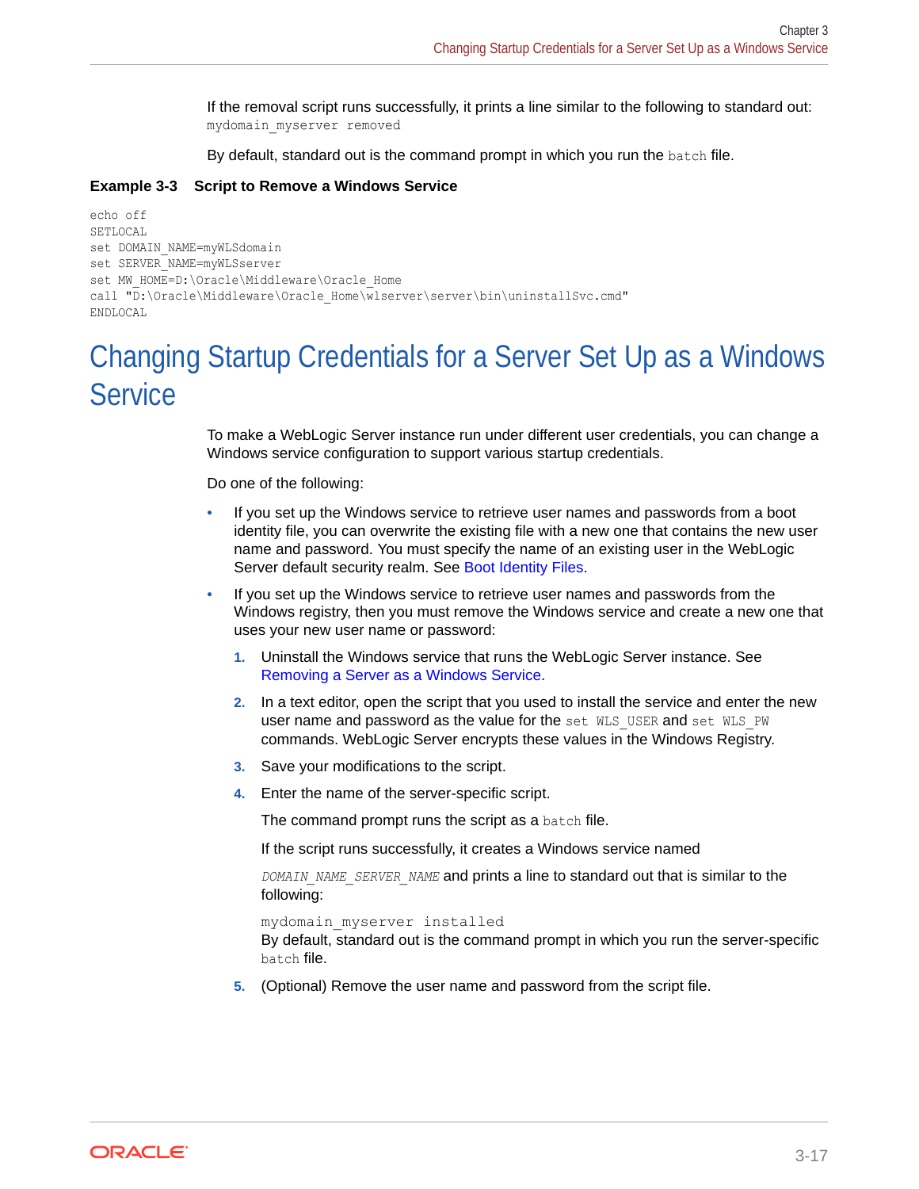If the removal script runs successfully, it prints a line similar to the following to standard out: `mydomain_myserver removed`

By default, standard out is the command prompt in which you run the `batch` file.

**Example 3-3 Script to Remove a Windows Service**

```
echo off
SETLOCAL
set DOMAIN_NAME=myWLSdomain
set SERVER_NAME=myWLSserver
set MW_HOME=D:\Oracle\Middleware\Oracle_Home
call "D:\Oracle\Middleware\Oracle_Home\wlserver\server\bin\uninstallSvc.cmd"
ENDLOCAL
```

# Changing Startup Credentials for a Server Set Up as a Windows Service

To make a WebLogic Server instance run under different user credentials, you can change a Windows service configuration to support various startup credentials.

Do one of the following:

- If you set up the Windows service to retrieve user names and passwords from a boot identity file, you can overwrite the existing file with a new one that contains the new user name and password. You must specify the name of an existing user in the WebLogic Server default security realm. See Boot Identity Files.
- If you set up the Windows service to retrieve user names and passwords from the Windows registry, then you must remove the Windows service and create a new one that uses your new user name or password:
  1. Uninstall the Windows service that runs the WebLogic Server instance. See Removing a Server as a Windows Service.
  2. In a text editor, open the script that you used to install the service and enter the new user name and password as the value for the `set WLS_USER` and `set WLS_PW` commands. WebLogic Server encrypts these values in the Windows Registry.
  3. Save your modifications to the script.
  4. Enter the name of the server-specific script.

     The command prompt runs the script as a `batch` file.

     If the script runs successfully, it creates a Windows service named *`DOMAIN_NAME_SERVER_NAME`* and prints a line to standard out that is similar to the following:

     `mydomain_myserver installed`
     By default, standard out is the command prompt in which you run the server-specific `batch` file.
  5. (Optional) Remove the user name and password from the script file.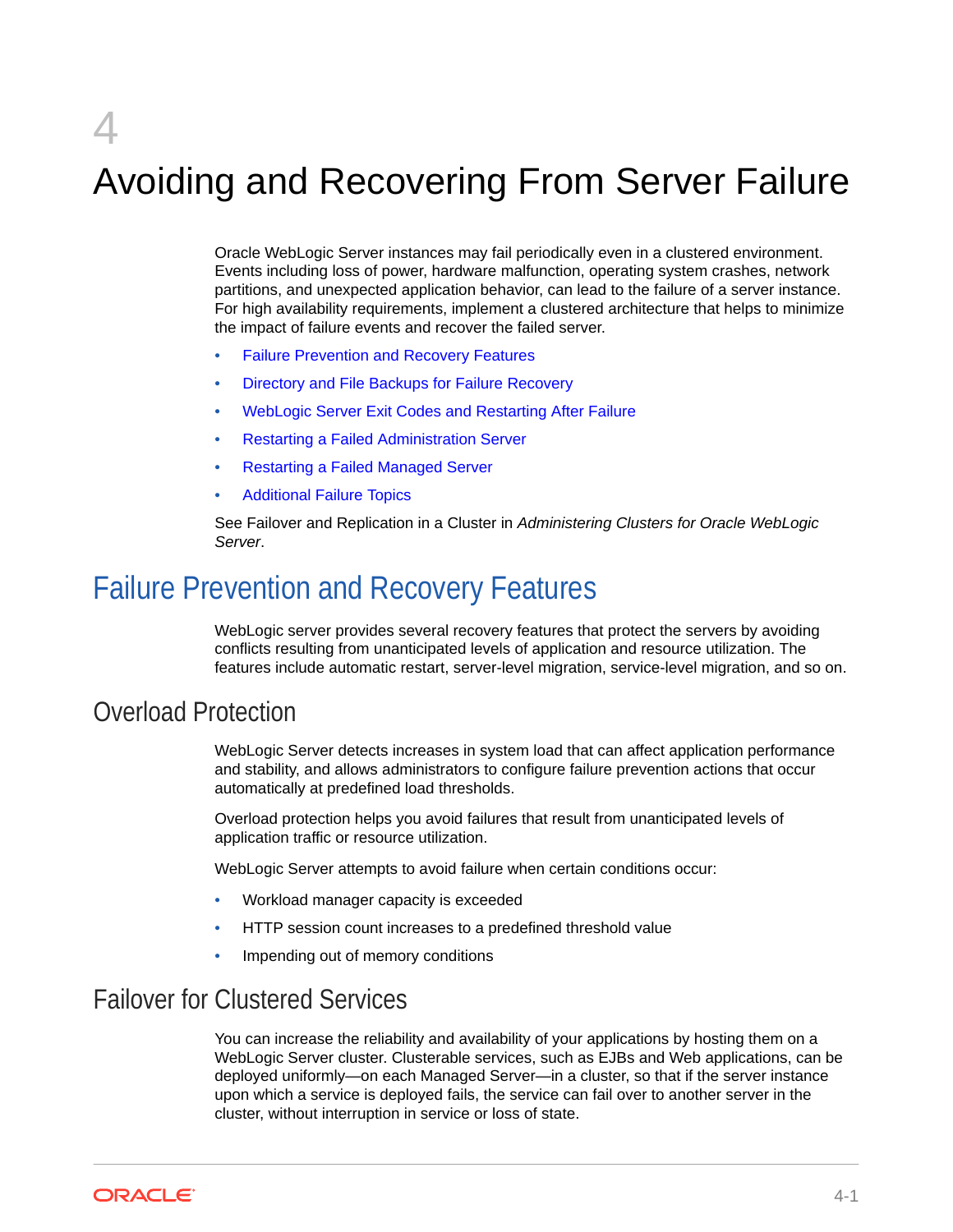# 4 Avoiding and Recovering From Server Failure

Oracle WebLogic Server instances may fail periodically even in a clustered environment. Events including loss of power, hardware malfunction, operating system crashes, network partitions, and unexpected application behavior, can lead to the failure of a server instance. For high availability requirements, implement a clustered architecture that helps to minimize the impact of failure events and recover the failed server.

- Failure Prevention and Recovery Features
- Directory and File Backups for Failure Recovery
- WebLogic Server Exit Codes and Restarting After Failure
- Restarting a Failed Administration Server
- Restarting a Failed Managed Server
- Additional Failure Topics

See Failover and Replication in a Cluster in *Administering Clusters for Oracle WebLogic Server*.

## Failure Prevention and Recovery Features

WebLogic server provides several recovery features that protect the servers by avoiding conflicts resulting from unanticipated levels of application and resource utilization. The features include automatic restart, server-level migration, service-level migration, and so on.

### Overload Protection

WebLogic Server detects increases in system load that can affect application performance and stability, and allows administrators to configure failure prevention actions that occur automatically at predefined load thresholds.

Overload protection helps you avoid failures that result from unanticipated levels of application traffic or resource utilization.

WebLogic Server attempts to avoid failure when certain conditions occur:

- Workload manager capacity is exceeded
- HTTP session count increases to a predefined threshold value
- Impending out of memory conditions

### Failover for Clustered Services

You can increase the reliability and availability of your applications by hosting them on a WebLogic Server cluster. Clusterable services, such as EJBs and Web applications, can be deployed uniformly—on each Managed Server—in a cluster, so that if the server instance upon which a service is deployed fails, the service can fail over to another server in the cluster, without interruption in service or loss of state.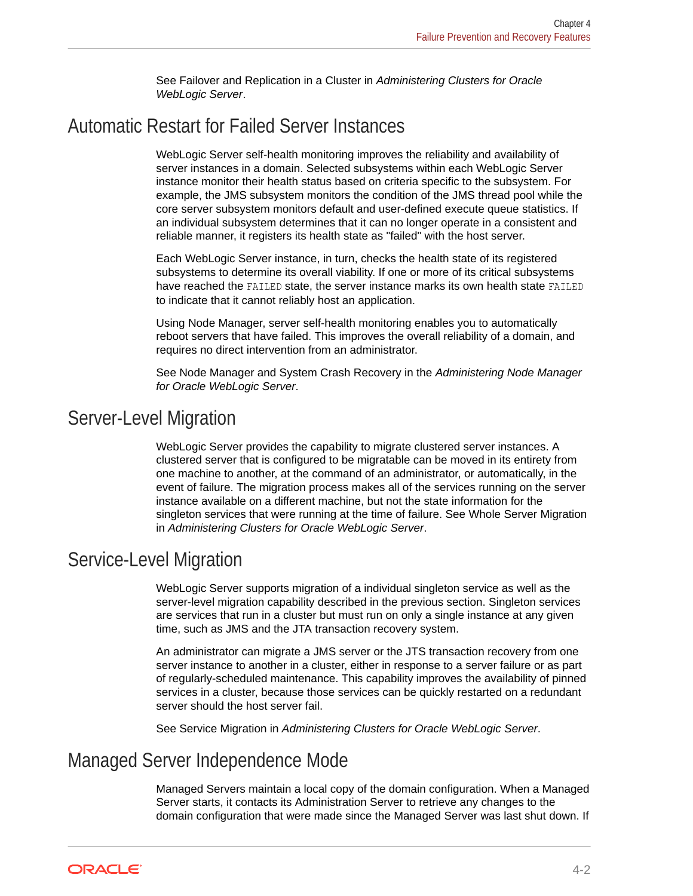See Failover and Replication in a Cluster in *Administering Clusters for Oracle WebLogic Server*.

## Automatic Restart for Failed Server Instances

WebLogic Server self-health monitoring improves the reliability and availability of server instances in a domain. Selected subsystems within each WebLogic Server instance monitor their health status based on criteria specific to the subsystem. For example, the JMS subsystem monitors the condition of the JMS thread pool while the core server subsystem monitors default and user-defined execute queue statistics. If an individual subsystem determines that it can no longer operate in a consistent and reliable manner, it registers its health state as "failed" with the host server.

Each WebLogic Server instance, in turn, checks the health state of its registered subsystems to determine its overall viability. If one or more of its critical subsystems have reached the `FAILED` state, the server instance marks its own health state `FAILED` to indicate that it cannot reliably host an application.

Using Node Manager, server self-health monitoring enables you to automatically reboot servers that have failed. This improves the overall reliability of a domain, and requires no direct intervention from an administrator.

See Node Manager and System Crash Recovery in the *Administering Node Manager for Oracle WebLogic Server*.

## Server-Level Migration

WebLogic Server provides the capability to migrate clustered server instances. A clustered server that is configured to be migratable can be moved in its entirety from one machine to another, at the command of an administrator, or automatically, in the event of failure. The migration process makes all of the services running on the server instance available on a different machine, but not the state information for the singleton services that were running at the time of failure. See Whole Server Migration in *Administering Clusters for Oracle WebLogic Server*.

## Service-Level Migration

WebLogic Server supports migration of a individual singleton service as well as the server-level migration capability described in the previous section. Singleton services are services that run in a cluster but must run on only a single instance at any given time, such as JMS and the JTA transaction recovery system.

An administrator can migrate a JMS server or the JTS transaction recovery from one server instance to another in a cluster, either in response to a server failure or as part of regularly-scheduled maintenance. This capability improves the availability of pinned services in a cluster, because those services can be quickly restarted on a redundant server should the host server fail.

See Service Migration in *Administering Clusters for Oracle WebLogic Server*.

## Managed Server Independence Mode

Managed Servers maintain a local copy of the domain configuration. When a Managed Server starts, it contacts its Administration Server to retrieve any changes to the domain configuration that were made since the Managed Server was last shut down. If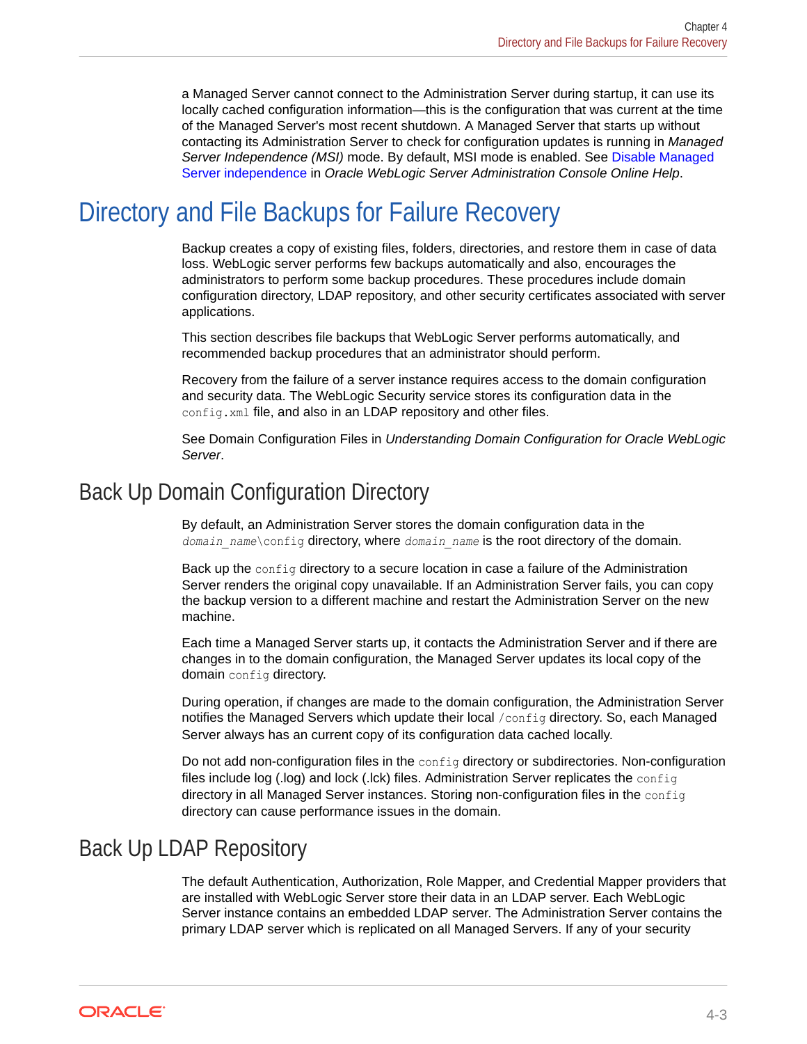a Managed Server cannot connect to the Administration Server during startup, it can use its locally cached configuration information—this is the configuration that was current at the time of the Managed Server's most recent shutdown. A Managed Server that starts up without contacting its Administration Server to check for configuration updates is running in *Managed Server Independence (MSI)* mode. By default, MSI mode is enabled. See Disable Managed Server independence in *Oracle WebLogic Server Administration Console Online Help*.

# Directory and File Backups for Failure Recovery

Backup creates a copy of existing files, folders, directories, and restore them in case of data loss. WebLogic server performs few backups automatically and also, encourages the administrators to perform some backup procedures. These procedures include domain configuration directory, LDAP repository, and other security certificates associated with server applications.

This section describes file backups that WebLogic Server performs automatically, and recommended backup procedures that an administrator should perform.

Recovery from the failure of a server instance requires access to the domain configuration and security data. The WebLogic Security service stores its configuration data in the `config.xml` file, and also in an LDAP repository and other files.

See Domain Configuration Files in *Understanding Domain Configuration for Oracle WebLogic Server*.

## Back Up Domain Configuration Directory

By default, an Administration Server stores the domain configuration data in the *`domain_name`*`\config` directory, where *`domain_name`* is the root directory of the domain.

Back up the `config` directory to a secure location in case a failure of the Administration Server renders the original copy unavailable. If an Administration Server fails, you can copy the backup version to a different machine and restart the Administration Server on the new machine.

Each time a Managed Server starts up, it contacts the Administration Server and if there are changes in to the domain configuration, the Managed Server updates its local copy of the domain `config` directory.

During operation, if changes are made to the domain configuration, the Administration Server notifies the Managed Servers which update their local `/config` directory. So, each Managed Server always has an current copy of its configuration data cached locally.

Do not add non-configuration files in the `config` directory or subdirectories. Non-configuration files include log (.log) and lock (.lck) files. Administration Server replicates the `config` directory in all Managed Server instances. Storing non-configuration files in the `config` directory can cause performance issues in the domain.

## Back Up LDAP Repository

The default Authentication, Authorization, Role Mapper, and Credential Mapper providers that are installed with WebLogic Server store their data in an LDAP server. Each WebLogic Server instance contains an embedded LDAP server. The Administration Server contains the primary LDAP server which is replicated on all Managed Servers. If any of your security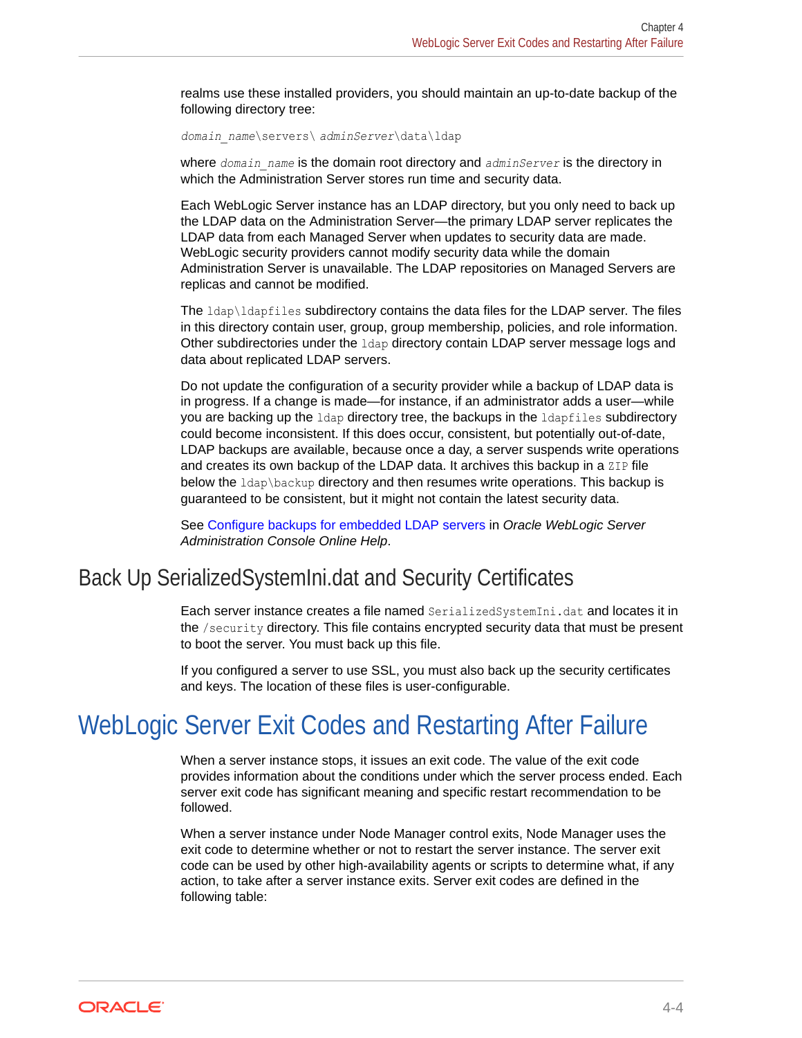realms use these installed providers, you should maintain an up-to-date backup of the following directory tree:

```
domain_name\servers\ adminServer\data\ldap
```

where *domain_name* is the domain root directory and *adminServer* is the directory in which the Administration Server stores run time and security data.

Each WebLogic Server instance has an LDAP directory, but you only need to back up the LDAP data on the Administration Server—the primary LDAP server replicates the LDAP data from each Managed Server when updates to security data are made. WebLogic security providers cannot modify security data while the domain Administration Server is unavailable. The LDAP repositories on Managed Servers are replicas and cannot be modified.

The `ldap\ldapfiles` subdirectory contains the data files for the LDAP server. The files in this directory contain user, group, group membership, policies, and role information. Other subdirectories under the `ldap` directory contain LDAP server message logs and data about replicated LDAP servers.

Do not update the configuration of a security provider while a backup of LDAP data is in progress. If a change is made—for instance, if an administrator adds a user—while you are backing up the `ldap` directory tree, the backups in the `ldapfiles` subdirectory could become inconsistent. If this does occur, consistent, but potentially out-of-date, LDAP backups are available, because once a day, a server suspends write operations and creates its own backup of the LDAP data. It archives this backup in a `ZIP` file below the `ldap\backup` directory and then resumes write operations. This backup is guaranteed to be consistent, but it might not contain the latest security data.

See Configure backups for embedded LDAP servers in *Oracle WebLogic Server Administration Console Online Help*.

## Back Up SerializedSystemIni.dat and Security Certificates

Each server instance creates a file named `SerializedSystemIni.dat` and locates it in the `/security` directory. This file contains encrypted security data that must be present to boot the server. You must back up this file.

If you configured a server to use SSL, you must also back up the security certificates and keys. The location of these files is user-configurable.

# WebLogic Server Exit Codes and Restarting After Failure

When a server instance stops, it issues an exit code. The value of the exit code provides information about the conditions under which the server process ended. Each server exit code has significant meaning and specific restart recommendation to be followed.

When a server instance under Node Manager control exits, Node Manager uses the exit code to determine whether or not to restart the server instance. The server exit code can be used by other high-availability agents or scripts to determine what, if any action, to take after a server instance exits. Server exit codes are defined in the following table: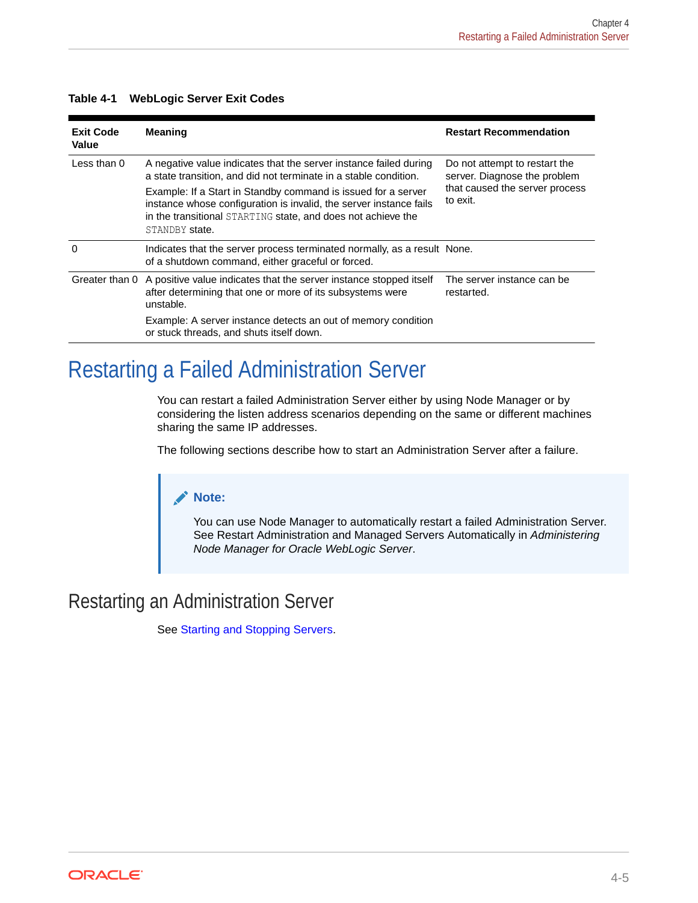**Table 4-1 WebLogic Server Exit Codes**

| Exit Code Value | Meaning | Restart Recommendation |
| --- | --- | --- |
| Less than 0 | A negative value indicates that the server instance failed during a state transition, and did not terminate in a stable condition.<br><br>Example: If a Start in Standby command is issued for a server instance whose configuration is invalid, the server instance fails in the transitional `STARTING` state, and does not achieve the `STANDBY` state. | Do not attempt to restart the server. Diagnose the problem that caused the server process to exit. |
| 0 | Indicates that the server process terminated normally, as a result of a shutdown command, either graceful or forced. | None. |
| Greater than 0 | A positive value indicates that the server instance stopped itself after determining that one or more of its subsystems were unstable.<br><br>Example: A server instance detects an out of memory condition or stuck threads, and shuts itself down. | The server instance can be restarted. |

# Restarting a Failed Administration Server

You can restart a failed Administration Server either by using Node Manager or by considering the listen address scenarios depending on the same or different machines sharing the same IP addresses.

The following sections describe how to start an Administration Server after a failure.

> **Note:**
>
> You can use Node Manager to automatically restart a failed Administration Server. See Restart Administration and Managed Servers Automatically in *Administering Node Manager for Oracle WebLogic Server*.

## Restarting an Administration Server

See Starting and Stopping Servers.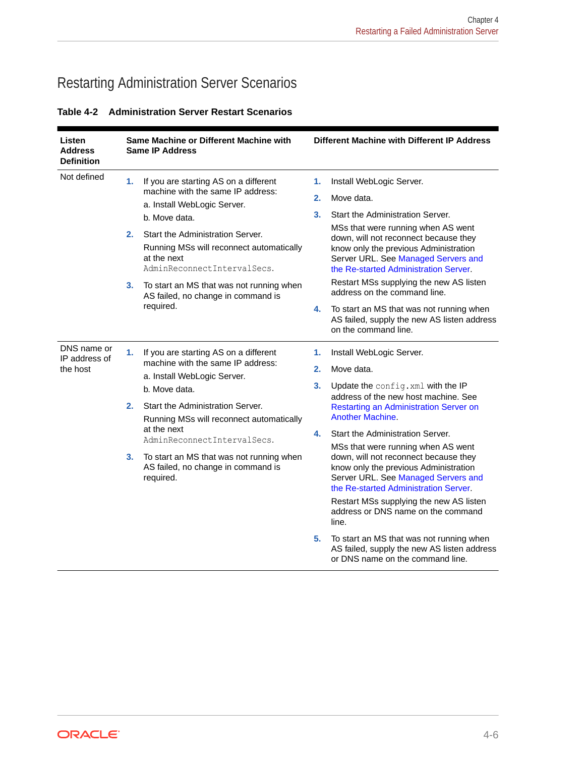## Restarting Administration Server Scenarios

**Table 4-2 Administration Server Restart Scenarios**

| Listen Address Definition | Same Machine or Different Machine with Same IP Address | Different Machine with Different IP Address |
|---|---|---|
| Not defined | 1. If you are starting AS on a different machine with the same IP address:<br>a. Install WebLogic Server.<br>b. Move data.<br>2. Start the Administration Server.<br>Running MSs will reconnect automatically at the next `AdminReconnectIntervalSecs`.<br>3. To start an MS that was not running when AS failed, no change in command is required. | 1. Install WebLogic Server.<br>2. Move data.<br>3. Start the Administration Server.<br>MSs that were running when AS went down, will not reconnect because they know only the previous Administration Server URL. See Managed Servers and the Re-started Administration Server.<br>Restart MSs supplying the new AS listen address on the command line.<br>4. To start an MS that was not running when AS failed, supply the new AS listen address on the command line. |
| DNS name or IP address of the host | 1. If you are starting AS on a different machine with the same IP address:<br>a. Install WebLogic Server.<br>b. Move data.<br>2. Start the Administration Server.<br>Running MSs will reconnect automatically at the next `AdminReconnectIntervalSecs`.<br>3. To start an MS that was not running when AS failed, no change in command is required. | 1. Install WebLogic Server.<br>2. Move data.<br>3. Update the `config.xml` with the IP address of the new host machine. See Restarting an Administration Server on Another Machine.<br>4. Start the Administration Server.<br>MSs that were running when AS went down, will not reconnect because they know only the previous Administration Server URL. See Managed Servers and the Re-started Administration Server.<br>Restart MSs supplying the new AS listen address or DNS name on the command line.<br>5. To start an MS that was not running when AS failed, supply the new AS listen address or DNS name on the command line. |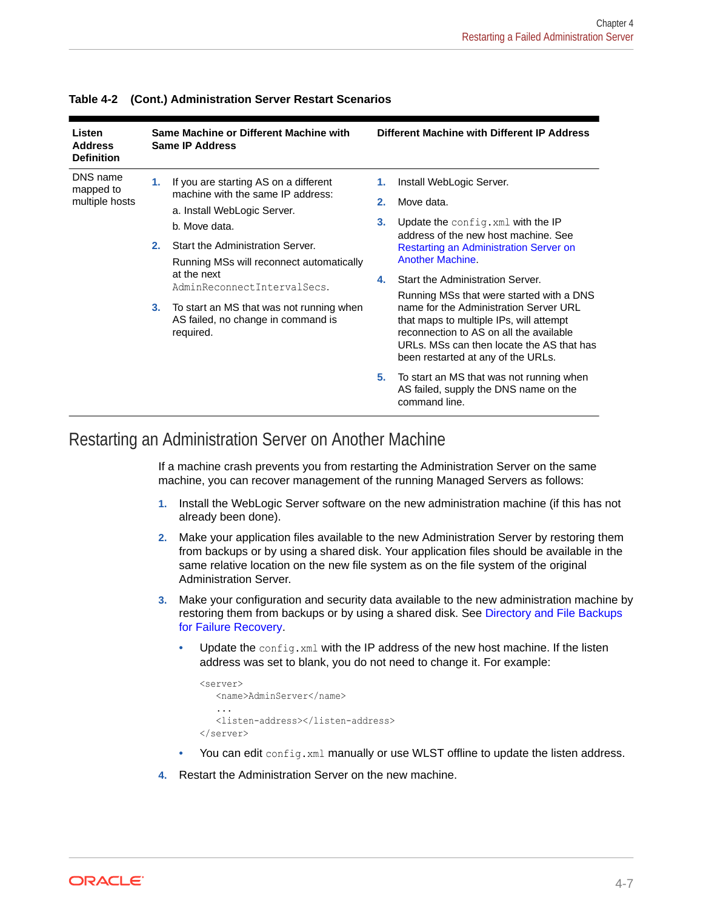**Table 4-2 (Cont.) Administration Server Restart Scenarios**

| Listen Address Definition | Same Machine or Different Machine with Same IP Address | Different Machine with Different IP Address |
|---|---|---|
| DNS name mapped to multiple hosts | 1. If you are starting AS on a different machine with the same IP address:<br>a. Install WebLogic Server.<br>b. Move data.<br>2. Start the Administration Server.<br>Running MSs will reconnect automatically at the next `AdminReconnectIntervalSecs`.<br>3. To start an MS that was not running when AS failed, no change in command is required. | 1. Install WebLogic Server.<br>2. Move data.<br>3. Update the `config.xml` with the IP address of the new host machine. See Restarting an Administration Server on Another Machine.<br>4. Start the Administration Server.<br>Running MSs that were started with a DNS name for the Administration Server URL that maps to multiple IPs, will attempt reconnection to AS on all the available URLs. MSs can then locate the AS that has been restarted at any of the URLs.<br>5. To start an MS that was not running when AS failed, supply the DNS name on the command line. |

## Restarting an Administration Server on Another Machine

If a machine crash prevents you from restarting the Administration Server on the same machine, you can recover management of the running Managed Servers as follows:

1. Install the WebLogic Server software on the new administration machine (if this has not already been done).
2. Make your application files available to the new Administration Server by restoring them from backups or by using a shared disk. Your application files should be available in the same relative location on the new file system as on the file system of the original Administration Server.
3. Make your configuration and security data available to the new administration machine by restoring them from backups or by using a shared disk. See Directory and File Backups for Failure Recovery.
   - Update the `config.xml` with the IP address of the new host machine. If the listen address was set to blank, you do not need to change it. For example:

     ```
     <server>
        <name>AdminServer</name>
        ...
        <listen-address></listen-address>
     </server>
     ```

   - You can edit `config.xml` manually or use WLST offline to update the listen address.
4. Restart the Administration Server on the new machine.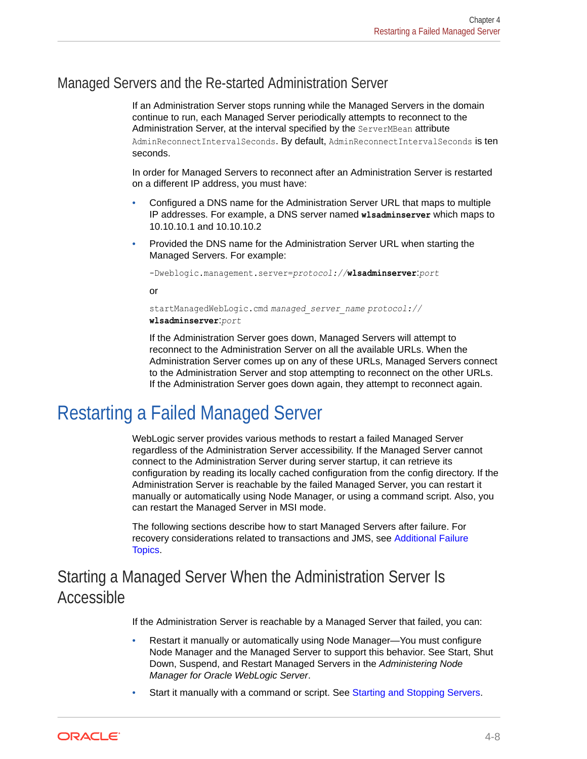## Managed Servers and the Re-started Administration Server

If an Administration Server stops running while the Managed Servers in the domain continue to run, each Managed Server periodically attempts to reconnect to the Administration Server, at the interval specified by the `ServerMBean` attribute `AdminReconnectIntervalSeconds`. By default, `AdminReconnectIntervalSeconds` is ten seconds.

In order for Managed Servers to reconnect after an Administration Server is restarted on a different IP address, you must have:

- Configured a DNS name for the Administration Server URL that maps to multiple IP addresses. For example, a DNS server named **`wlsadminserver`** which maps to 10.10.10.1 and 10.10.10.2
- Provided the DNS name for the Administration Server URL when starting the Managed Servers. For example:

  ```
  -Dweblogic.management.server=protocol://wlsadminserver:port
  ```

  or

  ```
  startManagedWebLogic.cmd managed_server_name protocol://
  wlsadminserver:port
  ```

  If the Administration Server goes down, Managed Servers will attempt to reconnect to the Administration Server on all the available URLs. When the Administration Server comes up on any of these URLs, Managed Servers connect to the Administration Server and stop attempting to reconnect on the other URLs. If the Administration Server goes down again, they attempt to reconnect again.

# Restarting a Failed Managed Server

WebLogic server provides various methods to restart a failed Managed Server regardless of the Administration Server accessibility. If the Managed Server cannot connect to the Administration Server during server startup, it can retrieve its configuration by reading its locally cached configuration from the config directory. If the Administration Server is reachable by the failed Managed Server, you can restart it manually or automatically using Node Manager, or using a command script. Also, you can restart the Managed Server in MSI mode.

The following sections describe how to start Managed Servers after failure. For recovery considerations related to transactions and JMS, see Additional Failure Topics.

## Starting a Managed Server When the Administration Server Is Accessible

If the Administration Server is reachable by a Managed Server that failed, you can:

- Restart it manually or automatically using Node Manager—You must configure Node Manager and the Managed Server to support this behavior. See Start, Shut Down, Suspend, and Restart Managed Servers in the *Administering Node Manager for Oracle WebLogic Server*.
- Start it manually with a command or script. See Starting and Stopping Servers.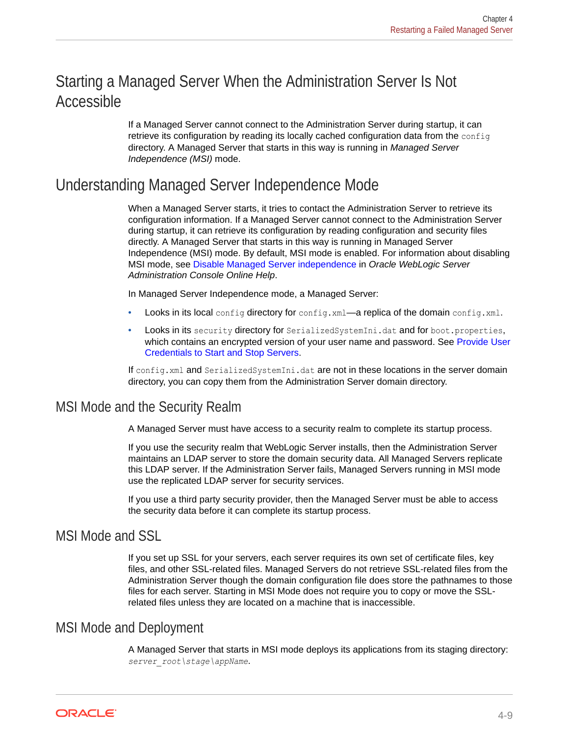## Starting a Managed Server When the Administration Server Is Not Accessible

If a Managed Server cannot connect to the Administration Server during startup, it can retrieve its configuration by reading its locally cached configuration data from the `config` directory. A Managed Server that starts in this way is running in *Managed Server Independence (MSI)* mode.

## Understanding Managed Server Independence Mode

When a Managed Server starts, it tries to contact the Administration Server to retrieve its configuration information. If a Managed Server cannot connect to the Administration Server during startup, it can retrieve its configuration by reading configuration and security files directly. A Managed Server that starts in this way is running in Managed Server Independence (MSI) mode. By default, MSI mode is enabled. For information about disabling MSI mode, see Disable Managed Server independence in *Oracle WebLogic Server Administration Console Online Help*.

In Managed Server Independence mode, a Managed Server:

- Looks in its local `config` directory for `config.xml`—a replica of the domain `config.xml`.
- Looks in its `security` directory for `SerializedSystemIni.dat` and for `boot.properties`, which contains an encrypted version of your user name and password. See Provide User Credentials to Start and Stop Servers.

If `config.xml` and `SerializedSystemIni.dat` are not in these locations in the server domain directory, you can copy them from the Administration Server domain directory.

### MSI Mode and the Security Realm

A Managed Server must have access to a security realm to complete its startup process.

If you use the security realm that WebLogic Server installs, then the Administration Server maintains an LDAP server to store the domain security data. All Managed Servers replicate this LDAP server. If the Administration Server fails, Managed Servers running in MSI mode use the replicated LDAP server for security services.

If you use a third party security provider, then the Managed Server must be able to access the security data before it can complete its startup process.

### MSI Mode and SSL

If you set up SSL for your servers, each server requires its own set of certificate files, key files, and other SSL-related files. Managed Servers do not retrieve SSL-related files from the Administration Server though the domain configuration file does store the pathnames to those files for each server. Starting in MSI Mode does not require you to copy or move the SSL-related files unless they are located on a machine that is inaccessible.

### MSI Mode and Deployment

A Managed Server that starts in MSI mode deploys its applications from its staging directory: *`server_root\stage\appName`*.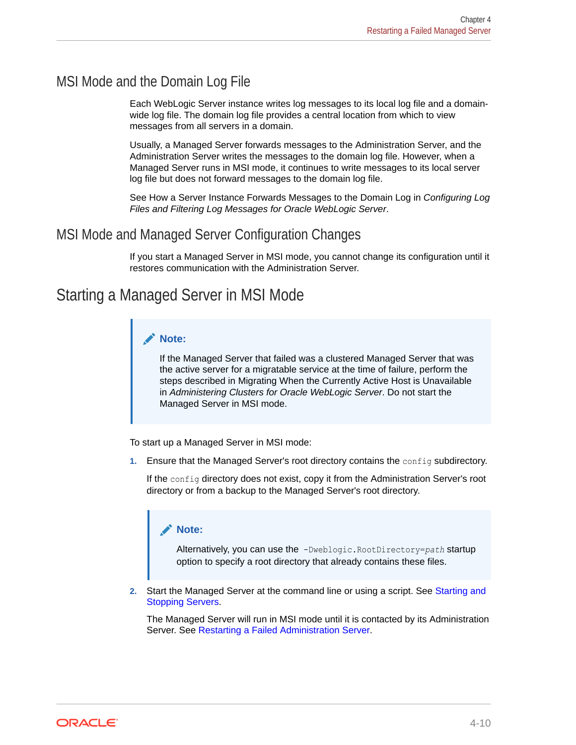### MSI Mode and the Domain Log File

Each WebLogic Server instance writes log messages to its local log file and a domain-wide log file. The domain log file provides a central location from which to view messages from all servers in a domain.

Usually, a Managed Server forwards messages to the Administration Server, and the Administration Server writes the messages to the domain log file. However, when a Managed Server runs in MSI mode, it continues to write messages to its local server log file but does not forward messages to the domain log file.

See How a Server Instance Forwards Messages to the Domain Log in *Configuring Log Files and Filtering Log Messages for Oracle WebLogic Server*.

### MSI Mode and Managed Server Configuration Changes

If you start a Managed Server in MSI mode, you cannot change its configuration until it restores communication with the Administration Server.

## Starting a Managed Server in MSI Mode

> **Note:**
>
> If the Managed Server that failed was a clustered Managed Server that was the active server for a migratable service at the time of failure, perform the steps described in Migrating When the Currently Active Host is Unavailable in *Administering Clusters for Oracle WebLogic Server*. Do not start the Managed Server in MSI mode.

To start up a Managed Server in MSI mode:

1. Ensure that the Managed Server's root directory contains the `config` subdirectory.

   If the `config` directory does not exist, copy it from the Administration Server's root directory or from a backup to the Managed Server's root directory.

   > **Note:**
   >
   > Alternatively, you can use the `-Dweblogic.RootDirectory=`*`path`* startup option to specify a root directory that already contains these files.

2. Start the Managed Server at the command line or using a script. See Starting and Stopping Servers.

   The Managed Server will run in MSI mode until it is contacted by its Administration Server. See Restarting a Failed Administration Server.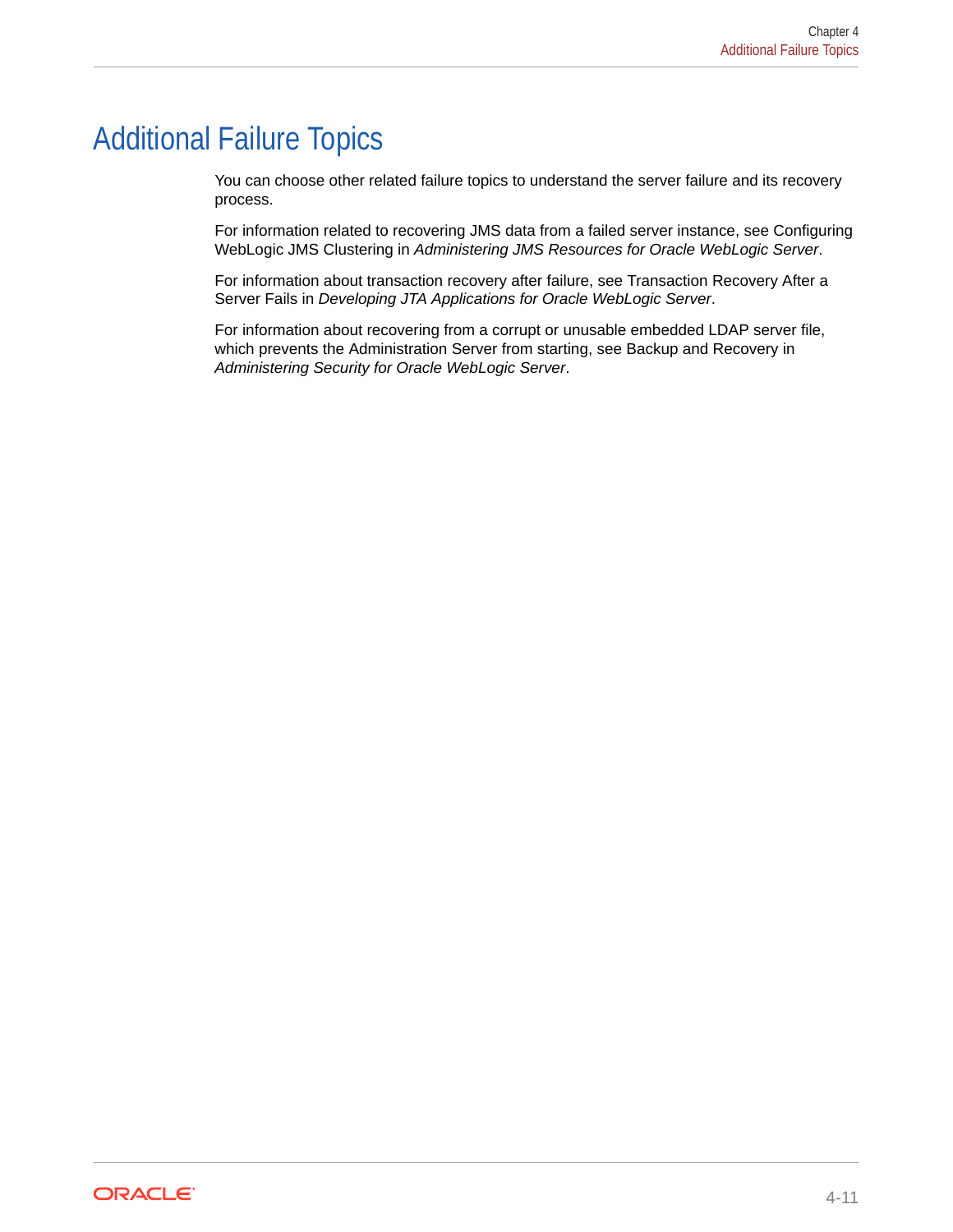# Additional Failure Topics

You can choose other related failure topics to understand the server failure and its recovery process.

For information related to recovering JMS data from a failed server instance, see Configuring WebLogic JMS Clustering in *Administering JMS Resources for Oracle WebLogic Server*.

For information about transaction recovery after failure, see Transaction Recovery After a Server Fails in *Developing JTA Applications for Oracle WebLogic Server*.

For information about recovering from a corrupt or unusable embedded LDAP server file, which prevents the Administration Server from starting, see Backup and Recovery in *Administering Security for Oracle WebLogic Server*.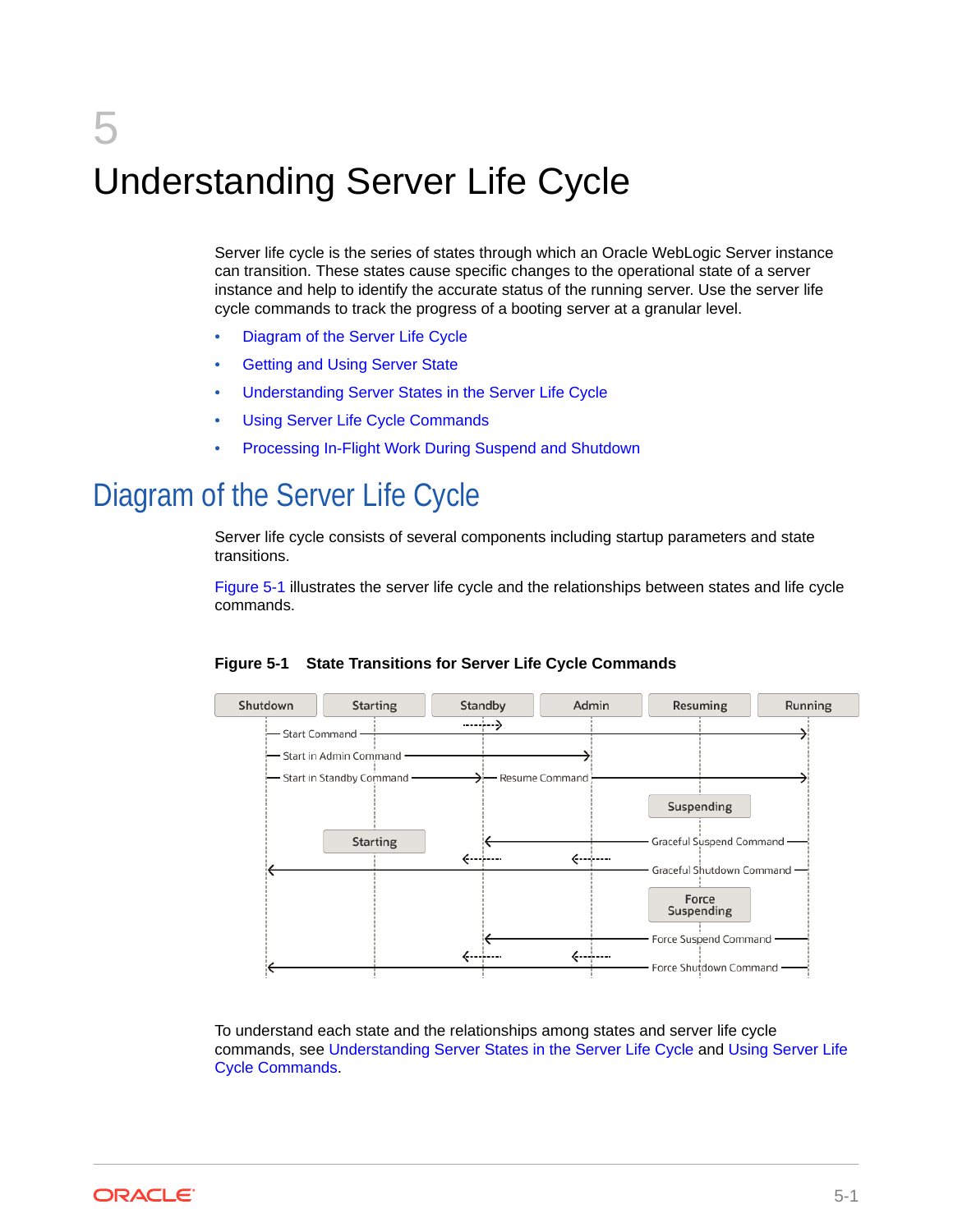# 5 Understanding Server Life Cycle

Server life cycle is the series of states through which an Oracle WebLogic Server instance can transition. These states cause specific changes to the operational state of a server instance and help to identify the accurate status of the running server. Use the server life cycle commands to track the progress of a booting server at a granular level.

- Diagram of the Server Life Cycle
- Getting and Using Server State
- Understanding Server States in the Server Life Cycle
- Using Server Life Cycle Commands
- Processing In-Flight Work During Suspend and Shutdown

## Diagram of the Server Life Cycle

Server life cycle consists of several components including startup parameters and state transitions.

Figure 5-1 illustrates the server life cycle and the relationships between states and life cycle commands.

**Figure 5-1 State Transitions for Server Life Cycle Commands**

Shutdown | Starting | Standby | Admin | Resuming | Running

Start Command

Start in Admin Command

Start in Standby Command

Resume Command

Suspending

Starting

Graceful Suspend Command

Graceful Shutdown Command

Force Suspending

Force Suspend Command

Force Shutdown Command

To understand each state and the relationships among states and server life cycle commands, see Understanding Server States in the Server Life Cycle and Using Server Life Cycle Commands.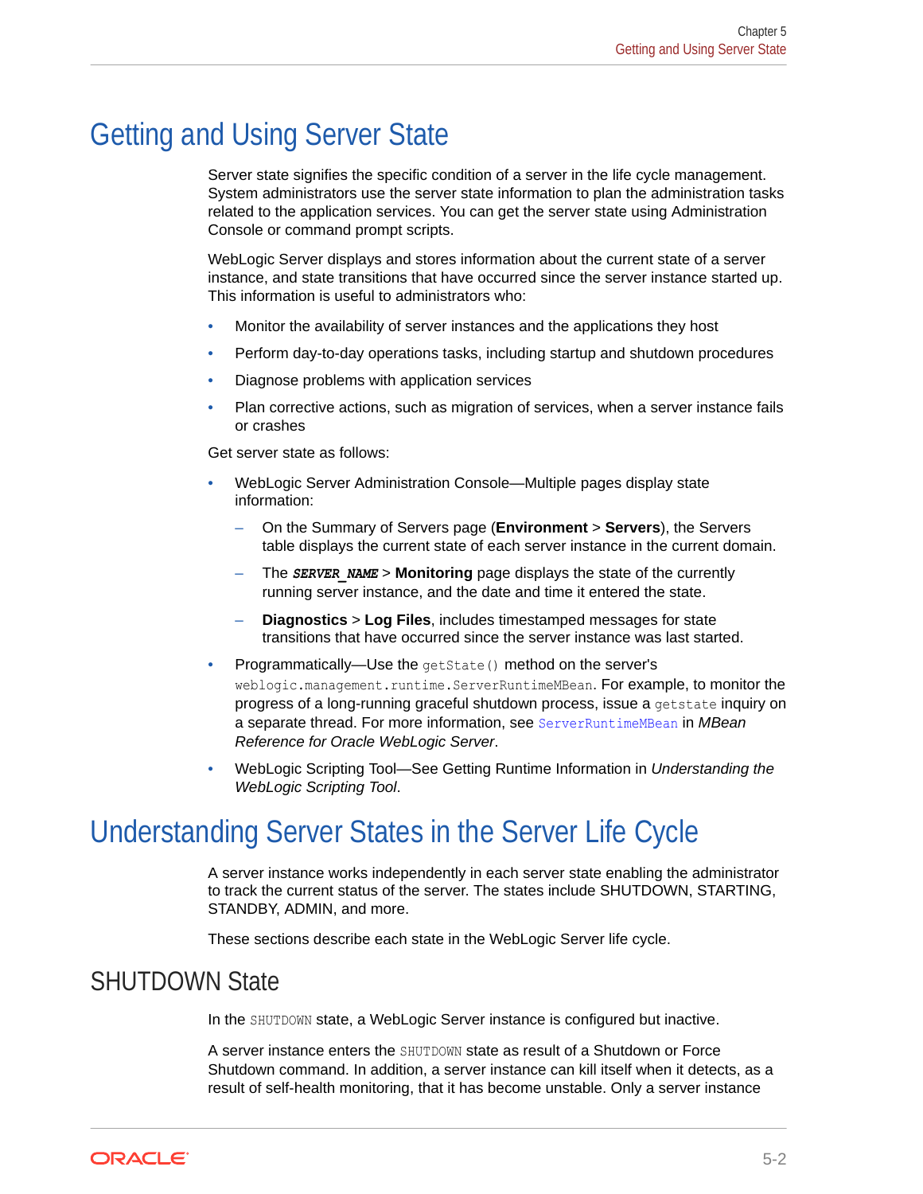# Getting and Using Server State

Server state signifies the specific condition of a server in the life cycle management. System administrators use the server state information to plan the administration tasks related to the application services. You can get the server state using Administration Console or command prompt scripts.

WebLogic Server displays and stores information about the current state of a server instance, and state transitions that have occurred since the server instance started up. This information is useful to administrators who:

- Monitor the availability of server instances and the applications they host
- Perform day-to-day operations tasks, including startup and shutdown procedures
- Diagnose problems with application services
- Plan corrective actions, such as migration of services, when a server instance fails or crashes

Get server state as follows:

- WebLogic Server Administration Console—Multiple pages display state information:
  - On the Summary of Servers page (**Environment** > **Servers**), the Servers table displays the current state of each server instance in the current domain.
  - The ***`SERVER_NAME`*** > **Monitoring** page displays the state of the currently running server instance, and the date and time it entered the state.
  - **Diagnostics** > **Log Files**, includes timestamped messages for state transitions that have occurred since the server instance was last started.
- Programmatically—Use the `getState()` method on the server's `weblogic.management.runtime.ServerRuntimeMBean`. For example, to monitor the progress of a long-running graceful shutdown process, issue a `getstate` inquiry on a separate thread. For more information, see `ServerRuntimeMBean` in *MBean Reference for Oracle WebLogic Server*.
- WebLogic Scripting Tool—See Getting Runtime Information in *Understanding the WebLogic Scripting Tool*.

# Understanding Server States in the Server Life Cycle

A server instance works independently in each server state enabling the administrator to track the current status of the server. The states include SHUTDOWN, STARTING, STANDBY, ADMIN, and more.

These sections describe each state in the WebLogic Server life cycle.

## SHUTDOWN State

In the `SHUTDOWN` state, a WebLogic Server instance is configured but inactive.

A server instance enters the `SHUTDOWN` state as result of a Shutdown or Force Shutdown command. In addition, a server instance can kill itself when it detects, as a result of self-health monitoring, that it has become unstable. Only a server instance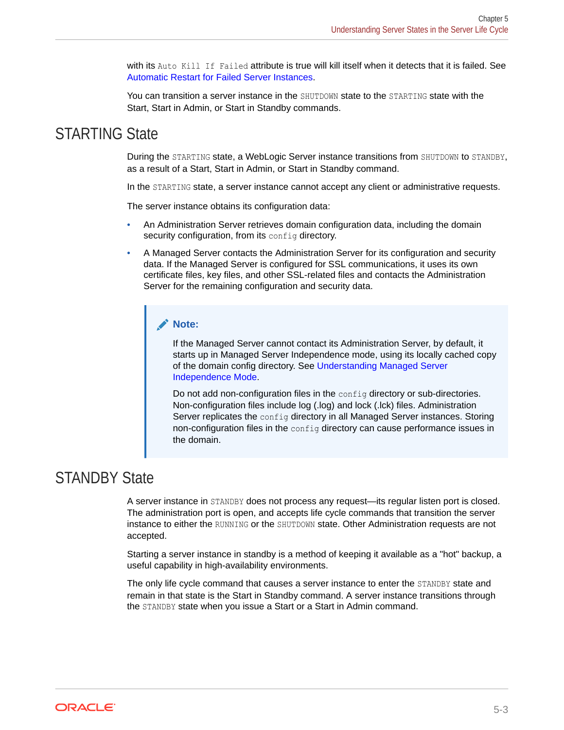with its `Auto Kill If Failed` attribute is true will kill itself when it detects that it is failed. See Automatic Restart for Failed Server Instances.

You can transition a server instance in the `SHUTDOWN` state to the `STARTING` state with the Start, Start in Admin, or Start in Standby commands.

## STARTING State

During the `STARTING` state, a WebLogic Server instance transitions from `SHUTDOWN` to `STANDBY`, as a result of a Start, Start in Admin, or Start in Standby command.

In the `STARTING` state, a server instance cannot accept any client or administrative requests.

The server instance obtains its configuration data:

- An Administration Server retrieves domain configuration data, including the domain security configuration, from its `config` directory.
- A Managed Server contacts the Administration Server for its configuration and security data. If the Managed Server is configured for SSL communications, it uses its own certificate files, key files, and other SSL-related files and contacts the Administration Server for the remaining configuration and security data.

> **Note:**
>
> If the Managed Server cannot contact its Administration Server, by default, it starts up in Managed Server Independence mode, using its locally cached copy of the domain config directory. See Understanding Managed Server Independence Mode.
>
> Do not add non-configuration files in the `config` directory or sub-directories. Non-configuration files include log (.log) and lock (.lck) files. Administration Server replicates the `config` directory in all Managed Server instances. Storing non-configuration files in the `config` directory can cause performance issues in the domain.

## STANDBY State

A server instance in `STANDBY` does not process any request—its regular listen port is closed. The administration port is open, and accepts life cycle commands that transition the server instance to either the `RUNNING` or the `SHUTDOWN` state. Other Administration requests are not accepted.

Starting a server instance in standby is a method of keeping it available as a "hot" backup, a useful capability in high-availability environments.

The only life cycle command that causes a server instance to enter the `STANDBY` state and remain in that state is the Start in Standby command. A server instance transitions through the `STANDBY` state when you issue a Start or a Start in Admin command.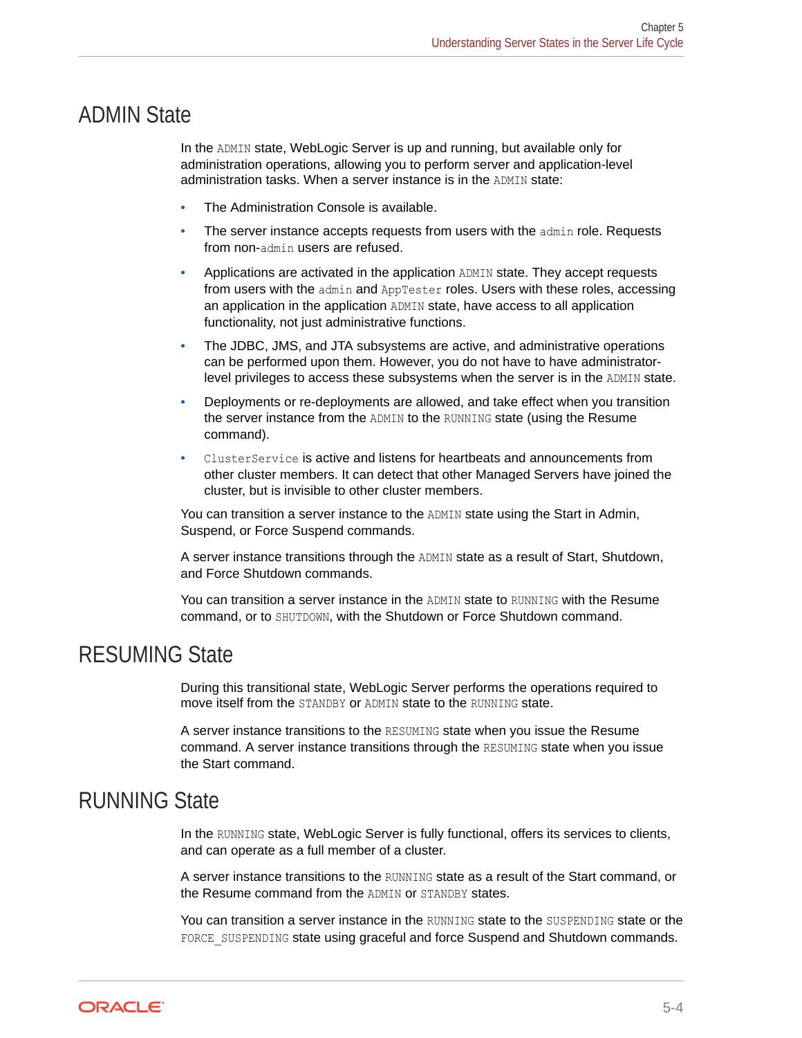## ADMIN State

In the `ADMIN` state, WebLogic Server is up and running, but available only for administration operations, allowing you to perform server and application-level administration tasks. When a server instance is in the `ADMIN` state:

- The Administration Console is available.
- The server instance accepts requests from users with the `admin` role. Requests from non-`admin` users are refused.
- Applications are activated in the application `ADMIN` state. They accept requests from users with the `admin` and `AppTester` roles. Users with these roles, accessing an application in the application `ADMIN` state, have access to all application functionality, not just administrative functions.
- The JDBC, JMS, and JTA subsystems are active, and administrative operations can be performed upon them. However, you do not have to have administrator-level privileges to access these subsystems when the server is in the `ADMIN` state.
- Deployments or re-deployments are allowed, and take effect when you transition the server instance from the `ADMIN` to the `RUNNING` state (using the Resume command).
- `ClusterService` is active and listens for heartbeats and announcements from other cluster members. It can detect that other Managed Servers have joined the cluster, but is invisible to other cluster members.

You can transition a server instance to the `ADMIN` state using the Start in Admin, Suspend, or Force Suspend commands.

A server instance transitions through the `ADMIN` state as a result of Start, Shutdown, and Force Shutdown commands.

You can transition a server instance in the `ADMIN` state to `RUNNING` with the Resume command, or to `SHUTDOWN`, with the Shutdown or Force Shutdown command.

## RESUMING State

During this transitional state, WebLogic Server performs the operations required to move itself from the `STANDBY` or `ADMIN` state to the `RUNNING` state.

A server instance transitions to the `RESUMING` state when you issue the Resume command. A server instance transitions through the `RESUMING` state when you issue the Start command.

## RUNNING State

In the `RUNNING` state, WebLogic Server is fully functional, offers its services to clients, and can operate as a full member of a cluster.

A server instance transitions to the `RUNNING` state as a result of the Start command, or the Resume command from the `ADMIN` or `STANDBY` states.

You can transition a server instance in the `RUNNING` state to the `SUSPENDING` state or the `FORCE_SUSPENDING` state using graceful and force Suspend and Shutdown commands.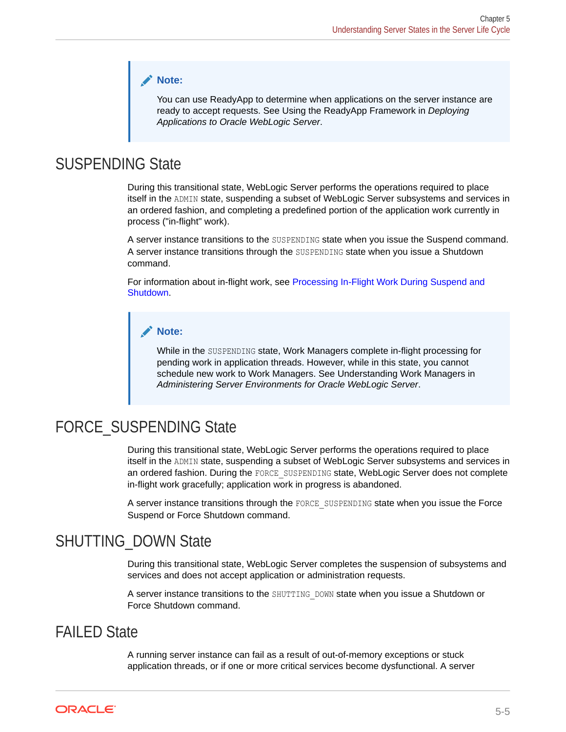> **Note:**
>
> You can use ReadyApp to determine when applications on the server instance are ready to accept requests. See Using the ReadyApp Framework in *Deploying Applications to Oracle WebLogic Server*.

## SUSPENDING State

During this transitional state, WebLogic Server performs the operations required to place itself in the `ADMIN` state, suspending a subset of WebLogic Server subsystems and services in an ordered fashion, and completing a predefined portion of the application work currently in process ("in-flight" work).

A server instance transitions to the `SUSPENDING` state when you issue the Suspend command. A server instance transitions through the `SUSPENDING` state when you issue a Shutdown command.

For information about in-flight work, see Processing In-Flight Work During Suspend and Shutdown.

> **Note:**
>
> While in the `SUSPENDING` state, Work Managers complete in-flight processing for pending work in application threads. However, while in this state, you cannot schedule new work to Work Managers. See Understanding Work Managers in *Administering Server Environments for Oracle WebLogic Server*.

## FORCE_SUSPENDING State

During this transitional state, WebLogic Server performs the operations required to place itself in the `ADMIN` state, suspending a subset of WebLogic Server subsystems and services in an ordered fashion. During the `FORCE_SUSPENDING` state, WebLogic Server does not complete in-flight work gracefully; application work in progress is abandoned.

A server instance transitions through the `FORCE_SUSPENDING` state when you issue the Force Suspend or Force Shutdown command.

## SHUTTING_DOWN State

During this transitional state, WebLogic Server completes the suspension of subsystems and services and does not accept application or administration requests.

A server instance transitions to the `SHUTTING_DOWN` state when you issue a Shutdown or Force Shutdown command.

## FAILED State

A running server instance can fail as a result of out-of-memory exceptions or stuck application threads, or if one or more critical services become dysfunctional. A server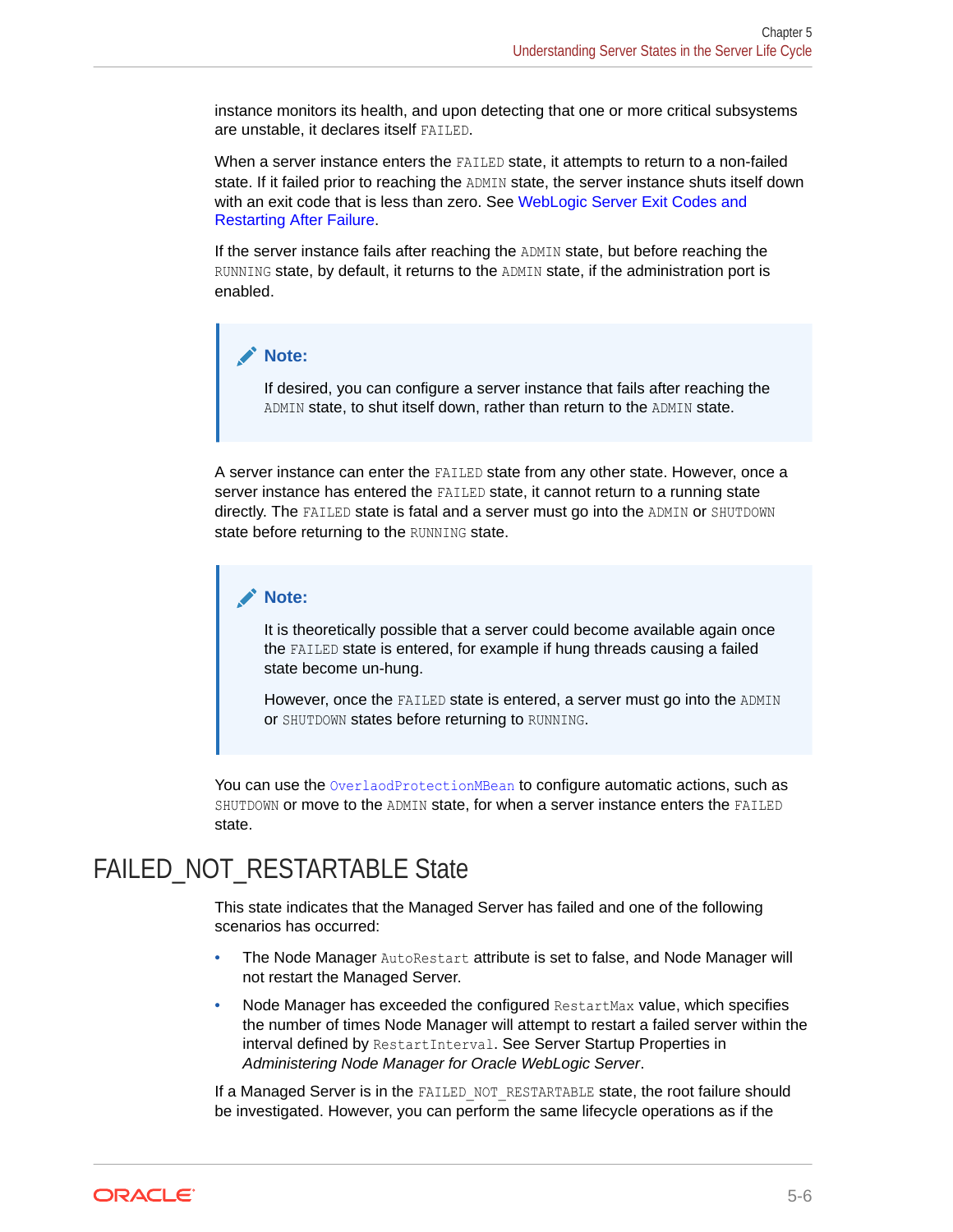instance monitors its health, and upon detecting that one or more critical subsystems are unstable, it declares itself `FAILED`.

When a server instance enters the `FAILED` state, it attempts to return to a non-failed state. If it failed prior to reaching the `ADMIN` state, the server instance shuts itself down with an exit code that is less than zero. See WebLogic Server Exit Codes and Restarting After Failure.

If the server instance fails after reaching the `ADMIN` state, but before reaching the `RUNNING` state, by default, it returns to the `ADMIN` state, if the administration port is enabled.

> **Note:**
>
> If desired, you can configure a server instance that fails after reaching the `ADMIN` state, to shut itself down, rather than return to the `ADMIN` state.

A server instance can enter the `FAILED` state from any other state. However, once a server instance has entered the `FAILED` state, it cannot return to a running state directly. The `FAILED` state is fatal and a server must go into the `ADMIN` or `SHUTDOWN` state before returning to the `RUNNING` state.

> **Note:**
>
> It is theoretically possible that a server could become available again once the `FAILED` state is entered, for example if hung threads causing a failed state become un-hung.
>
> However, once the `FAILED` state is entered, a server must go into the `ADMIN` or `SHUTDOWN` states before returning to `RUNNING`.

You can use the `OverlaodProtectionMBean` to configure automatic actions, such as `SHUTDOWN` or move to the `ADMIN` state, for when a server instance enters the `FAILED` state.

## FAILED_NOT_RESTARTABLE State

This state indicates that the Managed Server has failed and one of the following scenarios has occurred:

- The Node Manager `AutoRestart` attribute is set to false, and Node Manager will not restart the Managed Server.
- Node Manager has exceeded the configured `RestartMax` value, which specifies the number of times Node Manager will attempt to restart a failed server within the interval defined by `RestartInterval`. See Server Startup Properties in *Administering Node Manager for Oracle WebLogic Server*.

If a Managed Server is in the `FAILED_NOT_RESTARTABLE` state, the root failure should be investigated. However, you can perform the same lifecycle operations as if the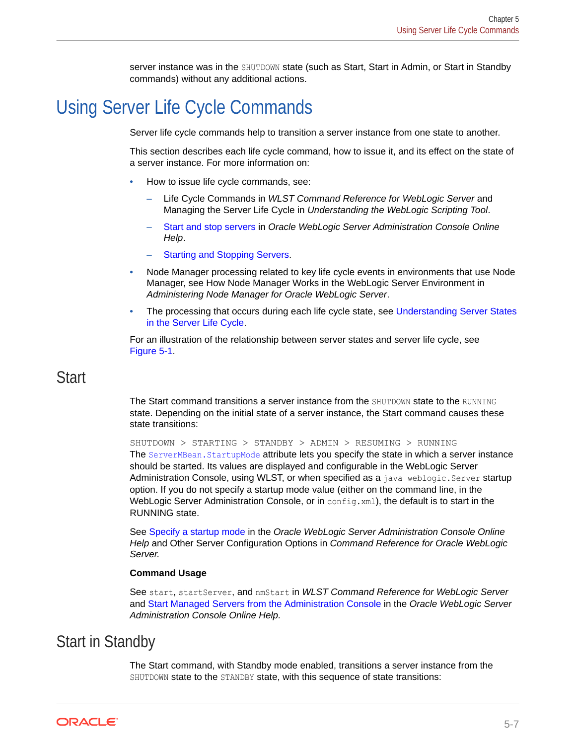server instance was in the `SHUTDOWN` state (such as Start, Start in Admin, or Start in Standby commands) without any additional actions.

# Using Server Life Cycle Commands

Server life cycle commands help to transition a server instance from one state to another.

This section describes each life cycle command, how to issue it, and its effect on the state of a server instance. For more information on:

- How to issue life cycle commands, see:
  - Life Cycle Commands in *WLST Command Reference for WebLogic Server* and Managing the Server Life Cycle in *Understanding the WebLogic Scripting Tool*.
  - Start and stop servers in *Oracle WebLogic Server Administration Console Online Help*.
  - Starting and Stopping Servers.
- Node Manager processing related to key life cycle events in environments that use Node Manager, see How Node Manager Works in the WebLogic Server Environment in *Administering Node Manager for Oracle WebLogic Server*.
- The processing that occurs during each life cycle state, see Understanding Server States in the Server Life Cycle.

For an illustration of the relationship between server states and server life cycle, see Figure 5-1.

## Start

The Start command transitions a server instance from the `SHUTDOWN` state to the `RUNNING` state. Depending on the initial state of a server instance, the Start command causes these state transitions:

```
SHUTDOWN > STARTING > STANDBY > ADMIN > RESUMING > RUNNING
```

The `ServerMBean.StartupMode` attribute lets you specify the state in which a server instance should be started. Its values are displayed and configurable in the WebLogic Server Administration Console, using WLST, or when specified as a `java weblogic.Server` startup option. If you do not specify a startup mode value (either on the command line, in the WebLogic Server Administration Console, or in `config.xml`), the default is to start in the RUNNING state.

See Specify a startup mode in the *Oracle WebLogic Server Administration Console Online Help* and Other Server Configuration Options in *Command Reference for Oracle WebLogic Server.*

**Command Usage**

See `start`, `startServer`, and `nmStart` in *WLST Command Reference for WebLogic Server* and Start Managed Servers from the Administration Console in the *Oracle WebLogic Server Administration Console Online Help.*

## Start in Standby

The Start command, with Standby mode enabled, transitions a server instance from the `SHUTDOWN` state to the `STANDBY` state, with this sequence of state transitions: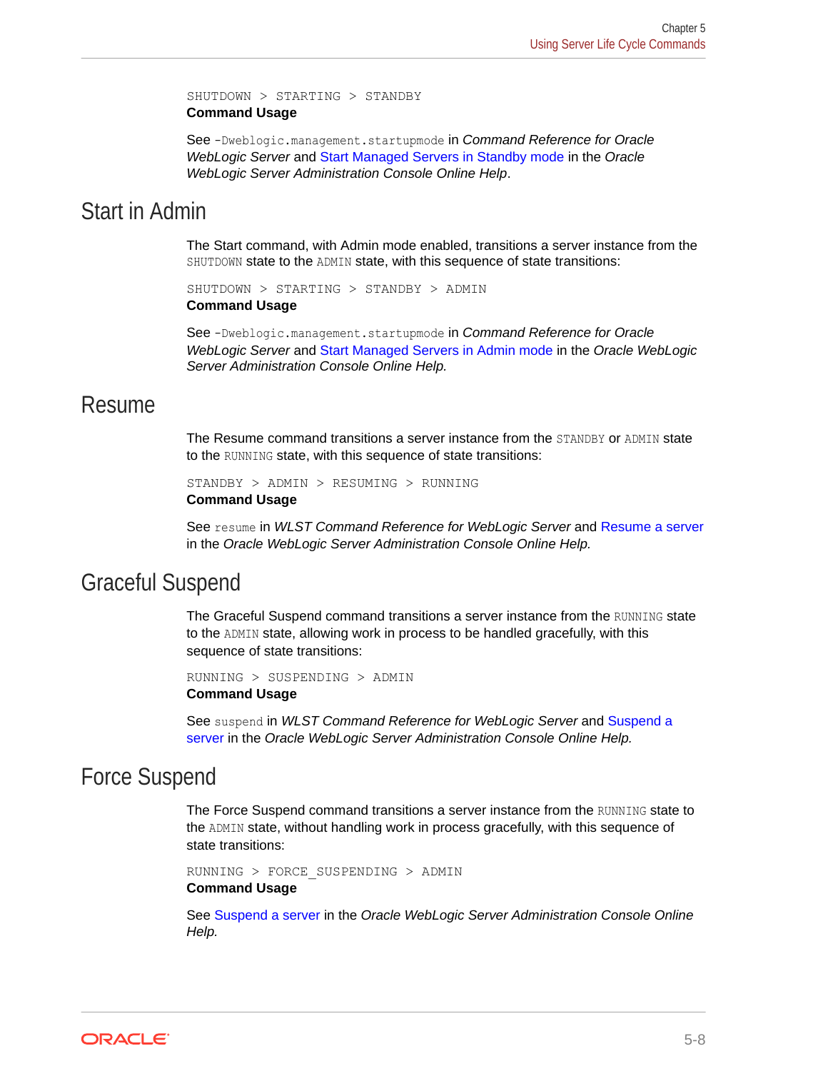```
SHUTDOWN > STARTING > STANDBY
```

**Command Usage**

See `-Dweblogic.management.startupmode` in *Command Reference for Oracle WebLogic Server* and Start Managed Servers in Standby mode in the *Oracle WebLogic Server Administration Console Online Help*.

## Start in Admin

The Start command, with Admin mode enabled, transitions a server instance from the `SHUTDOWN` state to the `ADMIN` state, with this sequence of state transitions:

```
SHUTDOWN > STARTING > STANDBY > ADMIN
```

**Command Usage**

See `-Dweblogic.management.startupmode` in *Command Reference for Oracle WebLogic Server* and Start Managed Servers in Admin mode in the *Oracle WebLogic Server Administration Console Online Help.*

## Resume

The Resume command transitions a server instance from the `STANDBY` or `ADMIN` state to the `RUNNING` state, with this sequence of state transitions:

```
STANDBY > ADMIN > RESUMING > RUNNING
```

**Command Usage**

See `resume` in *WLST Command Reference for WebLogic Server* and Resume a server in the *Oracle WebLogic Server Administration Console Online Help.*

## Graceful Suspend

The Graceful Suspend command transitions a server instance from the `RUNNING` state to the `ADMIN` state, allowing work in process to be handled gracefully, with this sequence of state transitions:

```
RUNNING > SUSPENDING > ADMIN
```

**Command Usage**

See `suspend` in *WLST Command Reference for WebLogic Server* and Suspend a server in the *Oracle WebLogic Server Administration Console Online Help.*

## Force Suspend

The Force Suspend command transitions a server instance from the `RUNNING` state to the `ADMIN` state, without handling work in process gracefully, with this sequence of state transitions:

```
RUNNING > FORCE_SUSPENDING > ADMIN
```

**Command Usage**

See Suspend a server in the *Oracle WebLogic Server Administration Console Online Help.*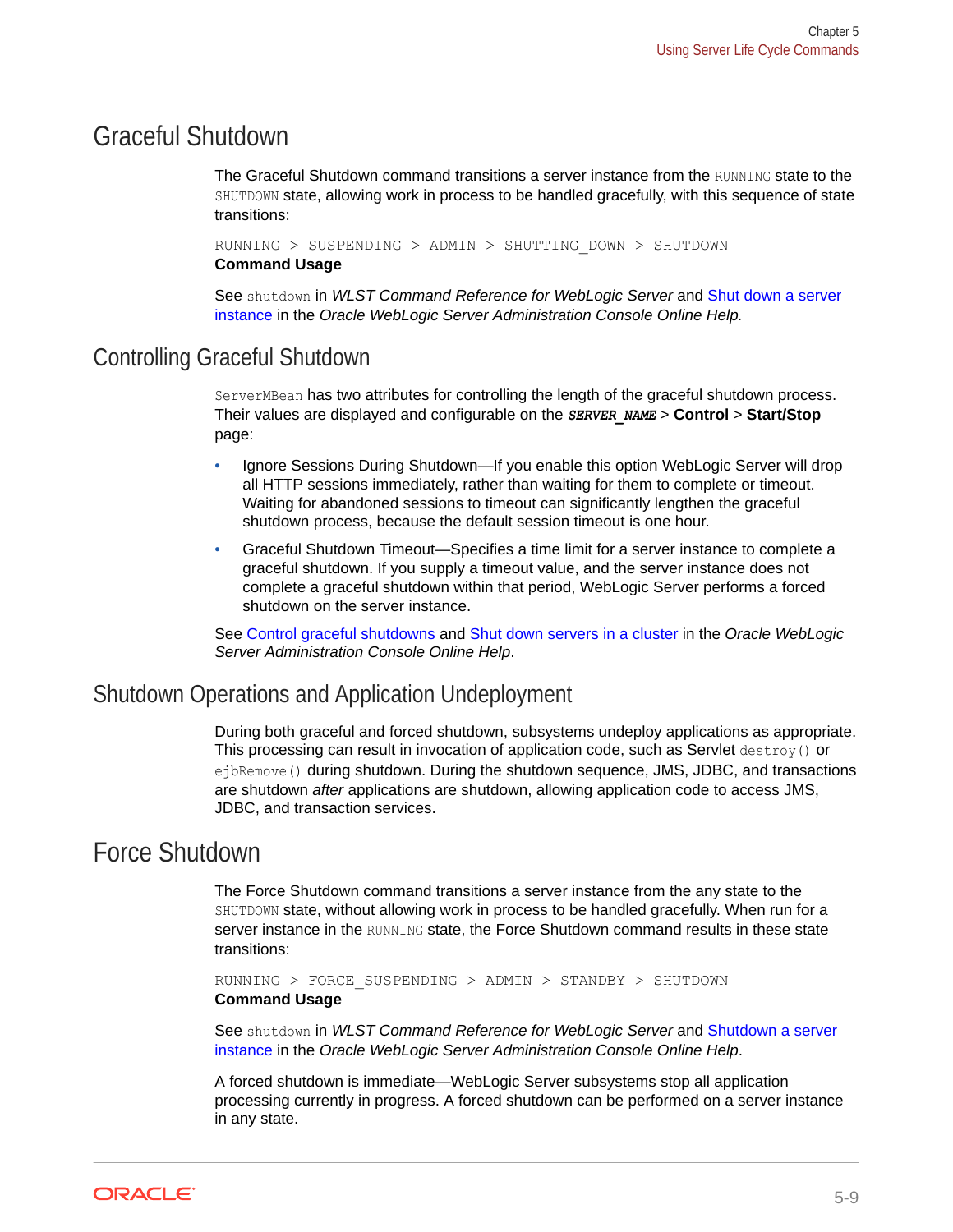## Graceful Shutdown

The Graceful Shutdown command transitions a server instance from the `RUNNING` state to the `SHUTDOWN` state, allowing work in process to be handled gracefully, with this sequence of state transitions:

```
RUNNING > SUSPENDING > ADMIN > SHUTTING_DOWN > SHUTDOWN
```

**Command Usage**

See `shutdown` in *WLST Command Reference for WebLogic Server* and Shut down a server instance in the *Oracle WebLogic Server Administration Console Online Help.*

### Controlling Graceful Shutdown

`ServerMBean` has two attributes for controlling the length of the graceful shutdown process. Their values are displayed and configurable on the ***SERVER_NAME*** > **Control** > **Start/Stop** page:

- Ignore Sessions During Shutdown—If you enable this option WebLogic Server will drop all HTTP sessions immediately, rather than waiting for them to complete or timeout. Waiting for abandoned sessions to timeout can significantly lengthen the graceful shutdown process, because the default session timeout is one hour.
- Graceful Shutdown Timeout—Specifies a time limit for a server instance to complete a graceful shutdown. If you supply a timeout value, and the server instance does not complete a graceful shutdown within that period, WebLogic Server performs a forced shutdown on the server instance.

See Control graceful shutdowns and Shut down servers in a cluster in the *Oracle WebLogic Server Administration Console Online Help*.

### Shutdown Operations and Application Undeployment

During both graceful and forced shutdown, subsystems undeploy applications as appropriate. This processing can result in invocation of application code, such as Servlet `destroy()` or `ejbRemove()` during shutdown. During the shutdown sequence, JMS, JDBC, and transactions are shutdown *after* applications are shutdown, allowing application code to access JMS, JDBC, and transaction services.

## Force Shutdown

The Force Shutdown command transitions a server instance from the any state to the `SHUTDOWN` state, without allowing work in process to be handled gracefully. When run for a server instance in the `RUNNING` state, the Force Shutdown command results in these state transitions:

```
RUNNING > FORCE_SUSPENDING > ADMIN > STANDBY > SHUTDOWN
```

**Command Usage**

See `shutdown` in *WLST Command Reference for WebLogic Server* and Shutdown a server instance in the *Oracle WebLogic Server Administration Console Online Help*.

A forced shutdown is immediate—WebLogic Server subsystems stop all application processing currently in progress. A forced shutdown can be performed on a server instance in any state.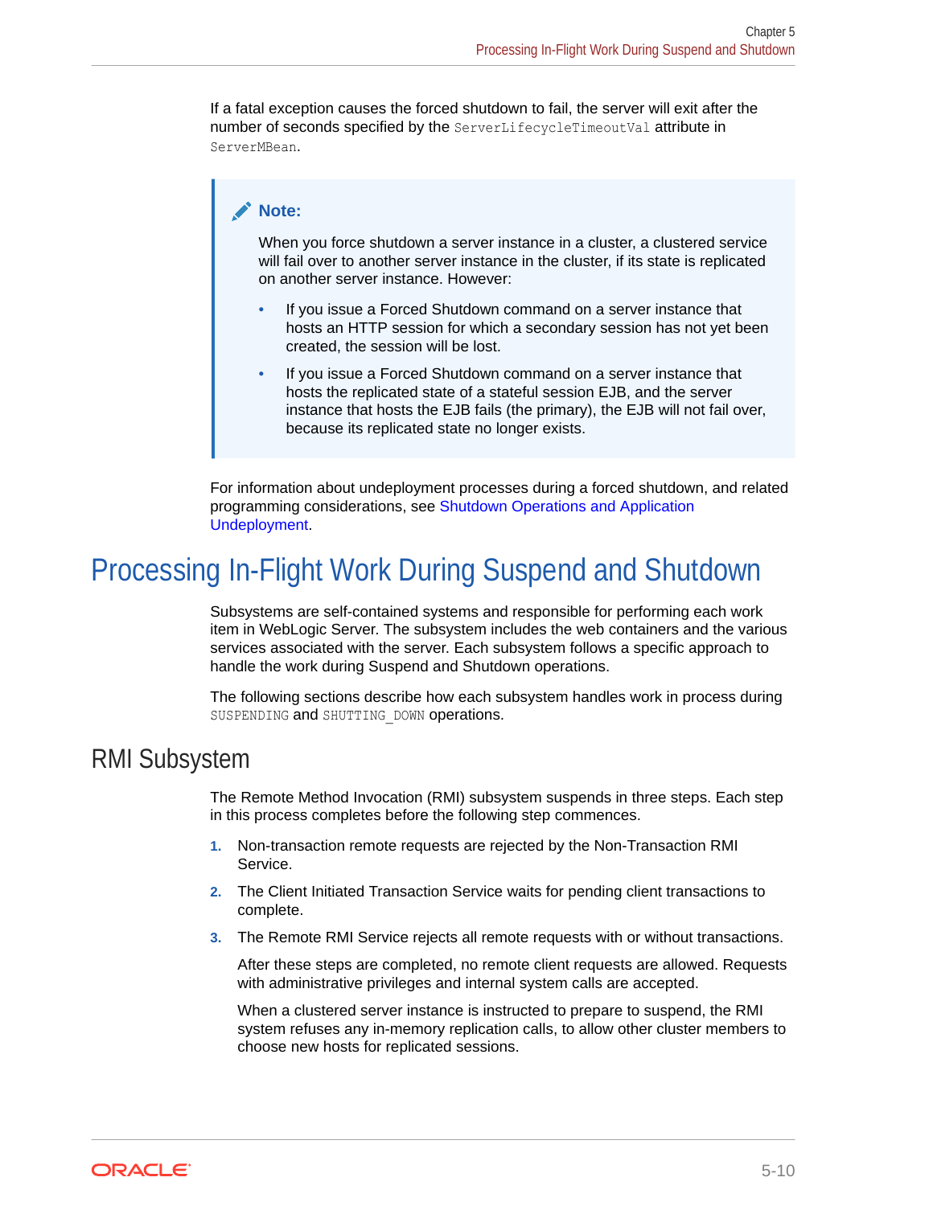If a fatal exception causes the forced shutdown to fail, the server will exit after the number of seconds specified by the `ServerLifecycleTimeoutVal` attribute in `ServerMBean`.

> **Note:**
>
> When you force shutdown a server instance in a cluster, a clustered service will fail over to another server instance in the cluster, if its state is replicated on another server instance. However:
>
> - If you issue a Forced Shutdown command on a server instance that hosts an HTTP session for which a secondary session has not yet been created, the session will be lost.
> - If you issue a Forced Shutdown command on a server instance that hosts the replicated state of a stateful session EJB, and the server instance that hosts the EJB fails (the primary), the EJB will not fail over, because its replicated state no longer exists.

For information about undeployment processes during a forced shutdown, and related programming considerations, see Shutdown Operations and Application Undeployment.

## Processing In-Flight Work During Suspend and Shutdown

Subsystems are self-contained systems and responsible for performing each work item in WebLogic Server. The subsystem includes the web containers and the various services associated with the server. Each subsystem follows a specific approach to handle the work during Suspend and Shutdown operations.

The following sections describe how each subsystem handles work in process during `SUSPENDING` and `SHUTTING_DOWN` operations.

### RMI Subsystem

The Remote Method Invocation (RMI) subsystem suspends in three steps. Each step in this process completes before the following step commences.

1. Non-transaction remote requests are rejected by the Non-Transaction RMI Service.
2. The Client Initiated Transaction Service waits for pending client transactions to complete.
3. The Remote RMI Service rejects all remote requests with or without transactions.

   After these steps are completed, no remote client requests are allowed. Requests with administrative privileges and internal system calls are accepted.

   When a clustered server instance is instructed to prepare to suspend, the RMI system refuses any in-memory replication calls, to allow other cluster members to choose new hosts for replicated sessions.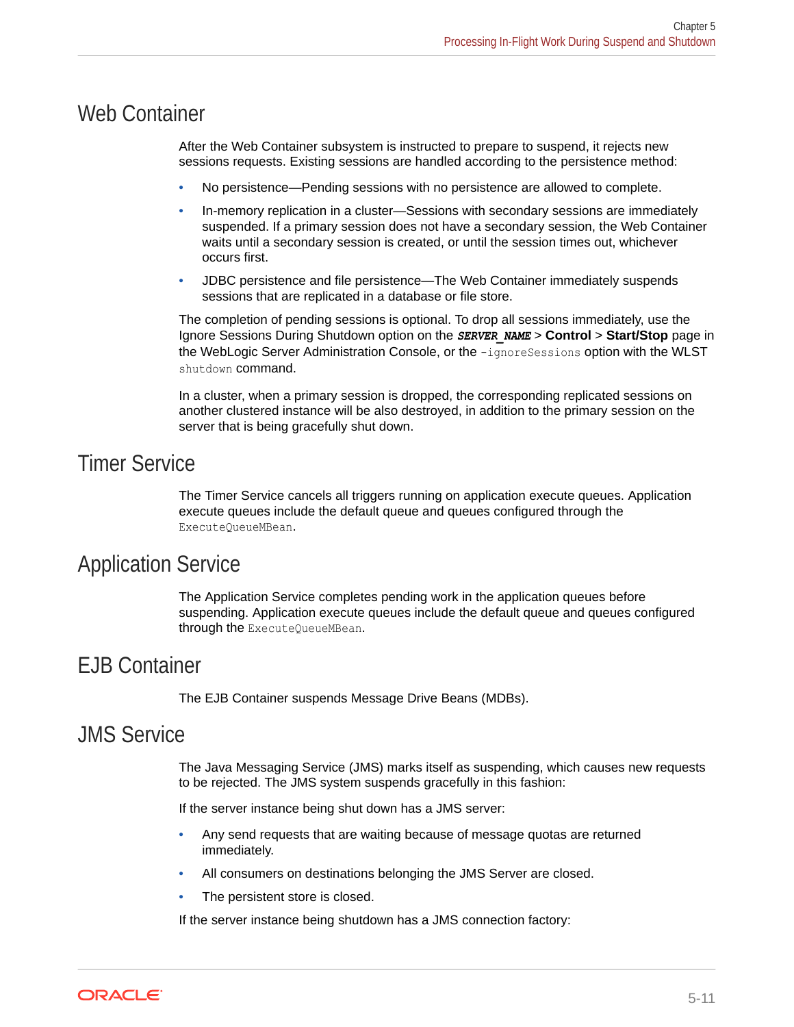## Web Container

After the Web Container subsystem is instructed to prepare to suspend, it rejects new sessions requests. Existing sessions are handled according to the persistence method:

- No persistence—Pending sessions with no persistence are allowed to complete.
- In-memory replication in a cluster—Sessions with secondary sessions are immediately suspended. If a primary session does not have a secondary session, the Web Container waits until a secondary session is created, or until the session times out, whichever occurs first.
- JDBC persistence and file persistence—The Web Container immediately suspends sessions that are replicated in a database or file store.

The completion of pending sessions is optional. To drop all sessions immediately, use the Ignore Sessions During Shutdown option on the ***SERVER_NAME*** > **Control** > **Start/Stop** page in the WebLogic Server Administration Console, or the `-ignoreSessions` option with the WLST `shutdown` command.

In a cluster, when a primary session is dropped, the corresponding replicated sessions on another clustered instance will be also destroyed, in addition to the primary session on the server that is being gracefully shut down.

## Timer Service

The Timer Service cancels all triggers running on application execute queues. Application execute queues include the default queue and queues configured through the `ExecuteQueueMBean`.

## Application Service

The Application Service completes pending work in the application queues before suspending. Application execute queues include the default queue and queues configured through the `ExecuteQueueMBean`.

## EJB Container

The EJB Container suspends Message Drive Beans (MDBs).

## JMS Service

The Java Messaging Service (JMS) marks itself as suspending, which causes new requests to be rejected. The JMS system suspends gracefully in this fashion:

If the server instance being shut down has a JMS server:

- Any send requests that are waiting because of message quotas are returned immediately.
- All consumers on destinations belonging the JMS Server are closed.
- The persistent store is closed.

If the server instance being shutdown has a JMS connection factory: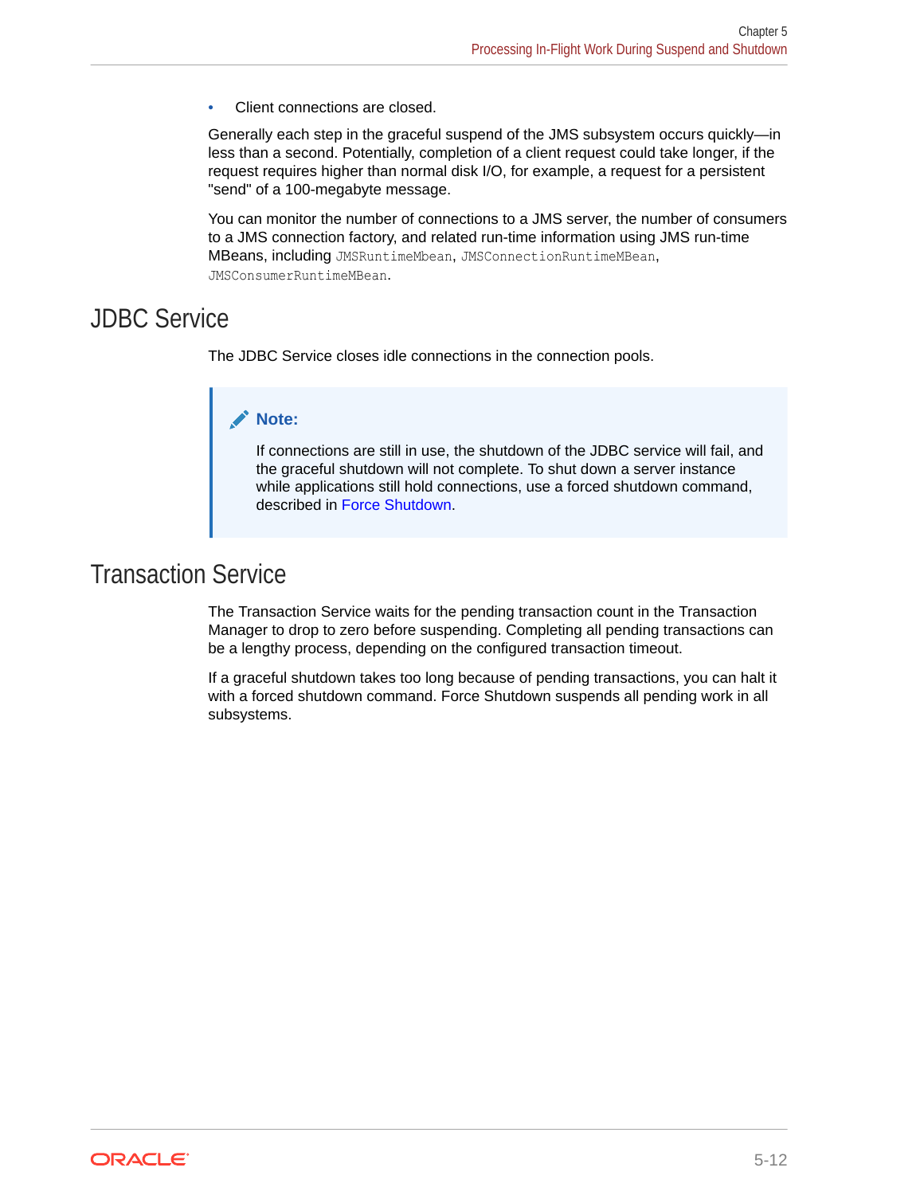- Client connections are closed.

Generally each step in the graceful suspend of the JMS subsystem occurs quickly—in less than a second. Potentially, completion of a client request could take longer, if the request requires higher than normal disk I/O, for example, a request for a persistent "send" of a 100-megabyte message.

You can monitor the number of connections to a JMS server, the number of consumers to a JMS connection factory, and related run-time information using JMS run-time MBeans, including `JMSRuntimeMbean`, `JMSConnectionRuntimeMBean`, `JMSConsumerRuntimeMBean`.

## JDBC Service

The JDBC Service closes idle connections in the connection pools.

> **Note:**
>
> If connections are still in use, the shutdown of the JDBC service will fail, and the graceful shutdown will not complete. To shut down a server instance while applications still hold connections, use a forced shutdown command, described in Force Shutdown.

## Transaction Service

The Transaction Service waits for the pending transaction count in the Transaction Manager to drop to zero before suspending. Completing all pending transactions can be a lengthy process, depending on the configured transaction timeout.

If a graceful shutdown takes too long because of pending transactions, you can halt it with a forced shutdown command. Force Shutdown suspends all pending work in all subsystems.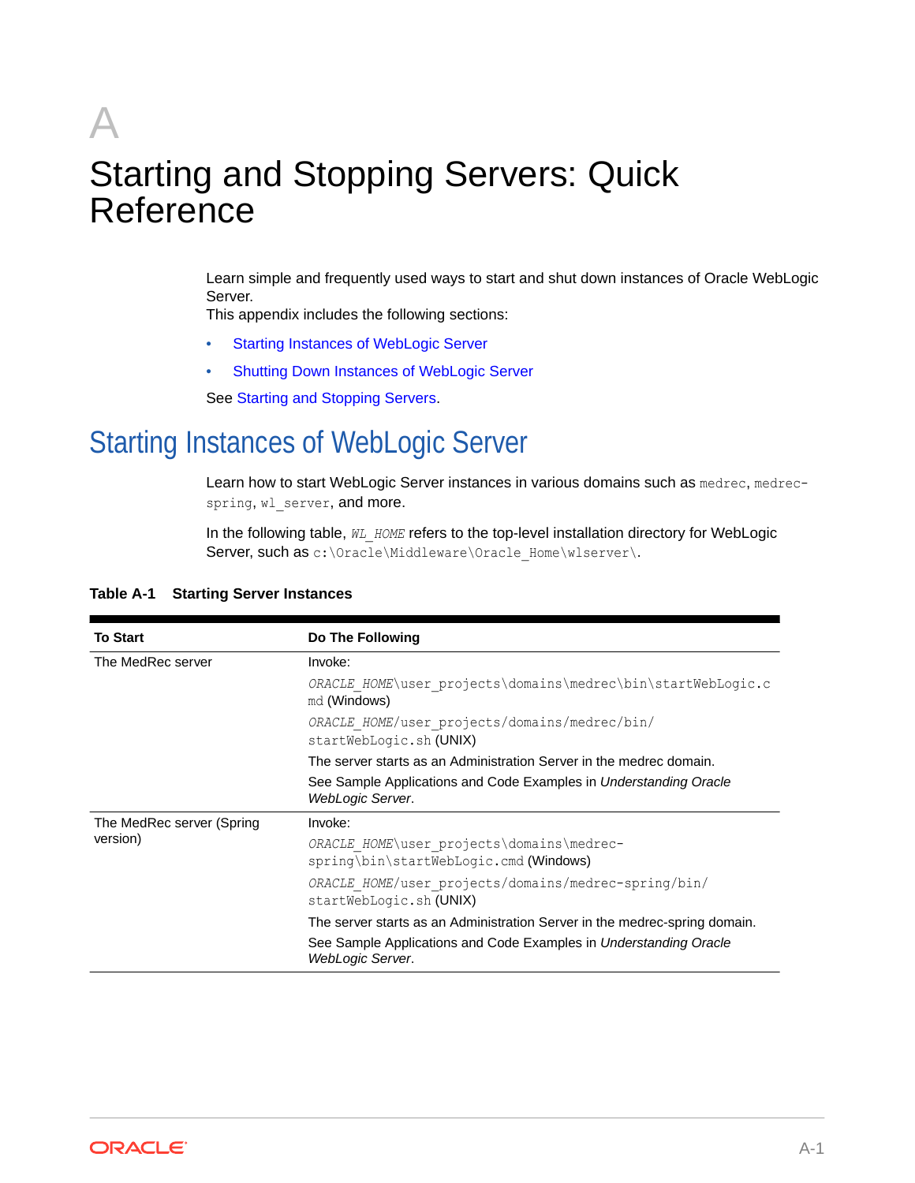# A

# Starting and Stopping Servers: Quick Reference

Learn simple and frequently used ways to start and shut down instances of Oracle WebLogic Server.

This appendix includes the following sections:

- Starting Instances of WebLogic Server
- Shutting Down Instances of WebLogic Server

See Starting and Stopping Servers.

## Starting Instances of WebLogic Server

Learn how to start WebLogic Server instances in various domains such as `medrec`, `medrec-spring`, `wl_server`, and more.

In the following table, *`WL_HOME`* refers to the top-level installation directory for WebLogic Server, such as `c:\Oracle\Middleware\Oracle_Home\wlserver\`.

**Table A-1 Starting Server Instances**

| To Start | Do The Following |
|---|---|
| The MedRec server | Invoke:<br>*`ORACLE_HOME`*`\user_projects\domains\medrec\bin\startWebLogic.cmd` (Windows)<br>*`ORACLE_HOME`*`/user_projects/domains/medrec/bin/startWebLogic.sh` (UNIX)<br>The server starts as an Administration Server in the medrec domain.<br>See Sample Applications and Code Examples in *Understanding Oracle WebLogic Server*. |
| The MedRec server (Spring version) | Invoke:<br>*`ORACLE_HOME`*`\user_projects\domains\medrec-spring\bin\startWebLogic.cmd` (Windows)<br>*`ORACLE_HOME`*`/user_projects/domains/medrec-spring/bin/startWebLogic.sh` (UNIX)<br>The server starts as an Administration Server in the medrec-spring domain.<br>See Sample Applications and Code Examples in *Understanding Oracle WebLogic Server*. |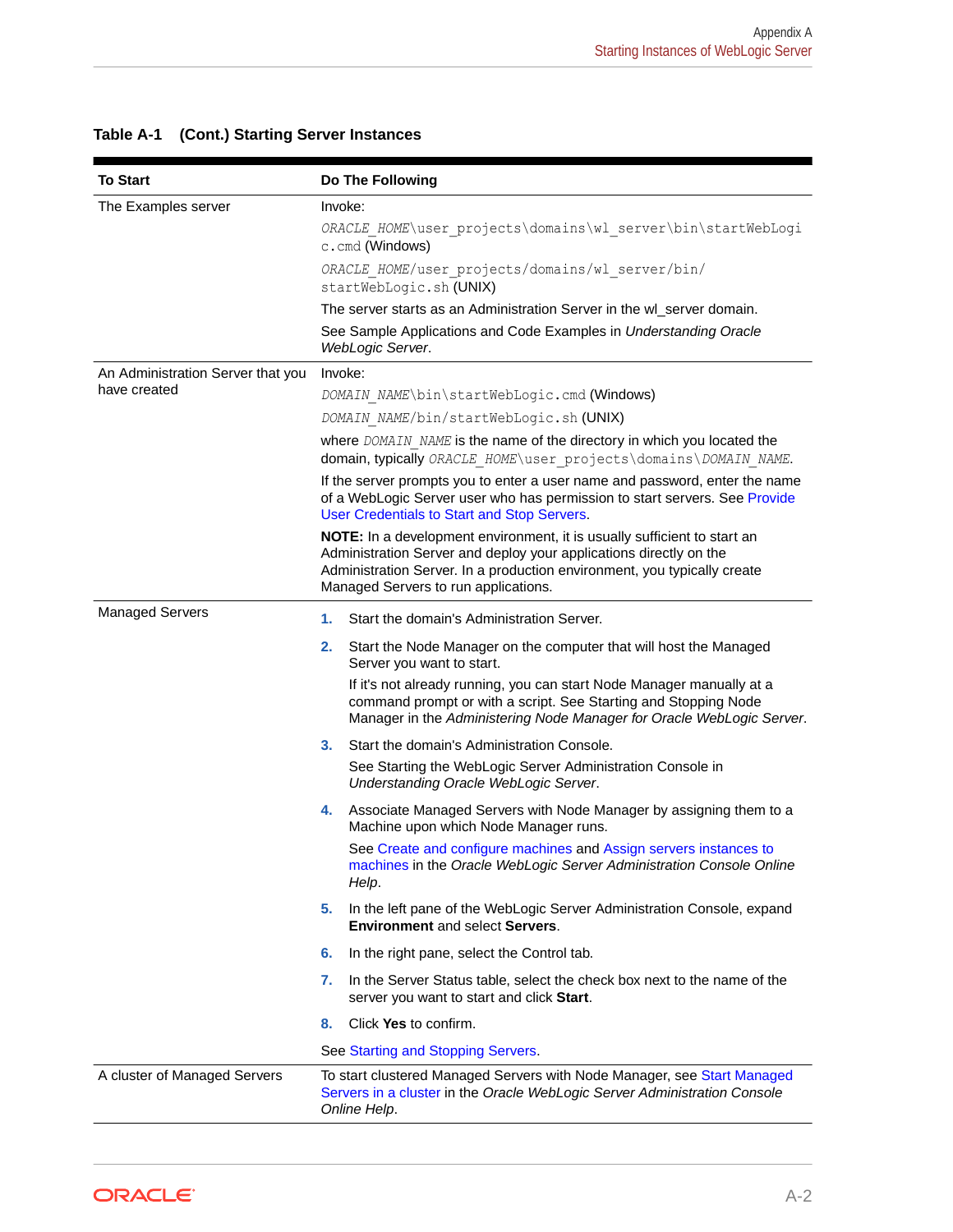**Table A-1 (Cont.) Starting Server Instances**

| To Start | Do The Following |
| --- | --- |
| The Examples server | Invoke:<br>`ORACLE_HOME\user_projects\domains\wl_server\bin\startWebLogic.cmd` (Windows)<br>`ORACLE_HOME/user_projects/domains/wl_server/bin/startWebLogic.sh` (UNIX)<br>The server starts as an Administration Server in the wl_server domain.<br>See Sample Applications and Code Examples in *Understanding Oracle WebLogic Server*. |
| An Administration Server that you have created | Invoke:<br>`DOMAIN_NAME\bin\startWebLogic.cmd` (Windows)<br>`DOMAIN_NAME/bin/startWebLogic.sh` (UNIX)<br>where *DOMAIN_NAME* is the name of the directory in which you located the domain, typically `ORACLE_HOME\user_projects\domains\DOMAIN_NAME`.<br>If the server prompts you to enter a user name and password, enter the name of a WebLogic Server user who has permission to start servers. See Provide User Credentials to Start and Stop Servers.<br>**NOTE:** In a development environment, it is usually sufficient to start an Administration Server and deploy your applications directly on the Administration Server. In a production environment, you typically create Managed Servers to run applications. |
| Managed Servers | 1. Start the domain's Administration Server.<br>2. Start the Node Manager on the computer that will host the Managed Server you want to start.<br>If it's not already running, you can start Node Manager manually at a command prompt or with a script. See Starting and Stopping Node Manager in the *Administering Node Manager for Oracle WebLogic Server*.<br>3. Start the domain's Administration Console.<br>See Starting the WebLogic Server Administration Console in *Understanding Oracle WebLogic Server*.<br>4. Associate Managed Servers with Node Manager by assigning them to a Machine upon which Node Manager runs.<br>See Create and configure machines and Assign servers instances to machines in the *Oracle WebLogic Server Administration Console Online Help*.<br>5. In the left pane of the WebLogic Server Administration Console, expand **Environment** and select **Servers**.<br>6. In the right pane, select the Control tab.<br>7. In the Server Status table, select the check box next to the name of the server you want to start and click **Start**.<br>8. Click **Yes** to confirm.<br>See Starting and Stopping Servers. |
| A cluster of Managed Servers | To start clustered Managed Servers with Node Manager, see Start Managed Servers in a cluster in the *Oracle WebLogic Server Administration Console Online Help*. |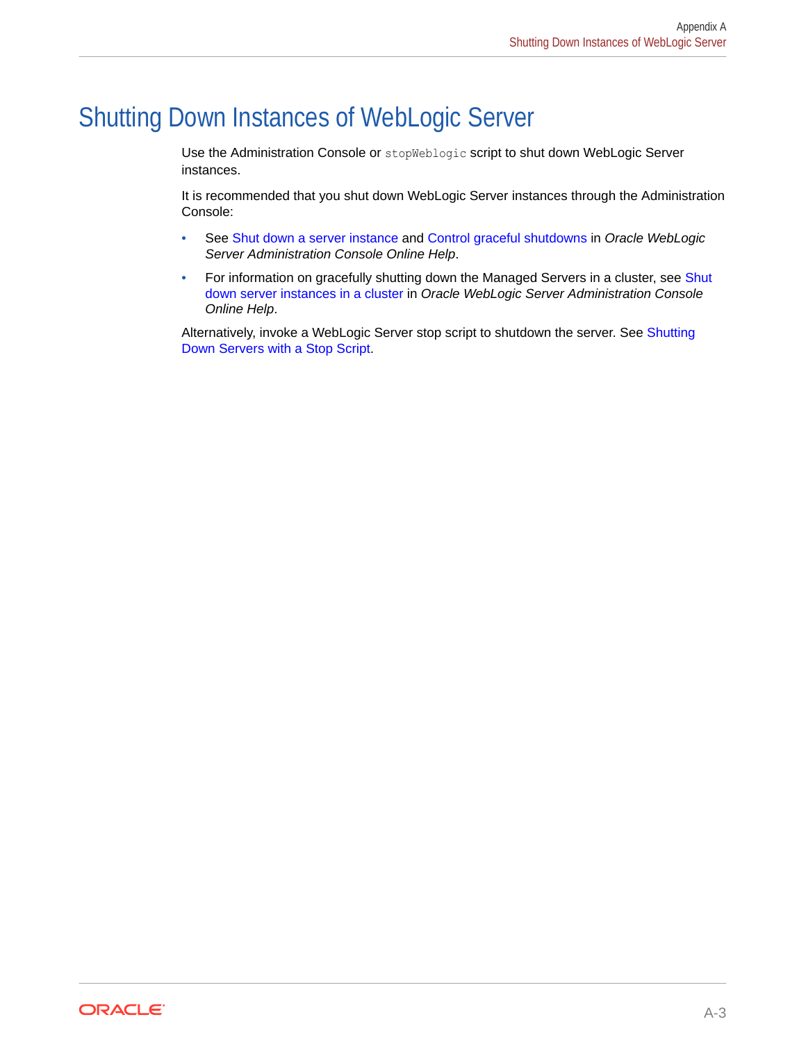# Shutting Down Instances of WebLogic Server

Use the Administration Console or `stopWeblogic` script to shut down WebLogic Server instances.

It is recommended that you shut down WebLogic Server instances through the Administration Console:

- See Shut down a server instance and Control graceful shutdowns in *Oracle WebLogic Server Administration Console Online Help*.
- For information on gracefully shutting down the Managed Servers in a cluster, see Shut down server instances in a cluster in *Oracle WebLogic Server Administration Console Online Help*.

Alternatively, invoke a WebLogic Server stop script to shutdown the server. See Shutting Down Servers with a Stop Script.